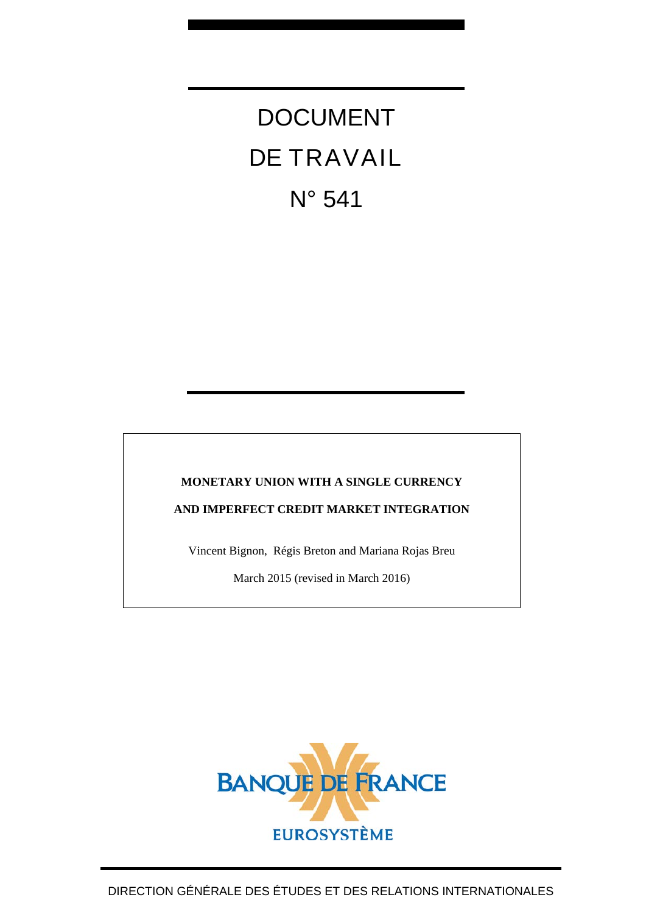# DOCUMENT DE TRAVAIL N° 541

**MONETARY UNION WITH A SINGLE CURRENCY**

**AND IMPERFECT CREDIT MARKET INTEGRATION**

Vincent Bignon, Régis Breton and Mariana Rojas Breu

March 2015 (revised in March 2016)

BANQUE DE FRANCE

EUROSYSTÈME

DIRECTION GÉNÉRALE DES ÉTUDES ET DES RELATIONS INTERNATIONALES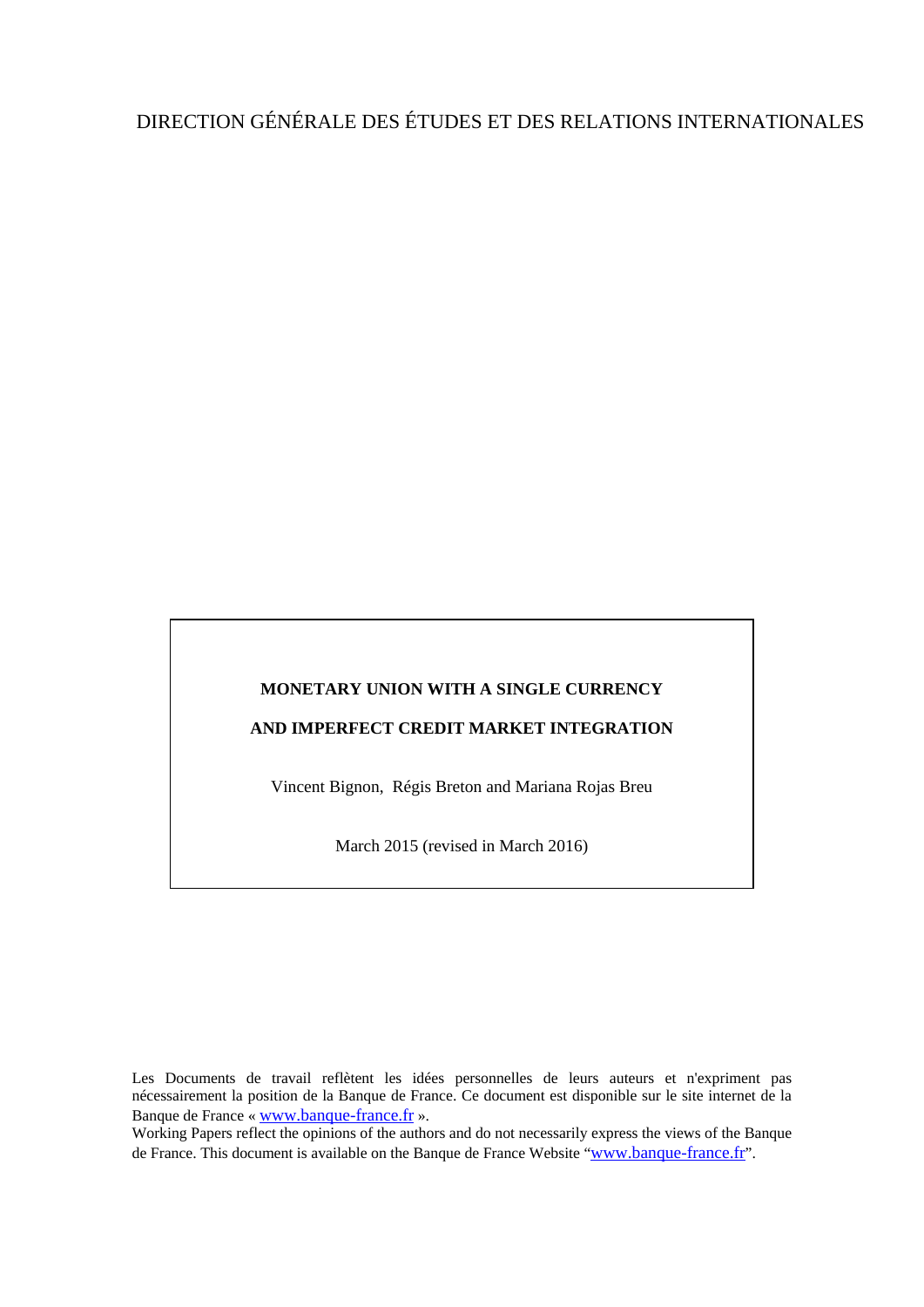DIRECTION GÉNÉRALE DES ÉTUDES ET DES RELATIONS INTERNATIONALES

**MONETARY UNION WITH A SINGLE CURRENCY**

**AND IMPERFECT CREDIT MARKET INTEGRATION**

Vincent Bignon, Régis Breton and Mariana Rojas Breu

March 2015 (revised in March 2016)

Les Documents de travail reflètent les idées personnelles de leurs auteurs et n'expriment pas nécessairement la position de la Banque de France. Ce document est disponible sur le site internet de la Banque de France « www.banque-france.fr ».

Working Papers reflect the opinions of the authors and do not necessarily express the views of the Banque de France. This document is available on the Banque de France Website "www.banque-france.fr".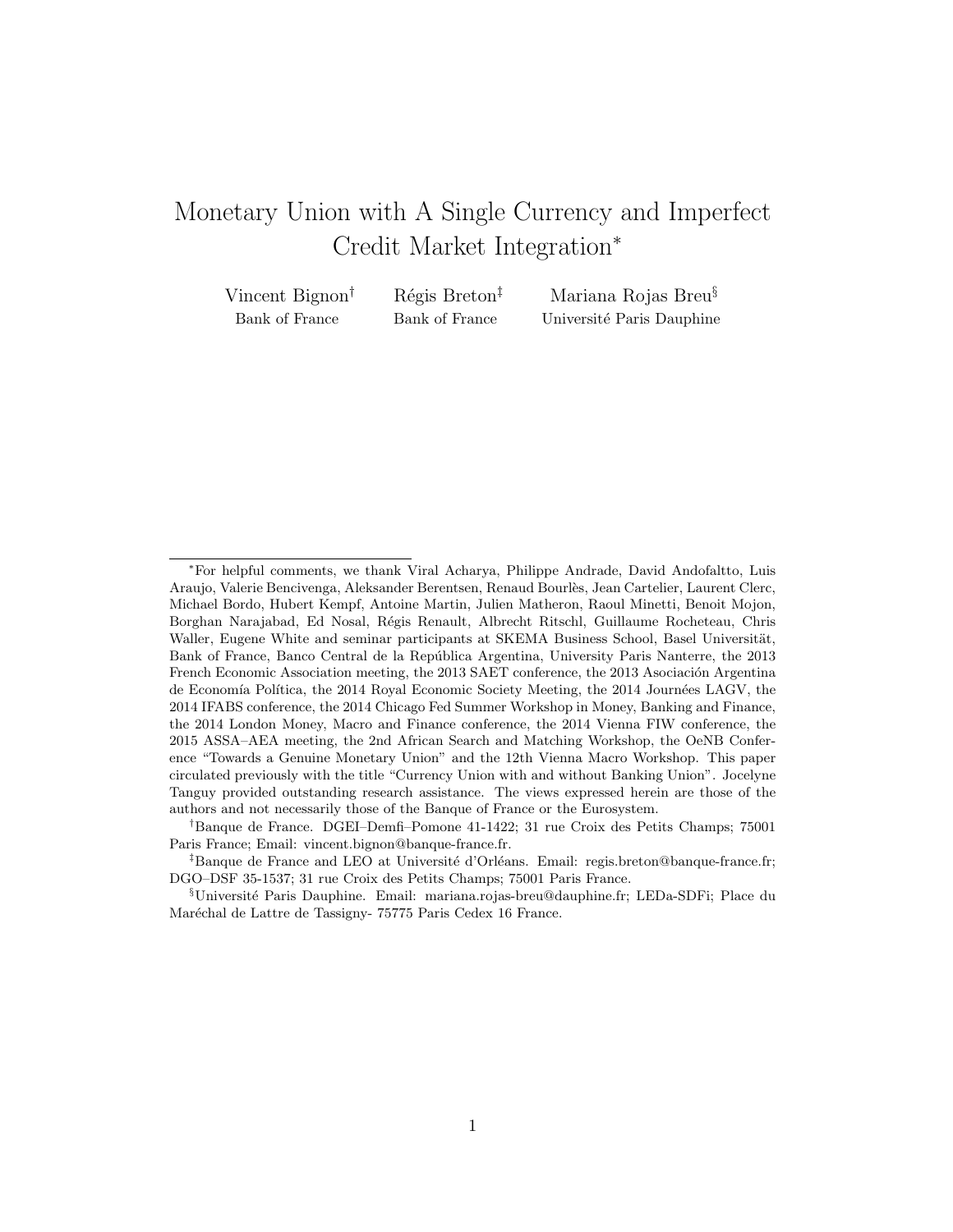# Monetary Union with A Single Currency and Imperfect Credit Market Integration*

Vincent Bignon[†] Bank of France

Régis Breton[‡] Bank of France

Mariana Rojas Breu[§] Université Paris Dauphine

---

*For helpful comments, we thank Viral Acharya, Philippe Andrade, David Andofaltto, Luis Araujo, Valerie Bencivenga, Aleksander Berentsen, Renaud Bourlès, Jean Cartelier, Laurent Clerc, Michael Bordo, Hubert Kempf, Antoine Martin, Julien Matheron, Raoul Minetti, Benoit Mojon, Borghan Narajabad, Ed Nosal, Régis Renault, Albrecht Ritschl, Guillaume Rocheteau, Chris Waller, Eugene White and seminar participants at SKEMA Business School, Basel Universität, Bank of France, Banco Central de la República Argentina, University Paris Nanterre, the 2013 French Economic Association meeting, the 2013 SAET conference, the 2013 Asociación Argentina de Economía Política, the 2014 Royal Economic Society Meeting, the 2014 Journées LAGV, the 2014 IFABS conference, the 2014 Chicago Fed Summer Workshop in Money, Banking and Finance, the 2014 London Money, Macro and Finance conference, the 2014 Vienna FIW conference, the 2015 ASSA–AEA meeting, the 2nd African Search and Matching Workshop, the OeNB Conference "Towards a Genuine Monetary Union" and the 12th Vienna Macro Workshop. This paper circulated previously with the title "Currency Union with and without Banking Union". Jocelyne Tanguy provided outstanding research assistance. The views expressed herein are those of the authors and not necessarily those of the Banque of France or the Eurosystem.

[†]Banque de France. DGEI–Demfi–Pomone 41-1422; 31 rue Croix des Petits Champs; 75001 Paris France; Email: vincent.bignon@banque-france.fr.

[‡]Banque de France and LEO at Université d'Orléans. Email: regis.breton@banque-france.fr; DGO–DSF 35-1537; 31 rue Croix des Petits Champs; 75001 Paris France.

[§]Université Paris Dauphine. Email: mariana.rojas-breu@dauphine.fr; LEDa-SDFi; Place du Maréchal de Lattre de Tassigny- 75775 Paris Cedex 16 France.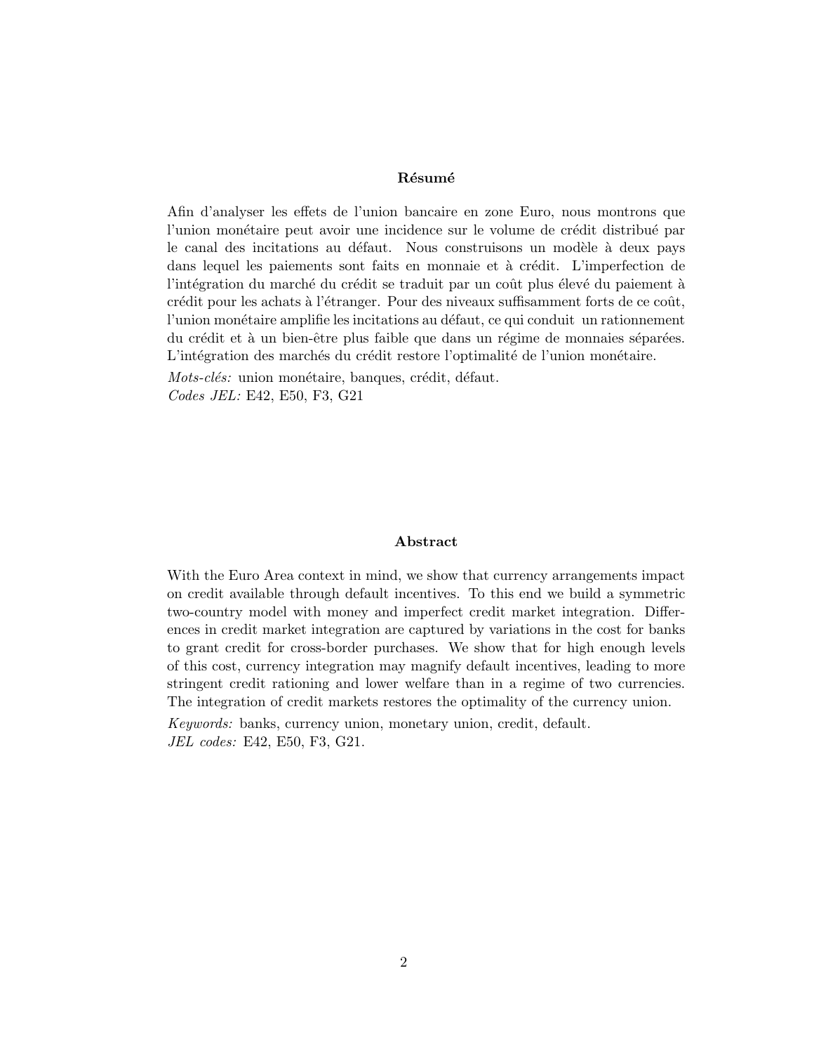### Résumé

Afin d'analyser les effets de l'union bancaire en zone Euro, nous montrons que l'union monétaire peut avoir une incidence sur le volume de crédit distribué par le canal des incitations au défaut. Nous construisons un modèle à deux pays dans lequel les paiements sont faits en monnaie et à crédit. L'imperfection de l'intégration du marché du crédit se traduit par un coût plus élevé du paiement à crédit pour les achats à l'étranger. Pour des niveaux suffisamment forts de ce coût, l'union monétaire amplifie les incitations au défaut, ce qui conduit un rationnement du crédit et à un bien-être plus faible que dans un régime de monnaies séparées. L'intégration des marchés du crédit restore l'optimalité de l'union monétaire.

*Mots-clés:* union monétaire, banques, crédit, défaut.
*Codes JEL:* E42, E50, F3, G21

### Abstract

With the Euro Area context in mind, we show that currency arrangements impact on credit available through default incentives. To this end we build a symmetric two-country model with money and imperfect credit market integration. Differences in credit market integration are captured by variations in the cost for banks to grant credit for cross-border purchases. We show that for high enough levels of this cost, currency integration may magnify default incentives, leading to more stringent credit rationing and lower welfare than in a regime of two currencies. The integration of credit markets restores the optimality of the currency union.

*Keywords:* banks, currency union, monetary union, credit, default.
*JEL codes:* E42, E50, F3, G21.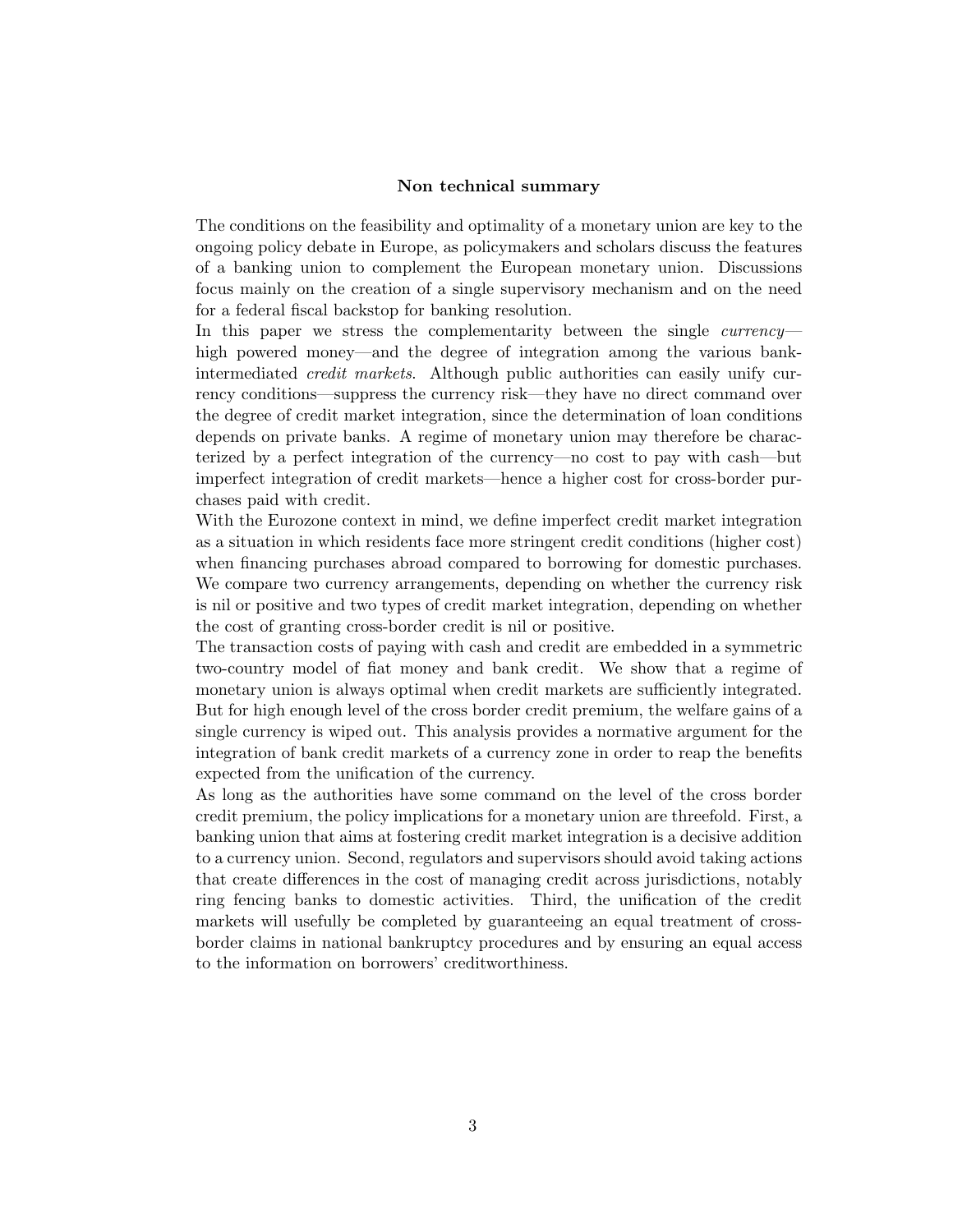## Non technical summary

The conditions on the feasibility and optimality of a monetary union are key to the ongoing policy debate in Europe, as policymakers and scholars discuss the features of a banking union to complement the European monetary union. Discussions focus mainly on the creation of a single supervisory mechanism and on the need for a federal fiscal backstop for banking resolution.

In this paper we stress the complementarity between the single *currency*—high powered money—and the degree of integration among the various bank-intermediated *credit markets*. Although public authorities can easily unify currency conditions—suppress the currency risk—they have no direct command over the degree of credit market integration, since the determination of loan conditions depends on private banks. A regime of monetary union may therefore be characterized by a perfect integration of the currency—no cost to pay with cash—but imperfect integration of credit markets—hence a higher cost for cross-border purchases paid with credit.

With the Eurozone context in mind, we define imperfect credit market integration as a situation in which residents face more stringent credit conditions (higher cost) when financing purchases abroad compared to borrowing for domestic purchases. We compare two currency arrangements, depending on whether the currency risk is nil or positive and two types of credit market integration, depending on whether the cost of granting cross-border credit is nil or positive.

The transaction costs of paying with cash and credit are embedded in a symmetric two-country model of fiat money and bank credit. We show that a regime of monetary union is always optimal when credit markets are sufficiently integrated. But for high enough level of the cross border credit premium, the welfare gains of a single currency is wiped out. This analysis provides a normative argument for the integration of bank credit markets of a currency zone in order to reap the benefits expected from the unification of the currency.

As long as the authorities have some command on the level of the cross border credit premium, the policy implications for a monetary union are threefold. First, a banking union that aims at fostering credit market integration is a decisive addition to a currency union. Second, regulators and supervisors should avoid taking actions that create differences in the cost of managing credit across jurisdictions, notably ring fencing banks to domestic activities. Third, the unification of the credit markets will usefully be completed by guaranteeing an equal treatment of cross-border claims in national bankruptcy procedures and by ensuring an equal access to the information on borrowers' creditworthiness.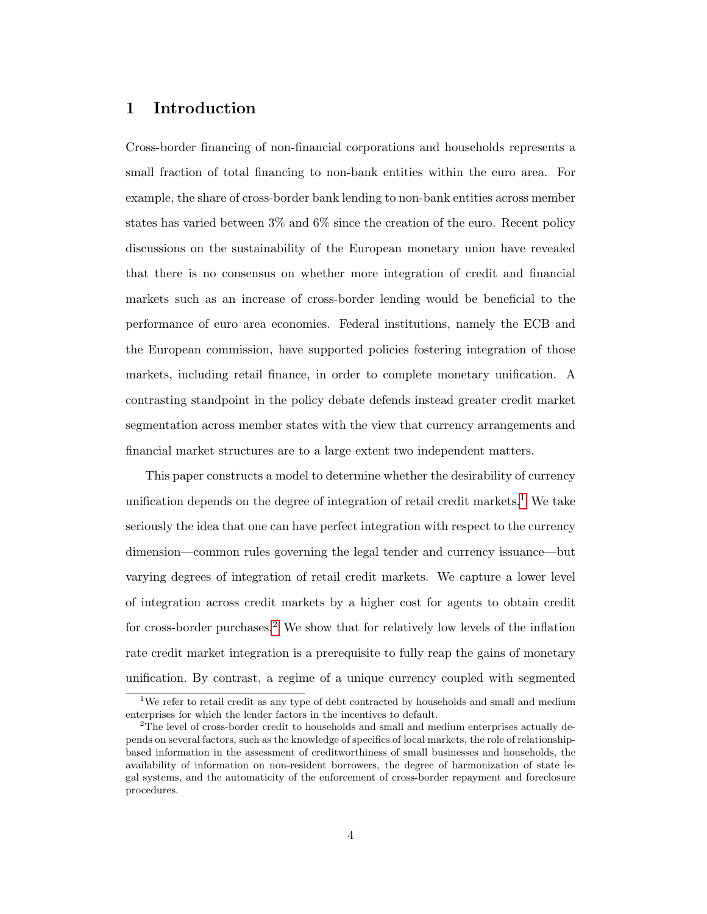# 1 Introduction

Cross-border financing of non-financial corporations and households represents a small fraction of total financing to non-bank entities within the euro area. For example, the share of cross-border bank lending to non-bank entities across member states has varied between 3% and 6% since the creation of the euro. Recent policy discussions on the sustainability of the European monetary union have revealed that there is no consensus on whether more integration of credit and financial markets such as an increase of cross-border lending would be beneficial to the performance of euro area economies. Federal institutions, namely the ECB and the European commission, have supported policies fostering integration of those markets, including retail finance, in order to complete monetary unification. A contrasting standpoint in the policy debate defends instead greater credit market segmentation across member states with the view that currency arrangements and financial market structures are to a large extent two independent matters.

This paper constructs a model to determine whether the desirability of currency unification depends on the degree of integration of retail credit markets.[1] We take seriously the idea that one can have perfect integration with respect to the currency dimension—common rules governing the legal tender and currency issuance—but varying degrees of integration of retail credit markets. We capture a lower level of integration across credit markets by a higher cost for agents to obtain credit for cross-border purchases.[2] We show that for relatively low levels of the inflation rate credit market integration is a prerequisite to fully reap the gains of monetary unification. By contrast, a regime of a unique currency coupled with segmented

[1] We refer to retail credit as any type of debt contracted by households and small and medium enterprises for which the lender factors in the incentives to default.

[2] The level of cross-border credit to households and small and medium enterprises actually depends on several factors, such as the knowledge of specifics of local markets, the role of relationship-based information in the assessment of creditworthiness of small businesses and households, the availability of information on non-resident borrowers, the degree of harmonization of state legal systems, and the automaticity of the enforcement of cross-border repayment and foreclosure procedures.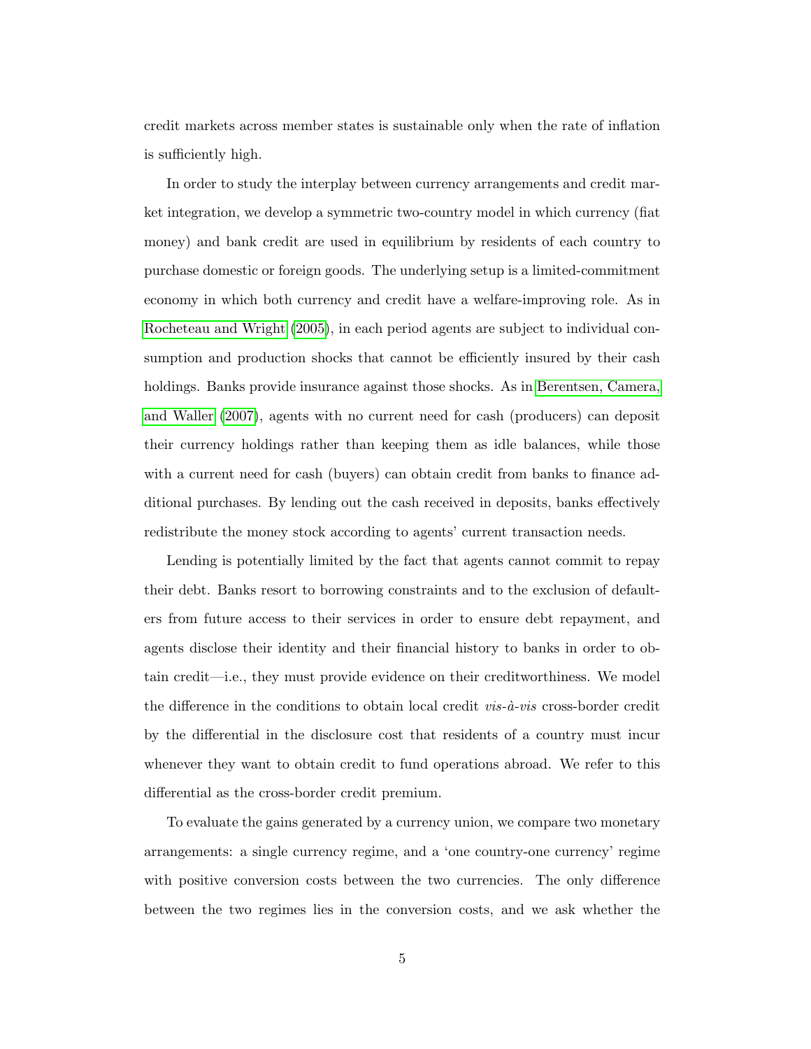credit markets across member states is sustainable only when the rate of inflation is sufficiently high.

In order to study the interplay between currency arrangements and credit market integration, we develop a symmetric two-country model in which currency (fiat money) and bank credit are used in equilibrium by residents of each country to purchase domestic or foreign goods. The underlying setup is a limited-commitment economy in which both currency and credit have a welfare-improving role. As in Rocheteau and Wright (2005), in each period agents are subject to individual consumption and production shocks that cannot be efficiently insured by their cash holdings. Banks provide insurance against those shocks. As in Berentsen, Camera, and Waller (2007), agents with no current need for cash (producers) can deposit their currency holdings rather than keeping them as idle balances, while those with a current need for cash (buyers) can obtain credit from banks to finance additional purchases. By lending out the cash received in deposits, banks effectively redistribute the money stock according to agents' current transaction needs.

Lending is potentially limited by the fact that agents cannot commit to repay their debt. Banks resort to borrowing constraints and to the exclusion of defaulters from future access to their services in order to ensure debt repayment, and agents disclose their identity and their financial history to banks in order to obtain credit—i.e., they must provide evidence on their creditworthiness. We model the difference in the conditions to obtain local credit *vis-à-vis* cross-border credit by the differential in the disclosure cost that residents of a country must incur whenever they want to obtain credit to fund operations abroad. We refer to this differential as the cross-border credit premium.

To evaluate the gains generated by a currency union, we compare two monetary arrangements: a single currency regime, and a 'one country-one currency' regime with positive conversion costs between the two currencies. The only difference between the two regimes lies in the conversion costs, and we ask whether the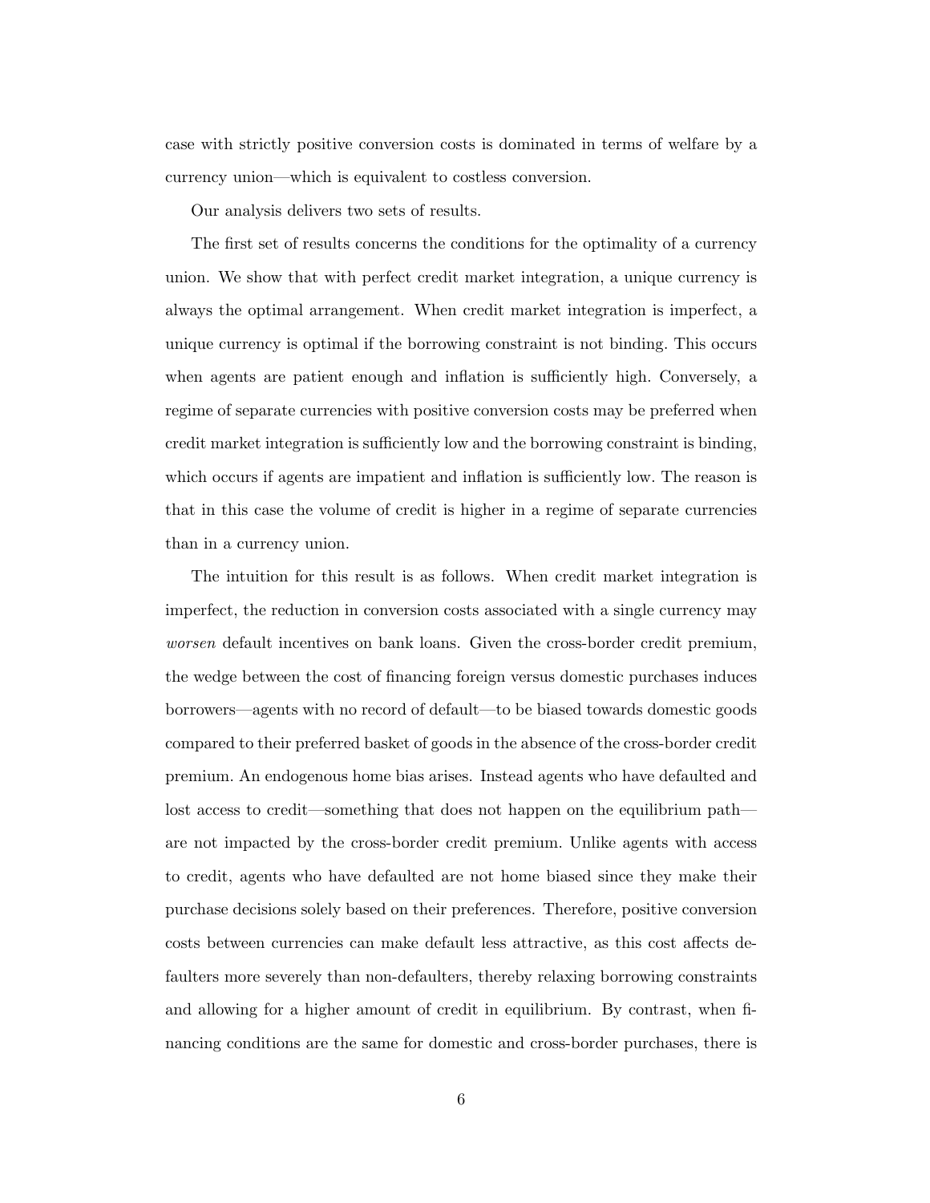case with strictly positive conversion costs is dominated in terms of welfare by a currency union—which is equivalent to costless conversion.

Our analysis delivers two sets of results.

The first set of results concerns the conditions for the optimality of a currency union. We show that with perfect credit market integration, a unique currency is always the optimal arrangement. When credit market integration is imperfect, a unique currency is optimal if the borrowing constraint is not binding. This occurs when agents are patient enough and inflation is sufficiently high. Conversely, a regime of separate currencies with positive conversion costs may be preferred when credit market integration is sufficiently low and the borrowing constraint is binding, which occurs if agents are impatient and inflation is sufficiently low. The reason is that in this case the volume of credit is higher in a regime of separate currencies than in a currency union.

The intuition for this result is as follows. When credit market integration is imperfect, the reduction in conversion costs associated with a single currency may *worsen* default incentives on bank loans. Given the cross-border credit premium, the wedge between the cost of financing foreign versus domestic purchases induces borrowers—agents with no record of default—to be biased towards domestic goods compared to their preferred basket of goods in the absence of the cross-border credit premium. An endogenous home bias arises. Instead agents who have defaulted and lost access to credit—something that does not happen on the equilibrium path—are not impacted by the cross-border credit premium. Unlike agents with access to credit, agents who have defaulted are not home biased since they make their purchase decisions solely based on their preferences. Therefore, positive conversion costs between currencies can make default less attractive, as this cost affects defaulters more severely than non-defaulters, thereby relaxing borrowing constraints and allowing for a higher amount of credit in equilibrium. By contrast, when financing conditions are the same for domestic and cross-border purchases, there is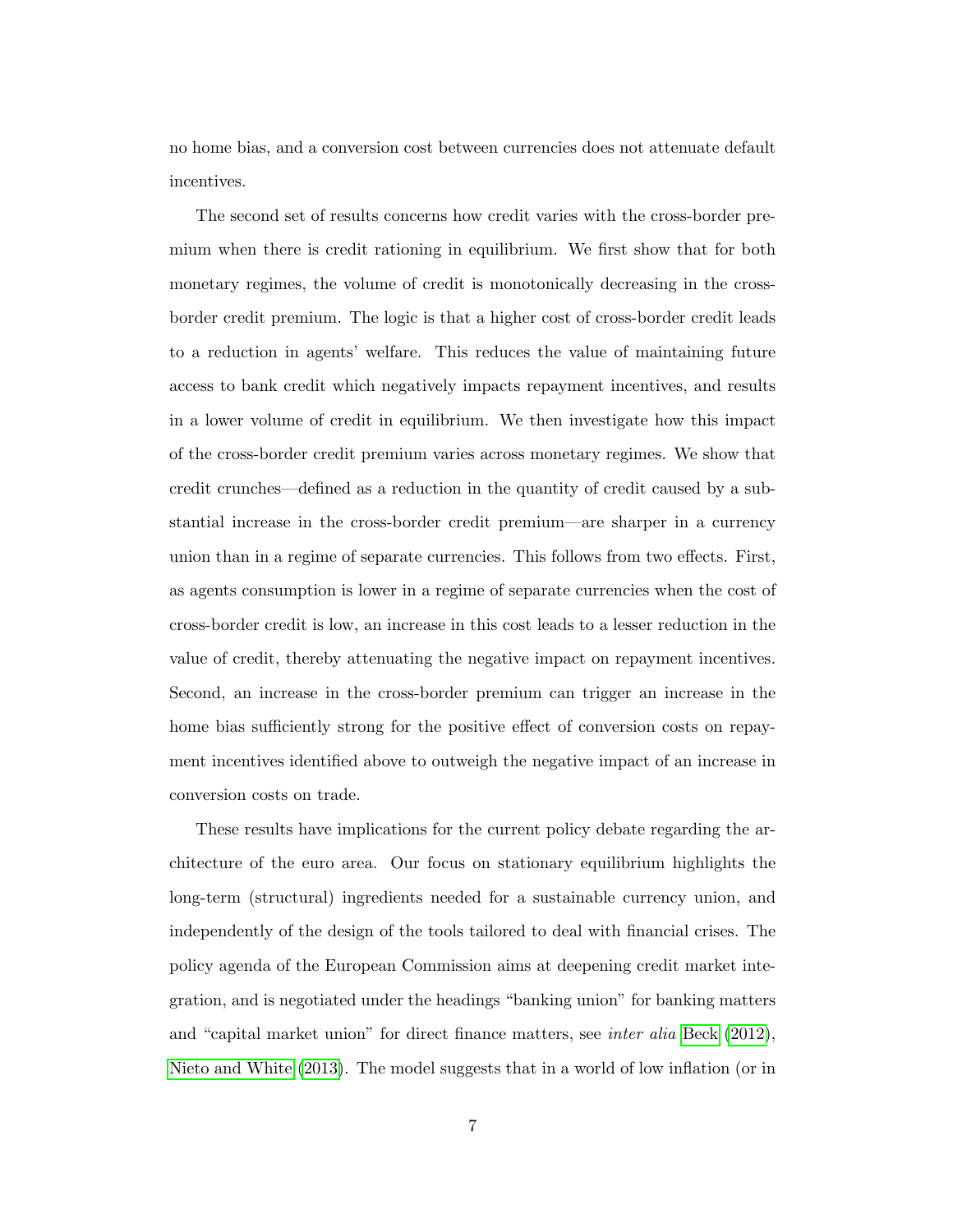no home bias, and a conversion cost between currencies does not attenuate default incentives.

The second set of results concerns how credit varies with the cross-border premium when there is credit rationing in equilibrium. We first show that for both monetary regimes, the volume of credit is monotonically decreasing in the cross-border credit premium. The logic is that a higher cost of cross-border credit leads to a reduction in agents' welfare. This reduces the value of maintaining future access to bank credit which negatively impacts repayment incentives, and results in a lower volume of credit in equilibrium. We then investigate how this impact of the cross-border credit premium varies across monetary regimes. We show that credit crunches—defined as a reduction in the quantity of credit caused by a substantial increase in the cross-border credit premium—are sharper in a currency union than in a regime of separate currencies. This follows from two effects. First, as agents consumption is lower in a regime of separate currencies when the cost of cross-border credit is low, an increase in this cost leads to a lesser reduction in the value of credit, thereby attenuating the negative impact on repayment incentives. Second, an increase in the cross-border premium can trigger an increase in the home bias sufficiently strong for the positive effect of conversion costs on repayment incentives identified above to outweigh the negative impact of an increase in conversion costs on trade.

These results have implications for the current policy debate regarding the architecture of the euro area. Our focus on stationary equilibrium highlights the long-term (structural) ingredients needed for a sustainable currency union, and independently of the design of the tools tailored to deal with financial crises. The policy agenda of the European Commission aims at deepening credit market integration, and is negotiated under the headings "banking union" for banking matters and "capital market union" for direct finance matters, see *inter alia* Beck (2012), Nieto and White (2013). The model suggests that in a world of low inflation (or in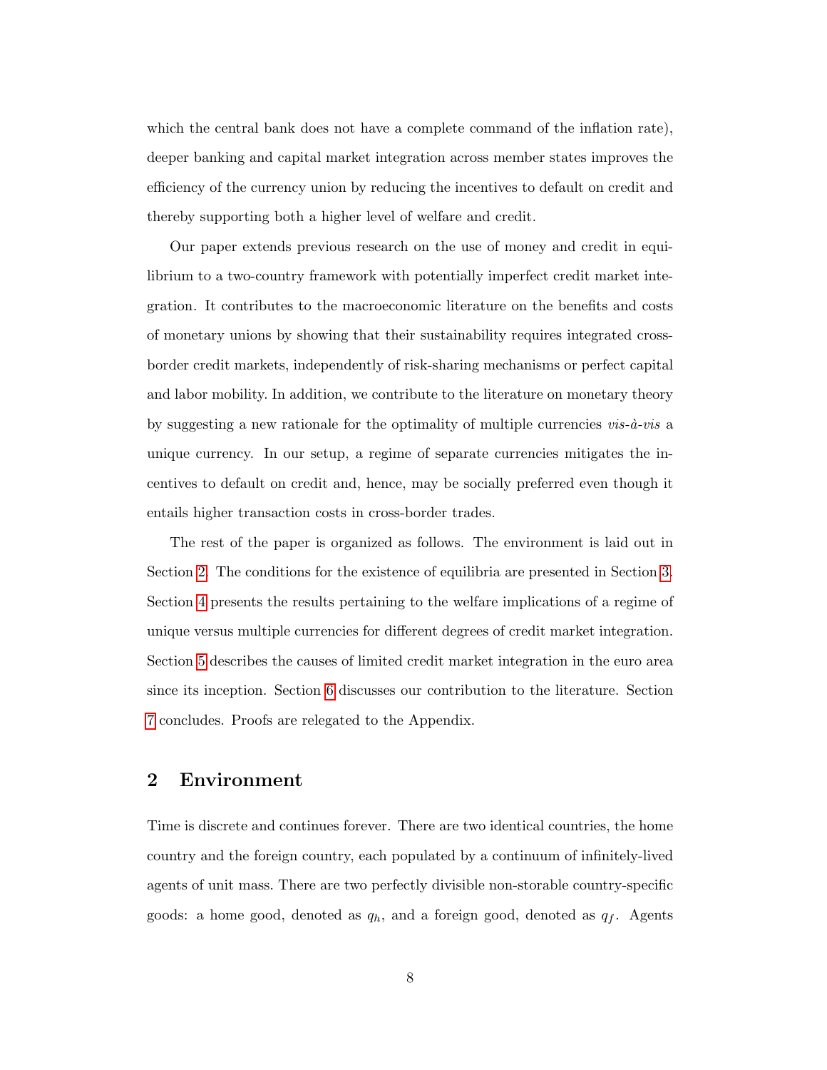which the central bank does not have a complete command of the inflation rate), deeper banking and capital market integration across member states improves the efficiency of the currency union by reducing the incentives to default on credit and thereby supporting both a higher level of welfare and credit.

Our paper extends previous research on the use of money and credit in equilibrium to a two-country framework with potentially imperfect credit market integration. It contributes to the macroeconomic literature on the benefits and costs of monetary unions by showing that their sustainability requires integrated cross-border credit markets, independently of risk-sharing mechanisms or perfect capital and labor mobility. In addition, we contribute to the literature on monetary theory by suggesting a new rationale for the optimality of multiple currencies *vis-à-vis* a unique currency. In our setup, a regime of separate currencies mitigates the incentives to default on credit and, hence, may be socially preferred even though it entails higher transaction costs in cross-border trades.

The rest of the paper is organized as follows. The environment is laid out in Section 2. The conditions for the existence of equilibria are presented in Section 3. Section 4 presents the results pertaining to the welfare implications of a regime of unique versus multiple currencies for different degrees of credit market integration. Section 5 describes the causes of limited credit market integration in the euro area since its inception. Section 6 discusses our contribution to the literature. Section 7 concludes. Proofs are relegated to the Appendix.

## 2 Environment

Time is discrete and continues forever. There are two identical countries, the home country and the foreign country, each populated by a continuum of infinitely-lived agents of unit mass. There are two perfectly divisible non-storable country-specific goods: a home good, denoted as $q_h$, and a foreign good, denoted as $q_f$. Agents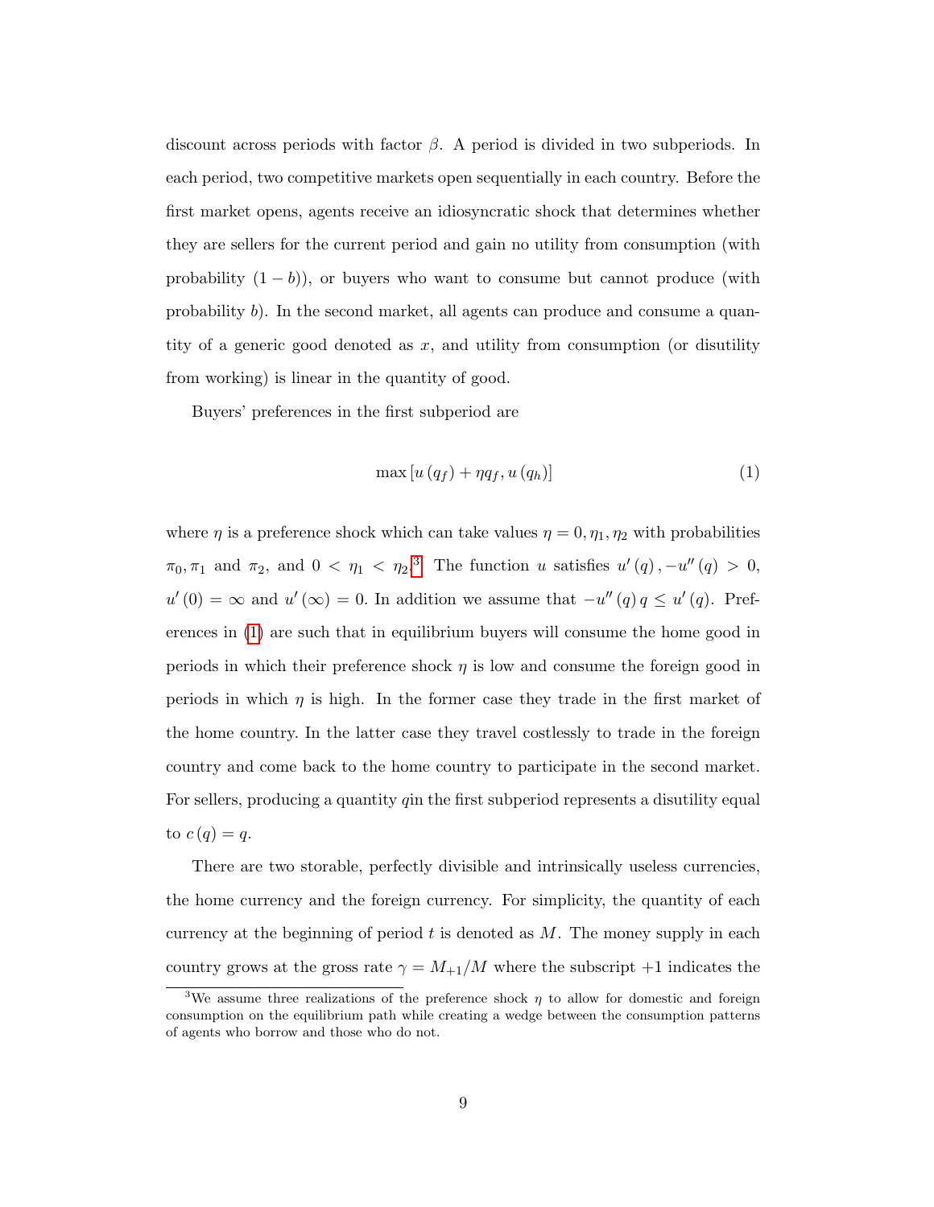discount across periods with factor $\beta$. A period is divided in two subperiods. In each period, two competitive markets open sequentially in each country. Before the first market opens, agents receive an idiosyncratic shock that determines whether they are sellers for the current period and gain no utility from consumption (with probability $(1-b)$), or buyers who want to consume but cannot produce (with probability $b$). In the second market, all agents can produce and consume a quantity of a generic good denoted as $x$, and utility from consumption (or disutility from working) is linear in the quantity of good.

Buyers' preferences in the first subperiod are

$$\max\left[u\left(q_f\right)+\eta q_f, u\left(q_h\right)\right] \tag{1}$$

where $\eta$ is a preference shock which can take values $\eta = 0, \eta_1, \eta_2$ with probabilities $\pi_0, \pi_1$ and $\pi_2$, and $0 < \eta_1 < \eta_2$.[3] The function $u$ satisfies $u'(q), -u''(q) > 0$, $u'(0) = \infty$ and $u'(\infty) = 0$. In addition we assume that $-u''(q)\,q \leq u'(q)$. Preferences in (1) are such that in equilibrium buyers will consume the home good in periods in which their preference shock $\eta$ is low and consume the foreign good in periods in which $\eta$ is high. In the former case they trade in the first market of the home country. In the latter case they travel costlessly to trade in the foreign country and come back to the home country to participate in the second market. For sellers, producing a quantity $q$in the first subperiod represents a disutility equal to $c(q) = q$.

There are two storable, perfectly divisible and intrinsically useless currencies, the home currency and the foreign currency. For simplicity, the quantity of each currency at the beginning of period $t$ is denoted as $M$. The money supply in each country grows at the gross rate $\gamma = M_{+1}/M$ where the subscript $+1$ indicates the

[3] We assume three realizations of the preference shock $\eta$ to allow for domestic and foreign consumption on the equilibrium path while creating a wedge between the consumption patterns of agents who borrow and those who do not.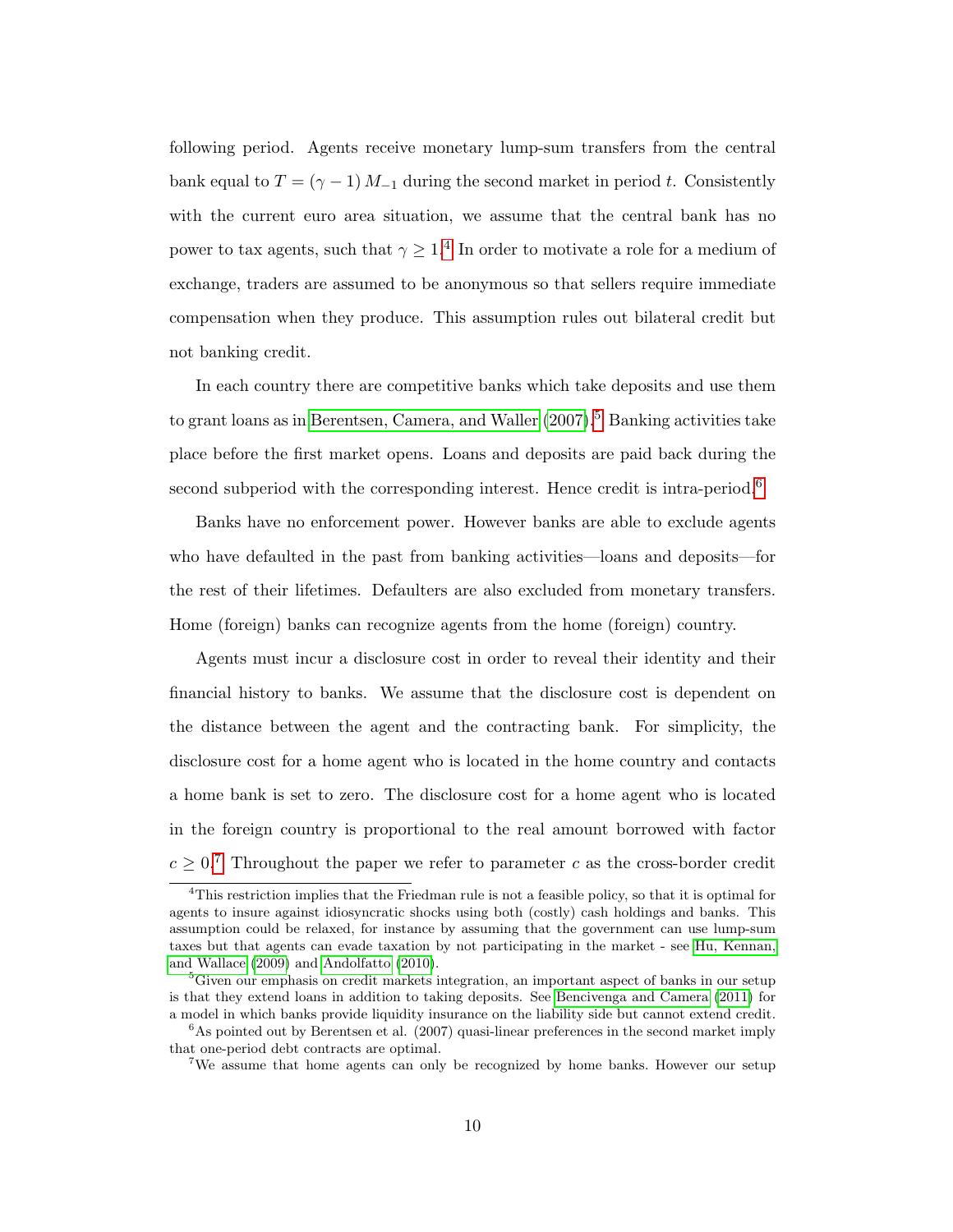following period. Agents receive monetary lump-sum transfers from the central bank equal to $T = (\gamma - 1) M_{-1}$ during the second market in period $t$. Consistently with the current euro area situation, we assume that the central bank has no power to tax agents, such that $\gamma \geq 1$.[4] In order to motivate a role for a medium of exchange, traders are assumed to be anonymous so that sellers require immediate compensation when they produce. This assumption rules out bilateral credit but not banking credit.

In each country there are competitive banks which take deposits and use them to grant loans as in Berentsen, Camera, and Waller (2007).[5] Banking activities take place before the first market opens. Loans and deposits are paid back during the second subperiod with the corresponding interest. Hence credit is intra-period.[6]

Banks have no enforcement power. However banks are able to exclude agents who have defaulted in the past from banking activities—loans and deposits—for the rest of their lifetimes. Defaulters are also excluded from monetary transfers. Home (foreign) banks can recognize agents from the home (foreign) country.

Agents must incur a disclosure cost in order to reveal their identity and their financial history to banks. We assume that the disclosure cost is dependent on the distance between the agent and the contracting bank. For simplicity, the disclosure cost for a home agent who is located in the home country and contacts a home bank is set to zero. The disclosure cost for a home agent who is located in the foreign country is proportional to the real amount borrowed with factor $c \geq 0$.[7] Throughout the paper we refer to parameter $c$ as the cross-border credit

[4]This restriction implies that the Friedman rule is not a feasible policy, so that it is optimal for agents to insure against idiosyncratic shocks using both (costly) cash holdings and banks. This assumption could be relaxed, for instance by assuming that the government can use lump-sum taxes but that agents can evade taxation by not participating in the market - see Hu, Kennan, and Wallace (2009) and Andolfatto (2010).

[5]Given our emphasis on credit markets integration, an important aspect of banks in our setup is that they extend loans in addition to taking deposits. See Bencivenga and Camera (2011) for a model in which banks provide liquidity insurance on the liability side but cannot extend credit.

[6]As pointed out by Berentsen et al. (2007) quasi-linear preferences in the second market imply that one-period debt contracts are optimal.

[7]We assume that home agents can only be recognized by home banks. However our setup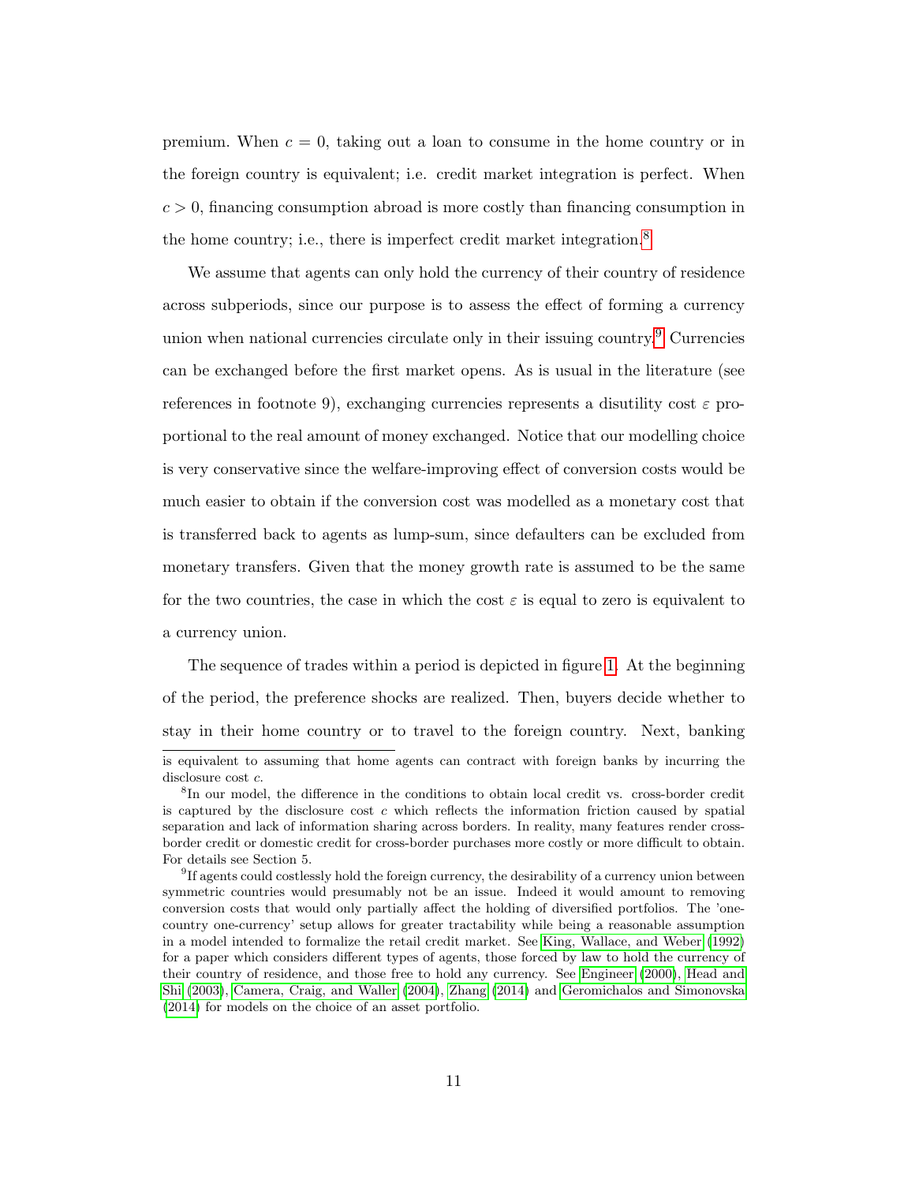premium. When $c = 0$, taking out a loan to consume in the home country or in the foreign country is equivalent; i.e. credit market integration is perfect. When $c > 0$, financing consumption abroad is more costly than financing consumption in the home country; i.e., there is imperfect credit market integration.[8]

We assume that agents can only hold the currency of their country of residence across subperiods, since our purpose is to assess the effect of forming a currency union when national currencies circulate only in their issuing country.[9] Currencies can be exchanged before the first market opens. As is usual in the literature (see references in footnote 9), exchanging currencies represents a disutility cost $\varepsilon$ proportional to the real amount of money exchanged. Notice that our modelling choice is very conservative since the welfare-improving effect of conversion costs would be much easier to obtain if the conversion cost was modelled as a monetary cost that is transferred back to agents as lump-sum, since defaulters can be excluded from monetary transfers. Given that the money growth rate is assumed to be the same for the two countries, the case in which the cost $\varepsilon$ is equal to zero is equivalent to a currency union.

The sequence of trades within a period is depicted in figure 1. At the beginning of the period, the preference shocks are realized. Then, buyers decide whether to stay in their home country or to travel to the foreign country. Next, banking

is equivalent to assuming that home agents can contract with foreign banks by incurring the disclosure cost $c$.

[8] In our model, the difference in the conditions to obtain local credit vs. cross-border credit is captured by the disclosure cost $c$ which reflects the information friction caused by spatial separation and lack of information sharing across borders. In reality, many features render cross-border credit or domestic credit for cross-border purchases more costly or more difficult to obtain. For details see Section 5.

[9] If agents could costlessly hold the foreign currency, the desirability of a currency union between symmetric countries would presumably not be an issue. Indeed it would amount to removing conversion costs that would only partially affect the holding of diversified portfolios. The 'one-country one-currency' setup allows for greater tractability while being a reasonable assumption in a model intended to formalize the retail credit market. See King, Wallace, and Weber (1992) for a paper which considers different types of agents, those forced by law to hold the currency of their country of residence, and those free to hold any currency. See Engineer (2000), Head and Shi (2003), Camera, Craig, and Waller (2004), Zhang (2014) and Geromichalos and Simonovska (2014) for models on the choice of an asset portfolio.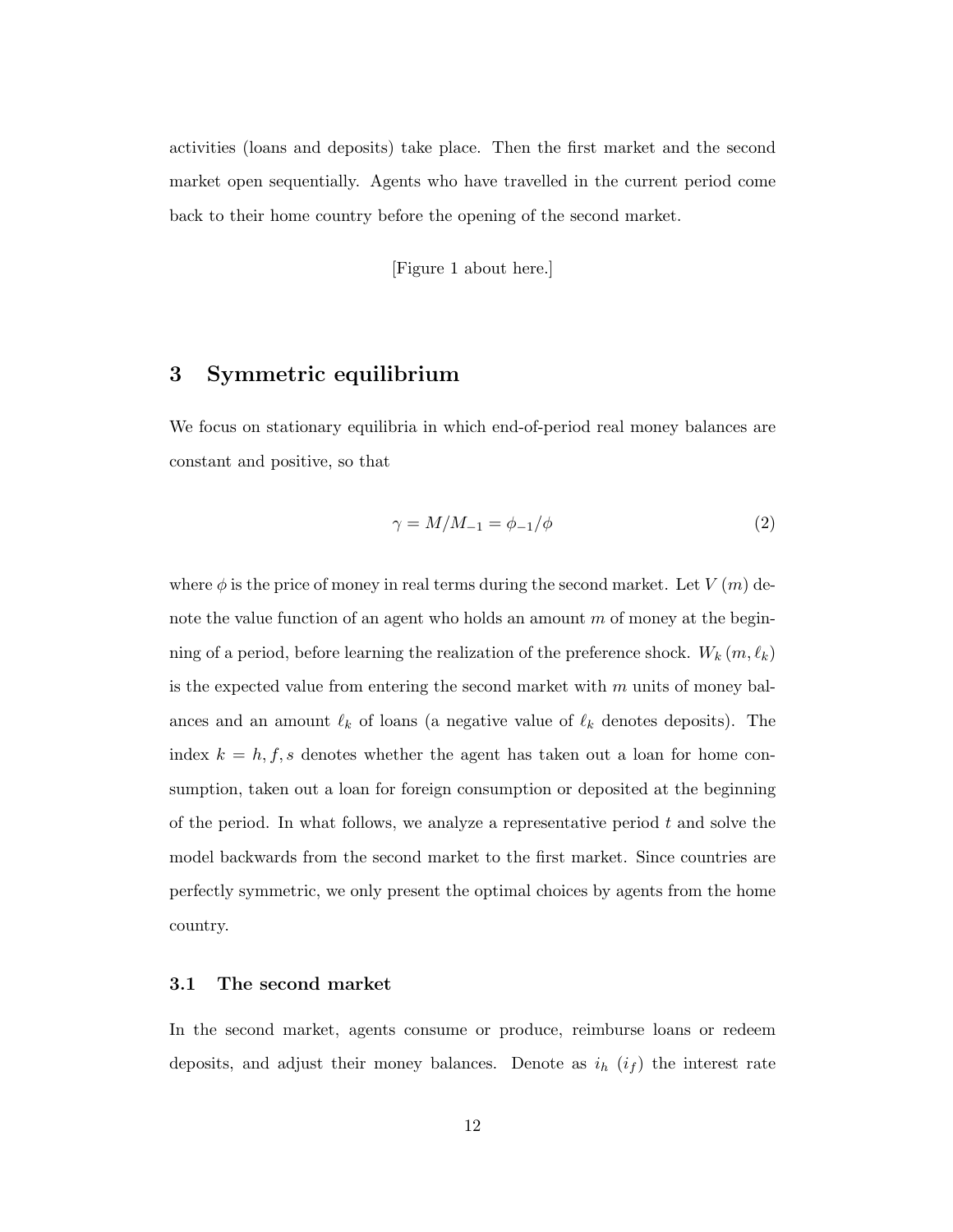activities (loans and deposits) take place. Then the first market and the second market open sequentially. Agents who have travelled in the current period come back to their home country before the opening of the second market.

[Figure 1 about here.]

## 3 Symmetric equilibrium

We focus on stationary equilibria in which end-of-period real money balances are constant and positive, so that

$$\gamma = M/M_{-1} = \phi_{-1}/\phi \tag{2}$$

where $\phi$ is the price of money in real terms during the second market. Let $V(m)$ denote the value function of an agent who holds an amount $m$ of money at the beginning of a period, before learning the realization of the preference shock. $W_k(m, \ell_k)$ is the expected value from entering the second market with $m$ units of money balances and an amount $\ell_k$ of loans (a negative value of $\ell_k$ denotes deposits). The index $k = h, f, s$ denotes whether the agent has taken out a loan for home consumption, taken out a loan for foreign consumption or deposited at the beginning of the period. In what follows, we analyze a representative period $t$ and solve the model backwards from the second market to the first market. Since countries are perfectly symmetric, we only present the optimal choices by agents from the home country.

### 3.1 The second market

In the second market, agents consume or produce, reimburse loans or redeem deposits, and adjust their money balances. Denote as $i_h$ ($i_f$) the interest rate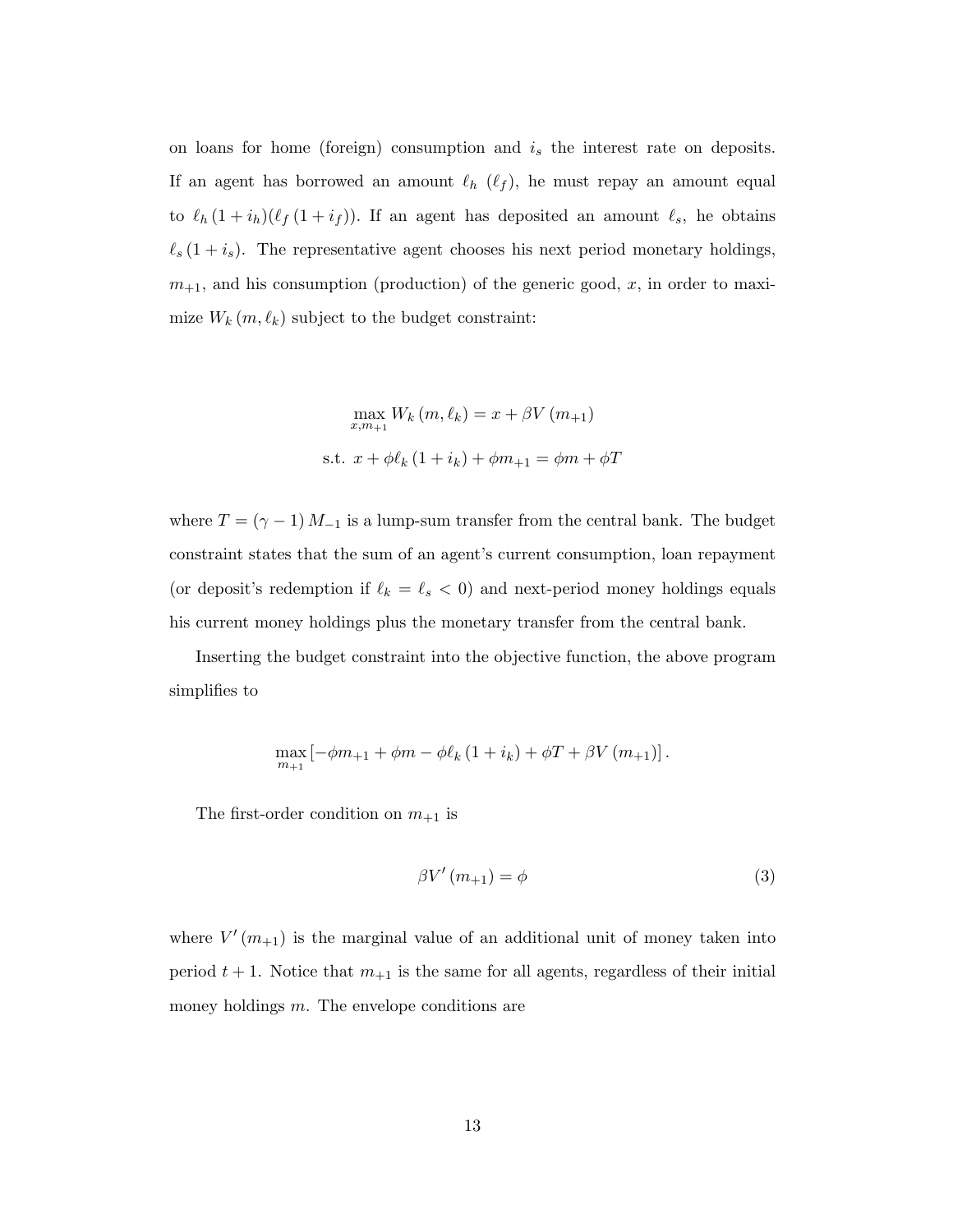on loans for home (foreign) consumption and $i_s$ the interest rate on deposits. If an agent has borrowed an amount $\ell_h$ ($\ell_f$), he must repay an amount equal to $\ell_h(1+i_h)(\ell_f(1+i_f))$. If an agent has deposited an amount $\ell_s$, he obtains $\ell_s(1+i_s)$. The representative agent chooses his next period monetary holdings, $m_{+1}$, and his consumption (production) of the generic good, $x$, in order to maximize $W_k(m,\ell_k)$ subject to the budget constraint:

$$
\begin{gathered}
\max_{x,m_{+1}} W_k(m,\ell_k) = x + \beta V(m_{+1}) \\
\text{s.t. } x + \phi\ell_k(1+i_k) + \phi m_{+1} = \phi m + \phi T
\end{gathered}
$$

where $T = (\gamma - 1) M_{-1}$ is a lump-sum transfer from the central bank. The budget constraint states that the sum of an agent's current consumption, loan repayment (or deposit's redemption if $\ell_k = \ell_s < 0$) and next-period money holdings equals his current money holdings plus the monetary transfer from the central bank.

Inserting the budget constraint into the objective function, the above program simplifies to

$$
\max_{m_{+1}} \left[-\phi m_{+1} + \phi m - \phi\ell_k(1+i_k) + \phi T + \beta V(m_{+1})\right].
$$

The first-order condition on $m_{+1}$ is

$$
\beta V'(m_{+1}) = \phi \tag{3}
$$

where $V'(m_{+1})$ is the marginal value of an additional unit of money taken into period $t+1$. Notice that $m_{+1}$ is the same for all agents, regardless their initial money holdings $m$. The envelope conditions are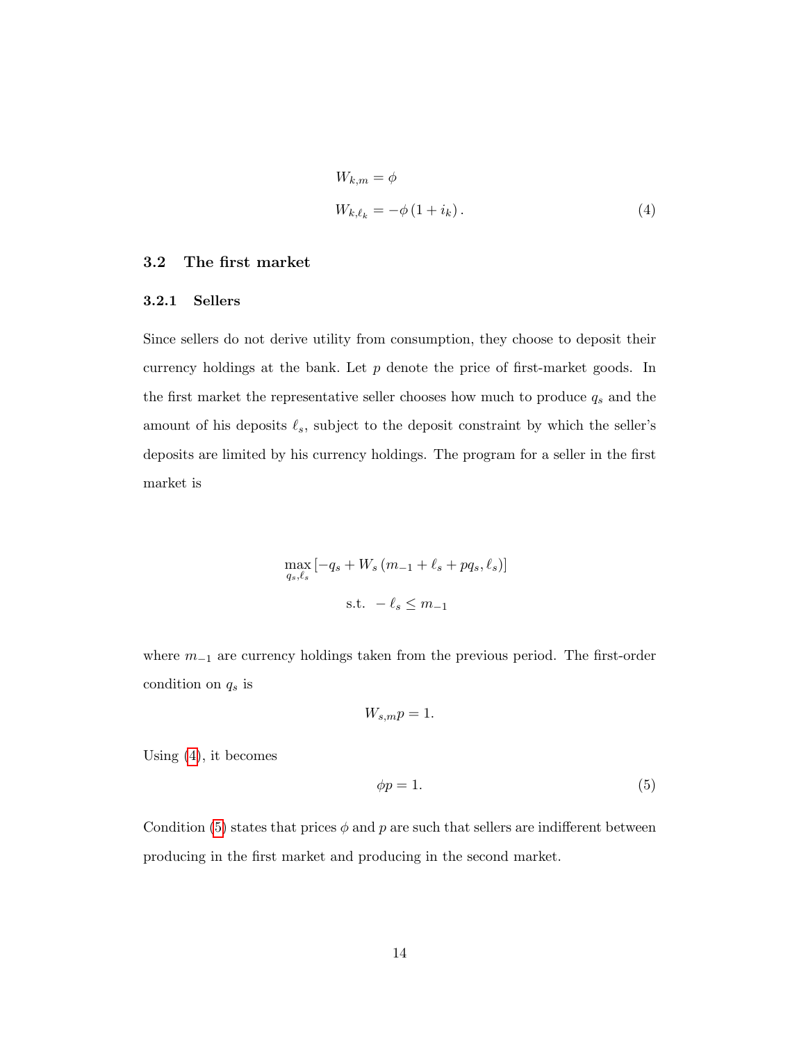$$
\begin{aligned}
W_{k,m} &= \phi \\
W_{k,\ell_k} &= -\phi \left(1 + i_k\right). \qquad (4)
\end{aligned}
$$

### 3.2 The first market

#### 3.2.1 Sellers

Since sellers do not derive utility from consumption, they choose to deposit their currency holdings at the bank. Let $p$ denote the price of first-market goods. In the first market the representative seller chooses how much to produce $q_s$ and the amount of his deposits $\ell_s$, subject to the deposit constraint by which the seller's deposits are limited by his currency holdings. The program for a seller in the first market is

$$
\max_{q_s, \ell_s} \left[-q_s + W_s \left(m_{-1} + \ell_s + p q_s, \ell_s\right)\right]
$$

$$
\text{s.t. } -\ell_s \leq m_{-1}
$$

where $m_{-1}$ are currency holdings taken from the previous period. The first-order condition on $q_s$ is

$$
W_{s,m} p = 1.
$$

Using (4), it becomes

$$
\phi p = 1. \qquad (5)
$$

Condition (5) states that prices $\phi$ and $p$ are such that sellers are indifferent between producing in the first market and producing in the second market.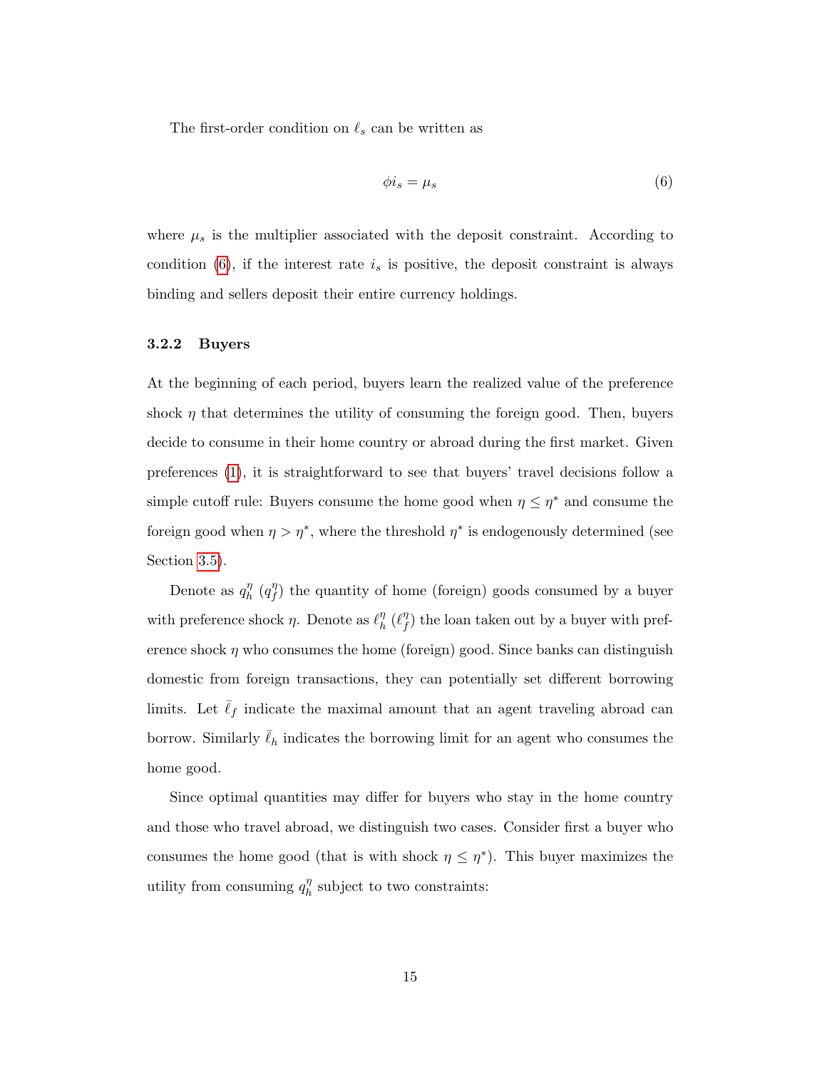The first-order condition on $\ell_s$ can be written as

$$\phi i_s = \mu_s \tag{6}$$

where $\mu_s$ is the multiplier associated with the deposit constraint. According to condition (6), if the interest rate $i_s$ is positive, the deposit constraint is always binding and sellers deposit their entire currency holdings.

### 3.2.2 Buyers

At the beginning of each period, buyers learn the realized value of the preference shock $\eta$ that determines the utility of consuming the foreign good. Then, buyers decide to consume in their home country or abroad during the first market. Given preferences (1), it is straightforward to see that buyers' travel decisions follow a simple cutoff rule: Buyers consume the home good when $\eta \leq \eta^*$ and consume the foreign good when $\eta > \eta^*$, where the threshold $\eta^*$ is endogenously determined (see Section 3.5).

Denote as $q_h^\eta$ ($q_f^\eta$) the quantity of home (foreign) goods consumed by a buyer with preference shock $\eta$. Denote as $\ell_h^\eta$ ($\ell_f^\eta$) the loan taken out by a buyer with preference shock $\eta$ who consumes the home (foreign) good. Since banks can distinguish domestic from foreign transactions, they can potentially set different borrowing limits. Let $\bar{\ell}_f$ indicate the maximal amount that an agent traveling abroad can borrow. Similarly $\bar{\ell}_h$ indicates the borrowing limit for an agent who consumes the home good.

Since optimal quantities may differ for buyers who stay in the home country and those who travel abroad, we distinguish two cases. Consider first a buyer who consumes the home good (that is with shock $\eta \leq \eta^*$). This buyer maximizes the utility from consuming $q_h^\eta$ subject to two constraints: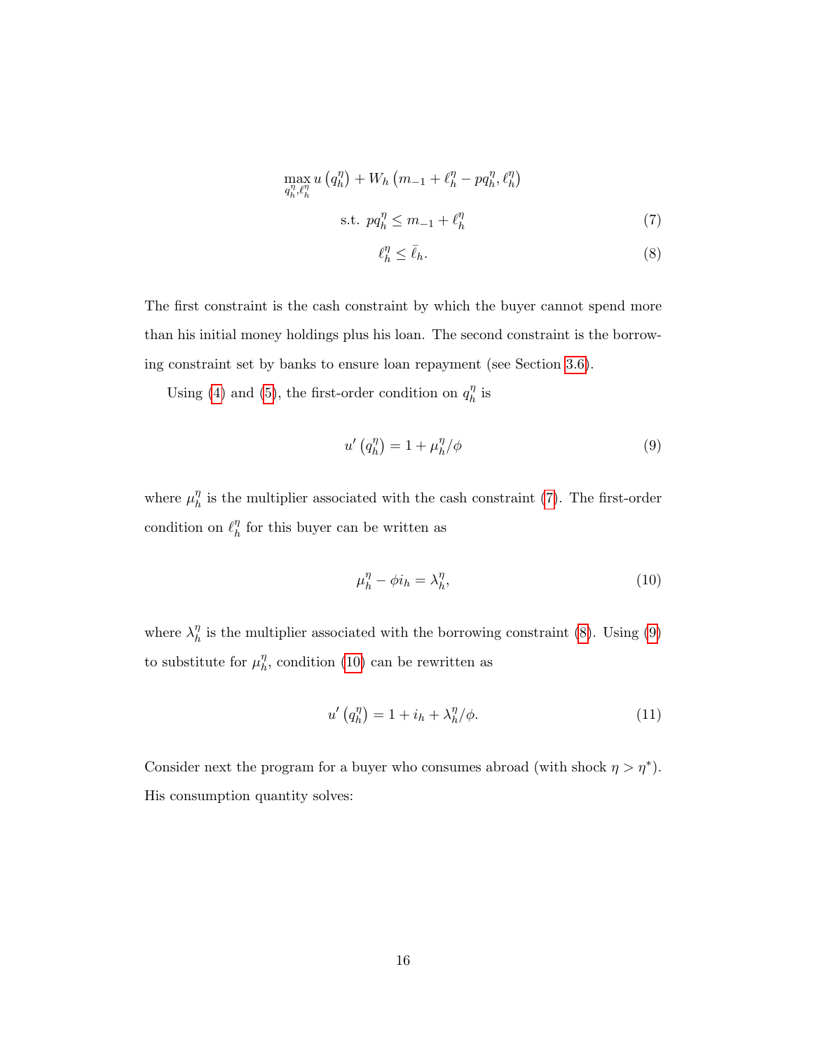$$\max_{q_h^\eta, \ell_h^\eta} u\left(q_h^\eta\right) + W_h\left(m_{-1} + \ell_h^\eta - p q_h^\eta, \ell_h^\eta\right)$$

$$\text{s.t. } p q_h^\eta \leq m_{-1} + \ell_h^\eta \tag{7}$$

$$\ell_h^\eta \leq \bar{\ell}_h. \tag{8}$$

The first constraint is the cash constraint by which the buyer cannot spend more than his initial money holdings plus his loan. The second constraint is the borrowing constraint set by banks to ensure loan repayment (see Section 3.6).

Using (4) and (5), the first-order condition on $q_h^\eta$ is

$$u'\left(q_h^\eta\right) = 1 + \mu_h^\eta / \phi \tag{9}$$

where $\mu_h^\eta$ is the multiplier associated with the cash constraint (7). The first-order condition on $\ell_h^\eta$ for this buyer can be written as

$$\mu_h^\eta - \phi i_h = \lambda_h^\eta, \tag{10}$$

where $\lambda_h^\eta$ is the multiplier associated with the borrowing constraint (8). Using (9) to substitute for $\mu_h^\eta$, condition (10) can be rewritten as

$$u'\left(q_h^\eta\right) = 1 + i_h + \lambda_h^\eta / \phi. \tag{11}$$

Consider next the program for a buyer who consumes abroad (with shock $\eta > \eta^*$). His consumption quantity solves: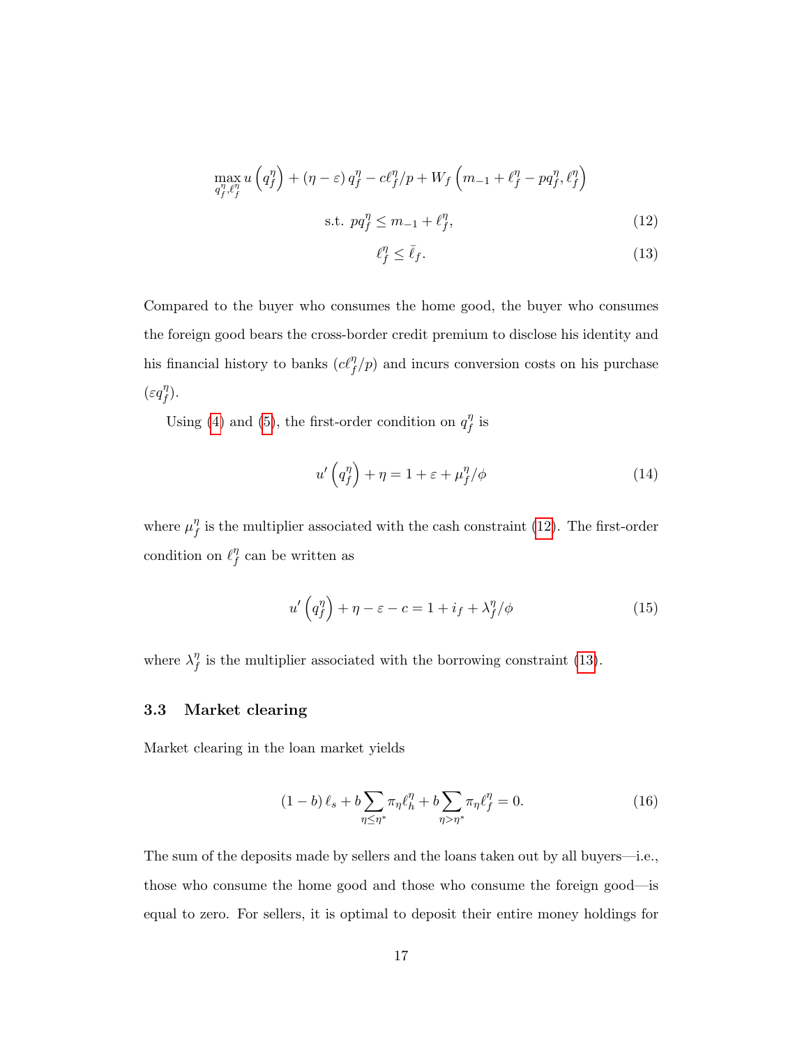$$
\max_{q_f^\eta, \ell_f^\eta} u\left(q_f^\eta\right) + (\eta - \varepsilon)\, q_f^\eta - c\ell_f^\eta/p + W_f\left(m_{-1} + \ell_f^\eta - pq_f^\eta, \ell_f^\eta\right)
$$

$$
\text{s.t. } pq_f^\eta \leq m_{-1} + \ell_f^\eta, \tag{12}
$$

$$
\ell_f^\eta \leq \bar{\ell}_f. \tag{13}
$$

Compared to the buyer who consumes the home good, the buyer who consumes the foreign good bears the cross-border credit premium to disclose his identity and his financial history to banks ($c\ell_f^\eta/p$) and incurs conversion costs on his purchase ($\varepsilon q_f^\eta$).

Using (4) and (5), the first-order condition on $q_f^\eta$ is

$$
u'\left(q_f^\eta\right) + \eta = 1 + \varepsilon + \mu_f^\eta/\phi \tag{14}
$$

where $\mu_f^\eta$ is the multiplier associated with the cash constraint (12). The first-order condition on $\ell_f^\eta$ can be written as

$$
u'\left(q_f^\eta\right) + \eta - \varepsilon - c = 1 + i_f + \lambda_f^\eta/\phi \tag{15}
$$

where $\lambda_f^\eta$ is the multiplier associated with the borrowing constraint (13).

### 3.3 Market clearing

Market clearing in the loan market yields

$$
(1-b)\,\ell_s + b\sum_{\eta \leq \eta^*} \pi_\eta \ell_h^\eta + b\sum_{\eta > \eta^*} \pi_\eta \ell_f^\eta = 0. \tag{16}
$$

The sum of the deposits made by sellers and the loans taken out by all buyers—i.e., those who consume the home good and those who consume the foreign good—is equal to zero. For sellers, it is optimal to deposit their entire money holdings for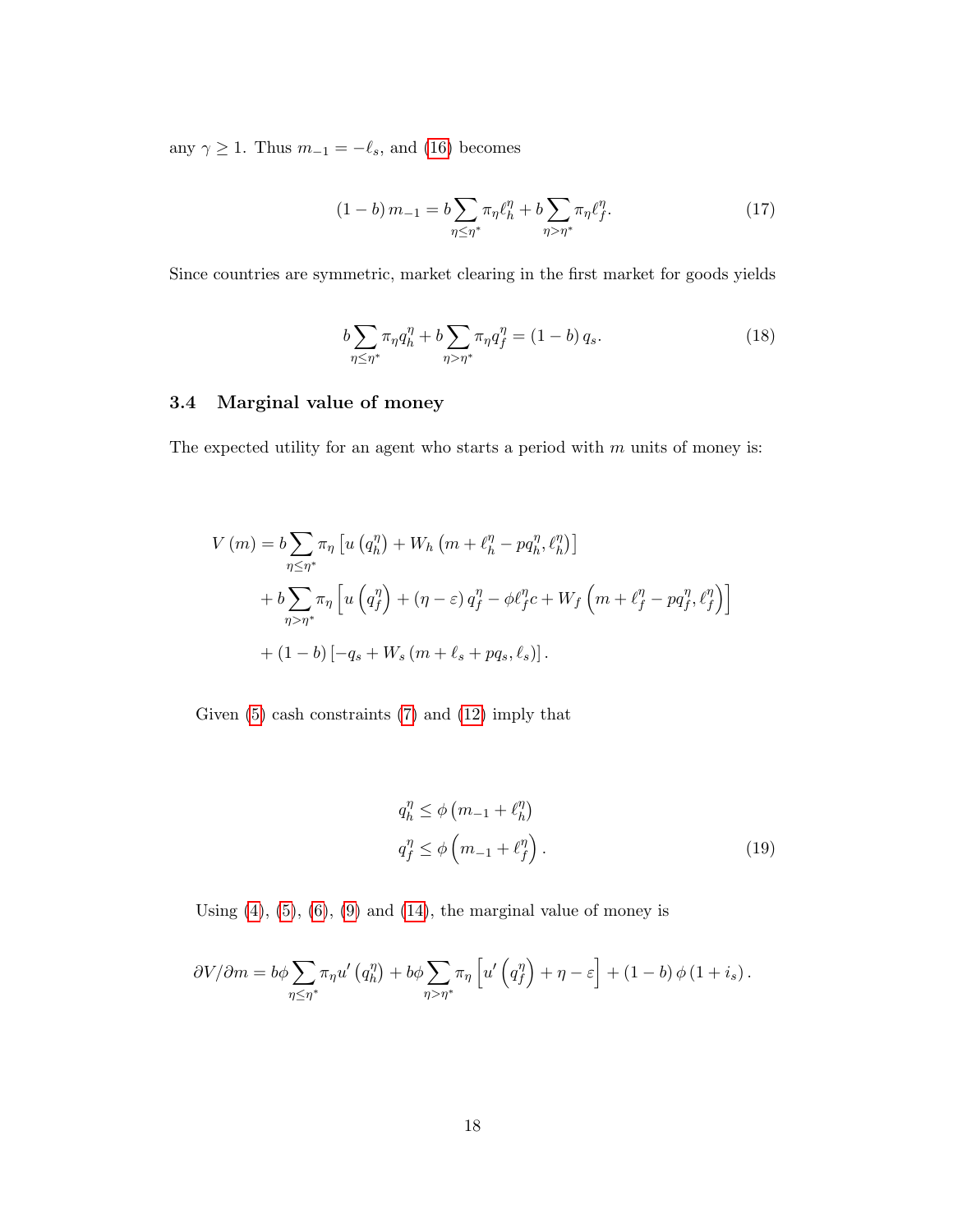any $\gamma \geq 1$. Thus $m_{-1} = -\ell_s$, and (16) becomes

$$(1-b)\,m_{-1} = b\sum_{\eta\leq\eta^*}\pi_\eta \ell_h^\eta + b\sum_{\eta>\eta^*}\pi_\eta \ell_f^\eta. \tag{17}$$

Since countries are symmetric, market clearing in the first market for goods yields

$$b\sum_{\eta\leq\eta^*}\pi_\eta q_h^\eta + b\sum_{\eta>\eta^*}\pi_\eta q_f^\eta = (1-b)\,q_s. \tag{18}$$

### 3.4 Marginal value of money

The expected utility for an agent who starts a period with $m$ units of money is:

$$\begin{aligned}
V(m) &= b\sum_{\eta\leq\eta^*}\pi_\eta\left[u\left(q_h^\eta\right) + W_h\left(m+\ell_h^\eta - pq_h^\eta, \ell_h^\eta\right)\right] \\
&+ b\sum_{\eta>\eta^*}\pi_\eta\left[u\left(q_f^\eta\right) + (\eta-\varepsilon)\,q_f^\eta - \phi\ell_f^\eta c + W_f\left(m+\ell_f^\eta - pq_f^\eta, \ell_f^\eta\right)\right] \\
&+ (1-b)\left[-q_s + W_s\left(m+\ell_s + pq_s, \ell_s\right)\right].
\end{aligned}$$

Given (5) cash constraints (7) and (12) imply that

$$\begin{aligned}
q_h^\eta &\leq \phi\left(m_{-1} + \ell_h^\eta\right) \\
q_f^\eta &\leq \phi\left(m_{-1} + \ell_f^\eta\right).
\end{aligned} \tag{19}$$

Using (4), (5), (6), (9) and (14), the marginal value of money is

$$\partial V/\partial m = b\phi\sum_{\eta\leq\eta^*}\pi_\eta u'\left(q_h^\eta\right) + b\phi\sum_{\eta>\eta^*}\pi_\eta\left[u'\left(q_f^\eta\right) + \eta - \varepsilon\right] + (1-b)\,\phi\,(1+i_s)\,.$$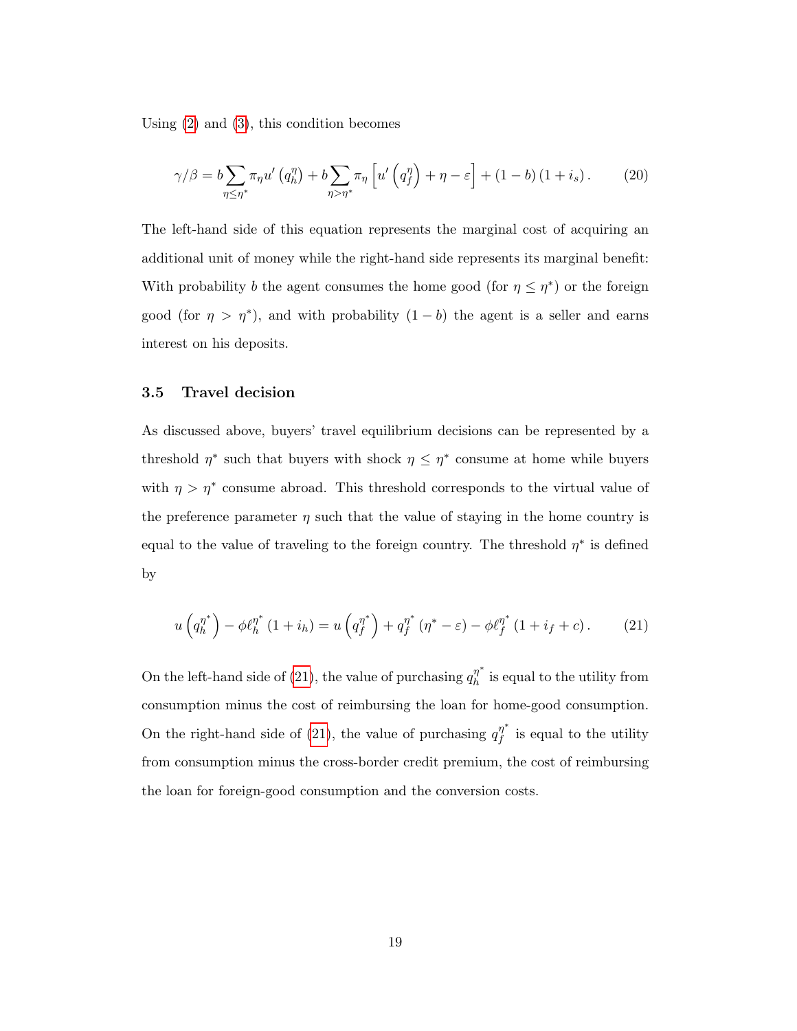Using (2) and (3), this condition becomes

$$\gamma/\beta = b\sum_{\eta\leq\eta^*}\pi_\eta u'\left(q_h^\eta\right) + b\sum_{\eta>\eta^*}\pi_\eta\left[u'\left(q_f^\eta\right)+\eta-\varepsilon\right] + (1-b)\left(1+i_s\right). \tag{20}$$

The left-hand side of this equation represents the marginal cost of acquiring an additional unit of money while the right-hand side represents its marginal benefit: With probability $b$ the agent consumes the home good (for $\eta \leq \eta^*$) or the foreign good (for $\eta > \eta^*$), and with probability $(1-b)$ the agent is a seller and earns interest on his deposits.

### 3.5 Travel decision

As discussed above, buyers' travel equilibrium decisions can be represented by a threshold $\eta^*$ such that buyers with shock $\eta \leq \eta^*$ consume at home while buyers with $\eta > \eta^*$ consume abroad. This threshold corresponds to the virtual value of the preference parameter $\eta$ such that the value of staying in the home country is equal to the value of traveling to the foreign country. The threshold $\eta^*$ is defined by

$$u\left(q_h^{\eta^*}\right) - \phi\ell_h^{\eta^*}\left(1+i_h\right) = u\left(q_f^{\eta^*}\right) + q_f^{\eta^*}\left(\eta^*-\varepsilon\right) - \phi\ell_f^{\eta^*}\left(1+i_f+c\right). \tag{21}$$

On the left-hand side of (21), the value of purchasing $q_h^{\eta^*}$ is equal to the utility from consumption minus the cost of reimbursing the loan for home-good consumption. On the right-hand side of (21), the value of purchasing $q_f^{\eta^*}$ is equal to the utility from consumption minus the cross-border credit premium, the cost of reimbursing the loan for foreign-good consumption and the conversion costs.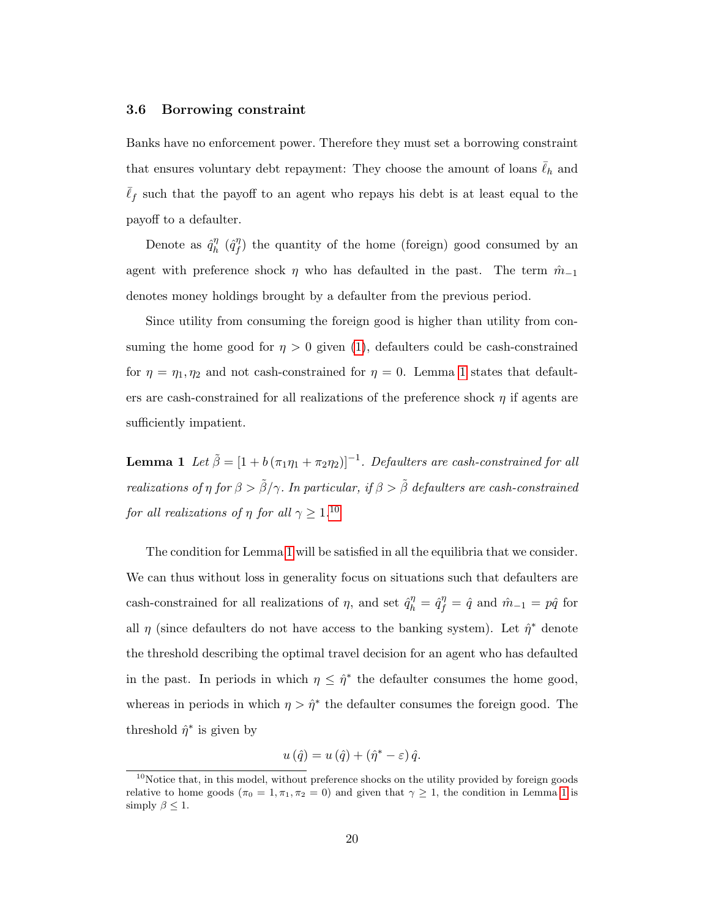### 3.6 Borrowing constraint

Banks have no enforcement power. Therefore they must set a borrowing constraint that ensures voluntary debt repayment: They choose the amount of loans $\bar{\ell}_h$ and $\bar{\ell}_f$ such that the payoff to an agent who repays his debt is at least equal to the payoff to a defaulter.

Denote as $\hat{q}_h^\eta$ ($\hat{q}_f^\eta$) the quantity of the home (foreign) good consumed by an agent with preference shock $\eta$ who has defaulted in the past. The term $\hat{m}_{-1}$ denotes money holdings brought by a defaulter from the previous period.

Since utility from consuming the foreign good is higher than utility from consuming the home good for $\eta > 0$ given (1), defaulters could be cash-constrained for $\eta = \eta_1, \eta_2$ and not cash-constrained for $\eta = 0$. Lemma 1 states that defaulters are cash-constrained for all realizations of the preference shock $\eta$ if agents are sufficiently impatient.

**Lemma 1** *Let $\tilde{\beta} = [1 + b(\pi_1\eta_1 + \pi_2\eta_2)]^{-1}$. Defaulters are cash-constrained for all realizations of $\eta$ for $\beta > \tilde{\beta}/\gamma$. In particular, if $\beta > \tilde{\beta}$ defaulters are cash-constrained for all realizations of $\eta$ for all $\gamma \geq 1$.*[10]

The condition for Lemma 1 will be satisfied in all the equilibria that we consider. We can thus without loss in generality focus on situations such that defaulters are cash-constrained for all realizations of $\eta$, and set $\hat{q}_h^\eta = \hat{q}_f^\eta = \hat{q}$ and $\hat{m}_{-1} = p\hat{q}$ for all $\eta$ (since defaulters do not have access to the banking system). Let $\hat{\eta}^*$ denote the threshold describing the optimal travel decision for an agent who has defaulted in the past. In periods in which $\eta \leq \hat{\eta}^*$ the defaulter consumes the home good, whereas in periods in which $\eta > \hat{\eta}^*$ the defaulter consumes the foreign good. The threshold $\hat{\eta}^*$ is given by

$$u(\hat{q}) = u(\hat{q}) + (\hat{\eta}^* - \varepsilon)\hat{q}.$$

[10] Notice that, in this model, without preference shocks on the utility provided by foreign goods relative to home goods ($\pi_0 = 1, \pi_1, \pi_2 = 0$) and given that $\gamma \geq 1$, the condition in Lemma 1 is simply $\beta \leq 1$.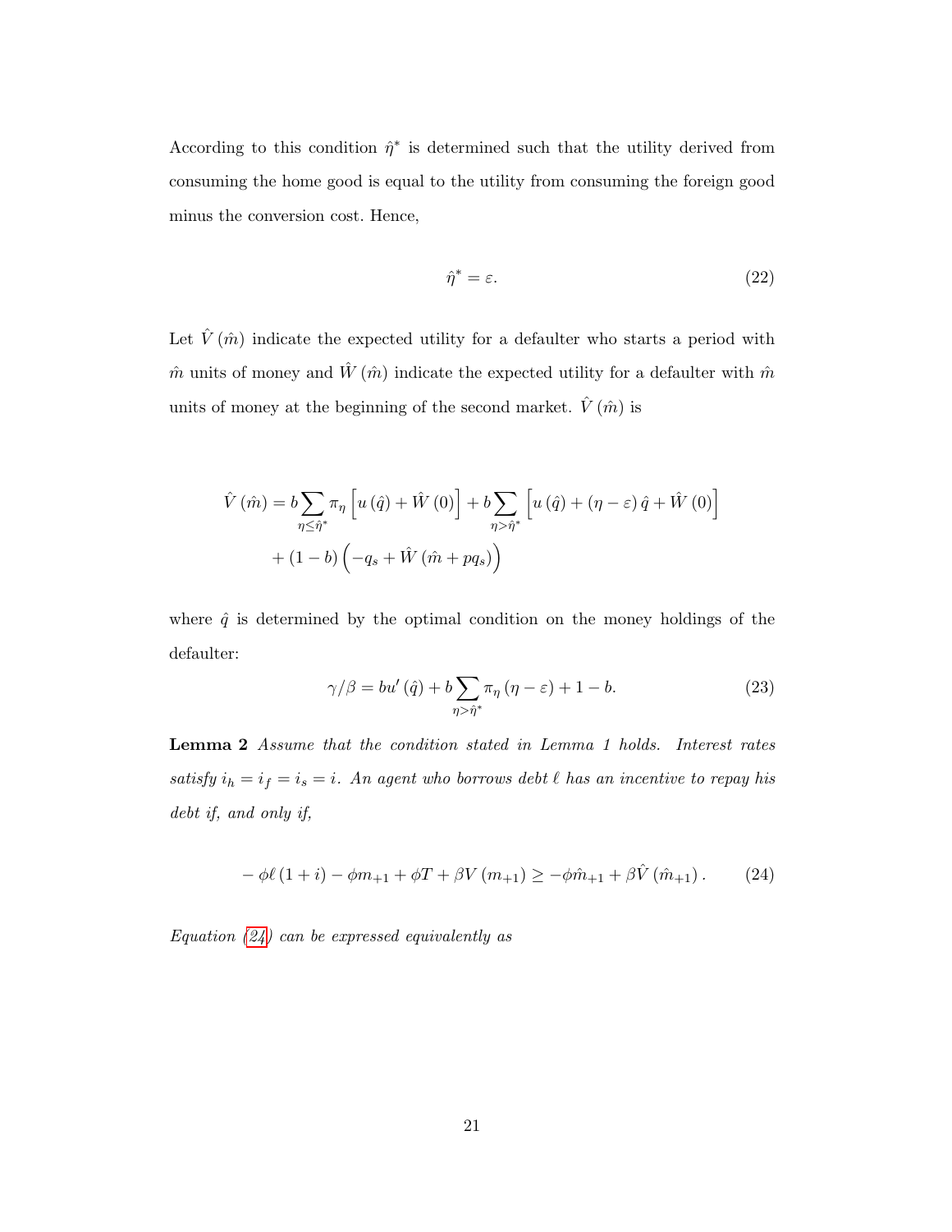According to this condition $\hat{\eta}^*$ is determined such that the utility derived from consuming the home good is equal to the utility from consuming the foreign good minus the conversion cost. Hence,

$$\hat{\eta}^* = \varepsilon. \tag{22}$$

Let $\hat{V}(\hat{m})$ indicate the expected utility for a defaulter who starts a period with $\hat{m}$ units of money and $\hat{W}(\hat{m})$ indicate the expected utility for a defaulter with $\hat{m}$ units of money at the beginning of the second market. $\hat{V}(\hat{m})$ is

$$\begin{aligned}
\hat{V}(\hat{m}) &= b \sum_{\eta \leq \hat{\eta}^*} \pi_\eta \left[ u(\hat{q}) + \hat{W}(0) \right] + b \sum_{\eta > \hat{\eta}^*} \left[ u(\hat{q}) + (\eta - \varepsilon) \hat{q} + \hat{W}(0) \right] \\
&\quad + (1 - b) \left( -q_s + \hat{W}(\hat{m} + p q_s) \right)
\end{aligned}$$

where $\hat{q}$ is determined by the optimal condition on the money holdings of the defaulter:

$$\gamma / \beta = b u'(\hat{q}) + b \sum_{\eta > \hat{\eta}^*} \pi_\eta (\eta - \varepsilon) + 1 - b. \tag{23}$$

**Lemma 2** *Assume that the condition stated in Lemma 1 holds. Interest rates satisfy $i_h = i_f = i_s = i$. An agent who borrows debt $\ell$ has an incentive to repay his debt if, and only if,*

$$-\phi \ell (1 + i) - \phi m_{+1} + \phi T + \beta V(m_{+1}) \geq -\phi \hat{m}_{+1} + \beta \hat{V}(\hat{m}_{+1}). \tag{24}$$

*Equation (24) can be expressed equivalently as*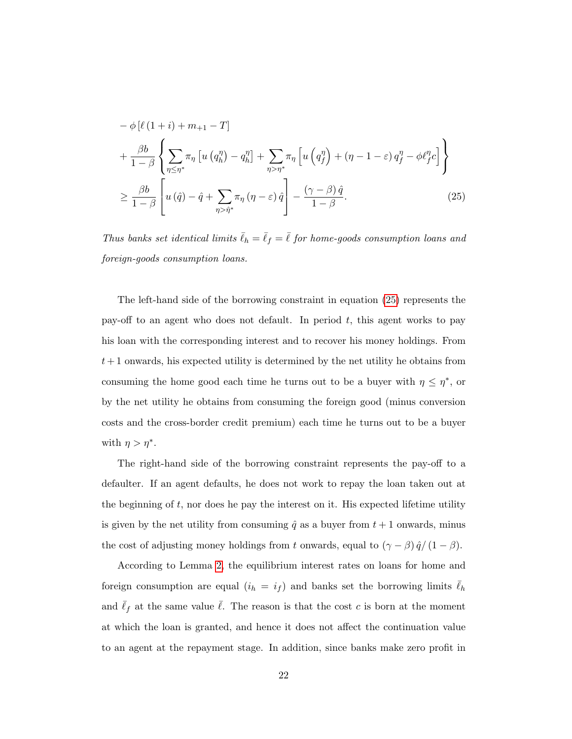$$
\begin{aligned}
&- \phi \left[ \ell \left(1+i\right) + m_{+1} - T \right] \\
&+ \frac{\beta b}{1-\beta} \left\{ \sum_{\eta \le \eta^*} \pi_\eta \left[ u\left(q_h^\eta\right) - q_h^\eta \right] + \sum_{\eta > \eta^*} \pi_\eta \left[ u\left(q_f^\eta\right) + \left(\eta - 1 - \varepsilon\right) q_f^\eta - \phi \ell_f^\eta c \right] \right\} \\
&\ge \frac{\beta b}{1-\beta} \left[ u\left(\hat{q}\right) - \hat{q} + \sum_{\eta > \hat{\eta}^*} \pi_\eta \left(\eta - \varepsilon\right) \hat{q} \right] - \frac{\left(\gamma - \beta\right) \hat{q}}{1-\beta}. \qquad (25)
\end{aligned}
$$

*Thus banks set identical limits $\bar{\ell}_h = \bar{\ell}_f = \bar{\ell}$ for home-goods consumption loans and foreign-goods consumption loans.*

The left-hand side of the borrowing constraint in equation (25) represents the pay-off to an agent who does not default. In period $t$, this agent works to pay his loan with the corresponding interest and to recover his money holdings. From $t+1$ onwards, his expected utility is determined by the net utility he obtains from consuming the home good each time he turns out to be a buyer with $\eta \le \eta^*$, or by the net utility he obtains from consuming the foreign good (minus conversion costs and the cross-border credit premium) each time he turns out to be a buyer with $\eta > \eta^*$.

The right-hand side of the borrowing constraint represents the pay-off to a defaulter. If an agent defaults, he does not work to repay the loan taken out at the beginning of $t$, nor does he pay the interest on it. His expected lifetime utility is given by the net utility from consuming $\hat{q}$ as a buyer from $t+1$ onwards, minus the cost of adjusting money holdings from $t$ onwards, equal to $\left(\gamma - \beta\right) \hat{q} / \left(1-\beta\right)$.

According to Lemma 2, the equilibrium interest rates on loans for home and foreign consumption are equal ($i_h = i_f$) and banks set the borrowing limits $\bar{\ell}_h$ and $\bar{\ell}_f$ at the same value $\bar{\ell}$. The reason is that the cost $c$ is born at the moment at which the loan is granted, and hence it does not affect the continuation value to an agent at the repayment stage. In addition, since banks make zero profit in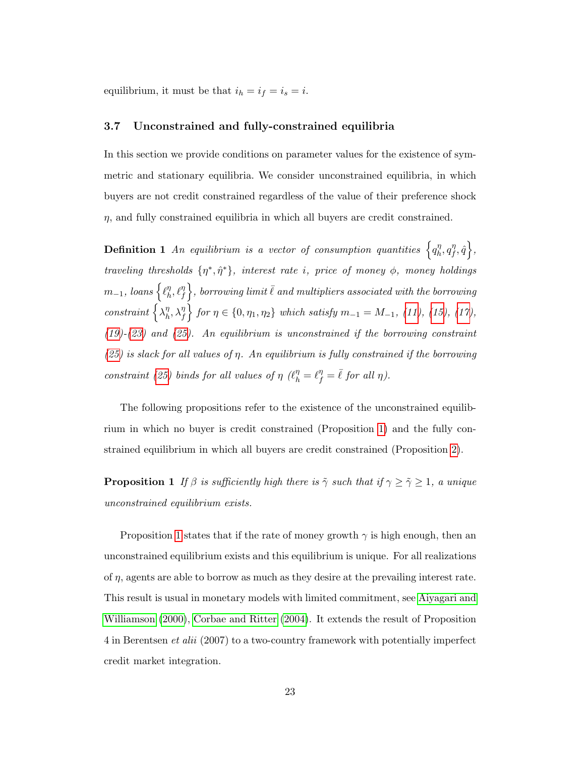equilibrium, it must be that $i_h = i_f = i_s = i$.

### 3.7 Unconstrained and fully-constrained equilibria

In this section we provide conditions on parameter values for the existence of symmetric and stationary equilibria. We consider unconstrained equilibria, in which buyers are not credit constrained regardless of the value of their preference shock $\eta$, and fully constrained equilibria in which all buyers are credit constrained.

**Definition 1** *An equilibrium is a vector of consumption quantities* $\left\{q_h^\eta, q_f^\eta, \hat{q}\right\}$*, traveling thresholds* $\{\eta^*, \hat{\eta}^*\}$*, interest rate* $i$*, price of money* $\phi$*, money holdings* $m_{-1}$*, loans* $\left\{\ell_h^\eta, \ell_f^\eta\right\}$*, borrowing limit* $\bar{\ell}$ *and multipliers associated with the borrowing constraint* $\left\{\lambda_h^\eta, \lambda_f^\eta\right\}$ *for* $\eta \in \{0, \eta_1, \eta_2\}$ *which satisfy* $m_{-1} = M_{-1}$*, (11), (15), (17), (19)-(23) and (25). An equilibrium is unconstrained if the borrowing constraint (25) is slack for all values of* $\eta$*. An equilibrium is fully constrained if the borrowing constraint (25) binds for all values of* $\eta$ *(*$\ell_h^\eta = \ell_f^\eta = \bar{\ell}$ *for all* $\eta$*).*

The following propositions refer to the existence of the unconstrained equilibrium in which no buyer is credit constrained (Proposition 1) and the fully constrained equilibrium in which all buyers are credit constrained (Proposition 2).

**Proposition 1** *If* $\beta$ *is sufficiently high there is* $\tilde{\gamma}$ *such that if* $\gamma \geq \tilde{\gamma} \geq 1$*, a unique unconstrained equilibrium exists.*

Proposition 1 states that if the rate of money growth $\gamma$ is high enough, then an unconstrained equilibrium exists and this equilibrium is unique. For all realizations of $\eta$, agents are able to borrow as much as they desire at the prevailing interest rate. This result is usual in monetary models with limited commitment, see Aiyagari and Williamson (2000), Corbae and Ritter (2004). It extends the result of Proposition 4 in Berentsen *et alii* (2007) to a two-country framework with potentially imperfect credit market integration.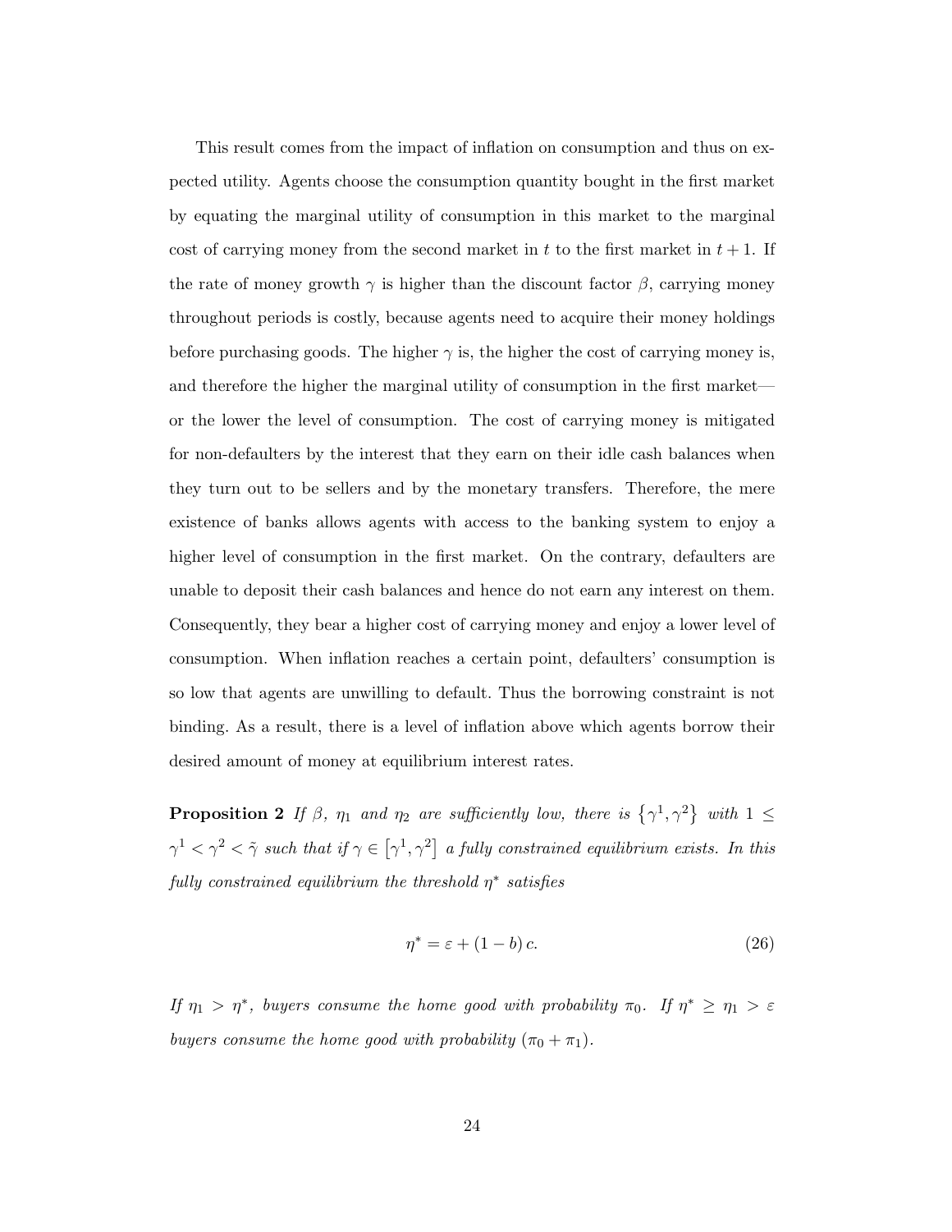This result comes from the impact of inflation on consumption and thus on expected utility. Agents choose the consumption quantity bought in the first market by equating the marginal utility of consumption in this market to the marginal cost of carrying money from the second market in $t$ to the first market in $t+1$. If the rate of money growth $\gamma$ is higher than the discount factor $\beta$, carrying money throughout periods is costly, because agents need to acquire their money holdings before purchasing goods. The higher $\gamma$ is, the higher the cost of carrying money is, and therefore the higher the marginal utility of consumption in the first market—or the lower the level of consumption. The cost of carrying money is mitigated for non-defaulters by the interest that they earn on their idle cash balances when they turn out to be sellers and by the monetary transfers. Therefore, the mere existence of banks allows agents with access to the banking system to enjoy a higher level of consumption in the first market. On the contrary, defaulters are unable to deposit their cash balances and hence do not earn any interest on them. Consequently, they bear a higher cost of carrying money and enjoy a lower level of consumption. When inflation reaches a certain point, defaulters' consumption is so low that agents are unwilling to default. Thus the borrowing constraint is not binding. As a result, there is a level of inflation above which agents borrow their desired amount of money at equilibrium interest rates.

**Proposition 2** *If $\beta$, $\eta_1$ and $\eta_2$ are sufficiently low, there is $\{\gamma^1, \gamma^2\}$ with $1 \leq \gamma^1 < \gamma^2 < \tilde{\gamma}$ such that if $\gamma \in [\gamma^1, \gamma^2]$ a fully constrained equilibrium exists. In this fully constrained equilibrium the threshold $\eta^*$ satisfies*

$$\eta^* = \varepsilon + (1-b)\,c. \tag{26}$$

*If $\eta_1 > \eta^*$, buyers consume the home good with probability $\pi_0$. If $\eta^* \geq \eta_1 > \varepsilon$ buyers consume the home good with probability $(\pi_0 + \pi_1)$.*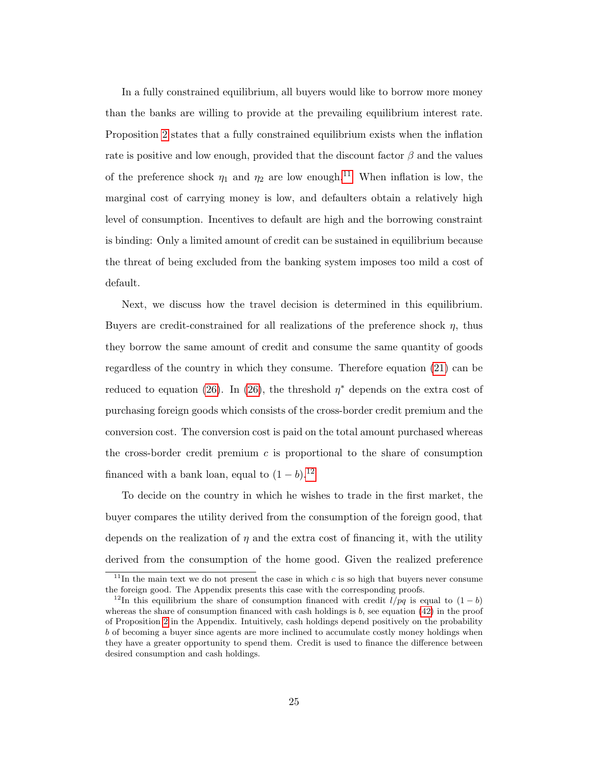In a fully constrained equilibrium, all buyers would like to borrow more money than the banks are willing to provide at the prevailing equilibrium interest rate. Proposition 2 states that a fully constrained equilibrium exists when the inflation rate is positive and low enough, provided that the discount factor $\beta$ and the values of the preference shock $\eta_1$ and $\eta_2$ are low enough.[11] When inflation is low, the marginal cost of carrying money is low, and defaulters obtain a relatively high level of consumption. Incentives to default are high and the borrowing constraint is binding: Only a limited amount of credit can be sustained in equilibrium because the threat of being excluded from the banking system imposes too mild a cost of default.

Next, we discuss how the travel decision is determined in this equilibrium. Buyers are credit-constrained for all realizations of the preference shock $\eta$, thus they borrow the same amount of credit and consume the same quantity of goods regardless of the country in which they consume. Therefore equation (21) can be reduced to equation (26). In (26), the threshold $\eta^*$ depends on the extra cost of purchasing foreign goods which consists of the cross-border credit premium and the conversion cost. The conversion cost is paid on the total amount purchased whereas the cross-border credit premium $c$ is proportional to the share of consumption financed with a bank loan, equal to $(1 - b)$.[12]

To decide on the country in which he wishes to trade in the first market, the buyer compares the utility derived from the consumption of the foreign good, that depends on the realization of $\eta$ and the extra cost of financing it, with the utility derived from the consumption of the home good. Given the realized preference

[11] In the main text we do not present the case in which $c$ is so high that buyers never consume the foreign good. The Appendix presents this case with the corresponding proofs.

[12] In this equilibrium the share of consumption financed with credit $l/pq$ is equal to $(1 - b)$ whereas the share of consumption financed with cash holdings is $b$, see equation (42) in the proof of Proposition 2 in the Appendix. Intuitively, cash holdings depend positively on the probability $b$ of becoming a buyer since agents are more inclined to accumulate costly money holdings when they have a greater opportunity to spend them. Credit is used to finance the difference between desired consumption and cash holdings.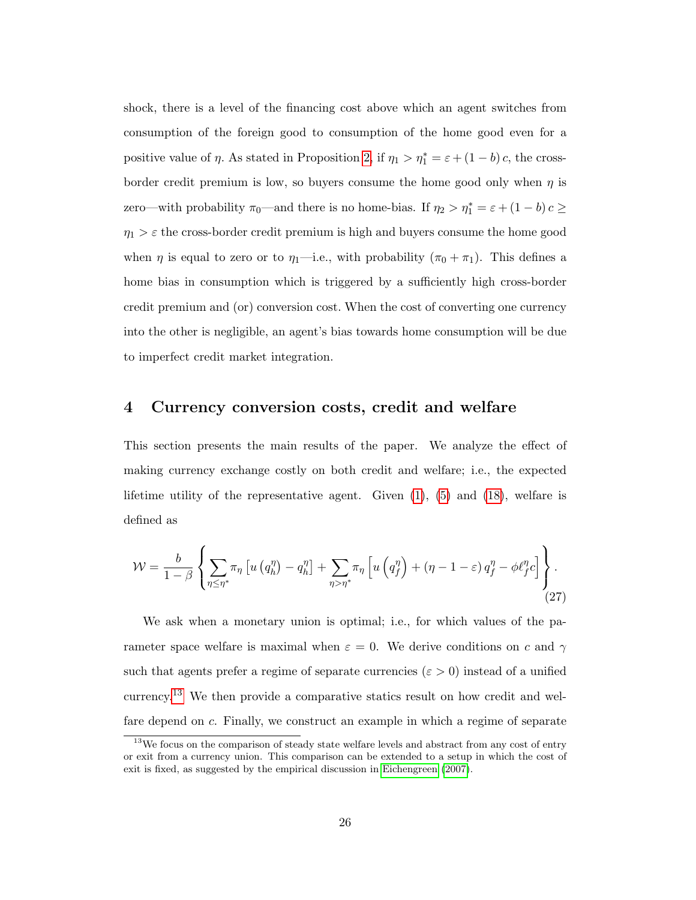shock, there is a level of the financing cost above which an agent switches from consumption of the foreign good to consumption of the home good even for a positive value of $\eta$. As stated in Proposition 2, if $\eta_1 > \eta_1^* = \varepsilon + (1-b)\,c$, the cross-border credit premium is low, so buyers consume the home good only when $\eta$ is zero—with probability $\pi_0$—and there is no home-bias. If $\eta_2 > \eta_1^* = \varepsilon + (1-b)\,c \geq \eta_1 > \varepsilon$ the cross-border credit premium is high and buyers consume the home good when $\eta$ is equal to zero or to $\eta_1$—i.e., with probability $(\pi_0 + \pi_1)$. This defines a home bias in consumption which is triggered by a sufficiently high cross-border credit premium and (or) conversion cost. When the cost of converting one currency into the other is negligible, an agent's bias towards home consumption will be due to imperfect credit market integration.

## 4 Currency conversion costs, credit and welfare

This section presents the main results of the paper. We analyze the effect of making currency exchange costly on both credit and welfare; i.e., the expected lifetime utility of the representative agent. Given (1), (5) and (18), welfare is defined as

$$\mathcal{W} = \frac{b}{1-\beta}\left\{\sum_{\eta\leq\eta^*}\pi_\eta\left[u\left(q_h^\eta\right)-q_h^\eta\right]+\sum_{\eta>\eta^*}\pi_\eta\left[u\left(q_f^\eta\right)+\left(\eta-1-\varepsilon\right)q_f^\eta-\phi\ell_f^\eta c\right]\right\}. \tag{27}$$

We ask when a monetary union is optimal; i.e., for which values of the parameter space welfare is maximal when $\varepsilon = 0$. We derive conditions on $c$ and $\gamma$ such that agents prefer a regime of separate currencies ($\varepsilon > 0$) instead of a unified currency.[13] We then provide a comparative statics result on how credit and welfare depend on $c$. Finally, we construct an example in which a regime of separate

[13] We focus on the comparison of steady state welfare levels and abstract from any cost of entry or exit from a currency union. This comparison can be extended to a setup in which the cost of exit is fixed, as suggested by the empirical discussion in Eichengreen (2007).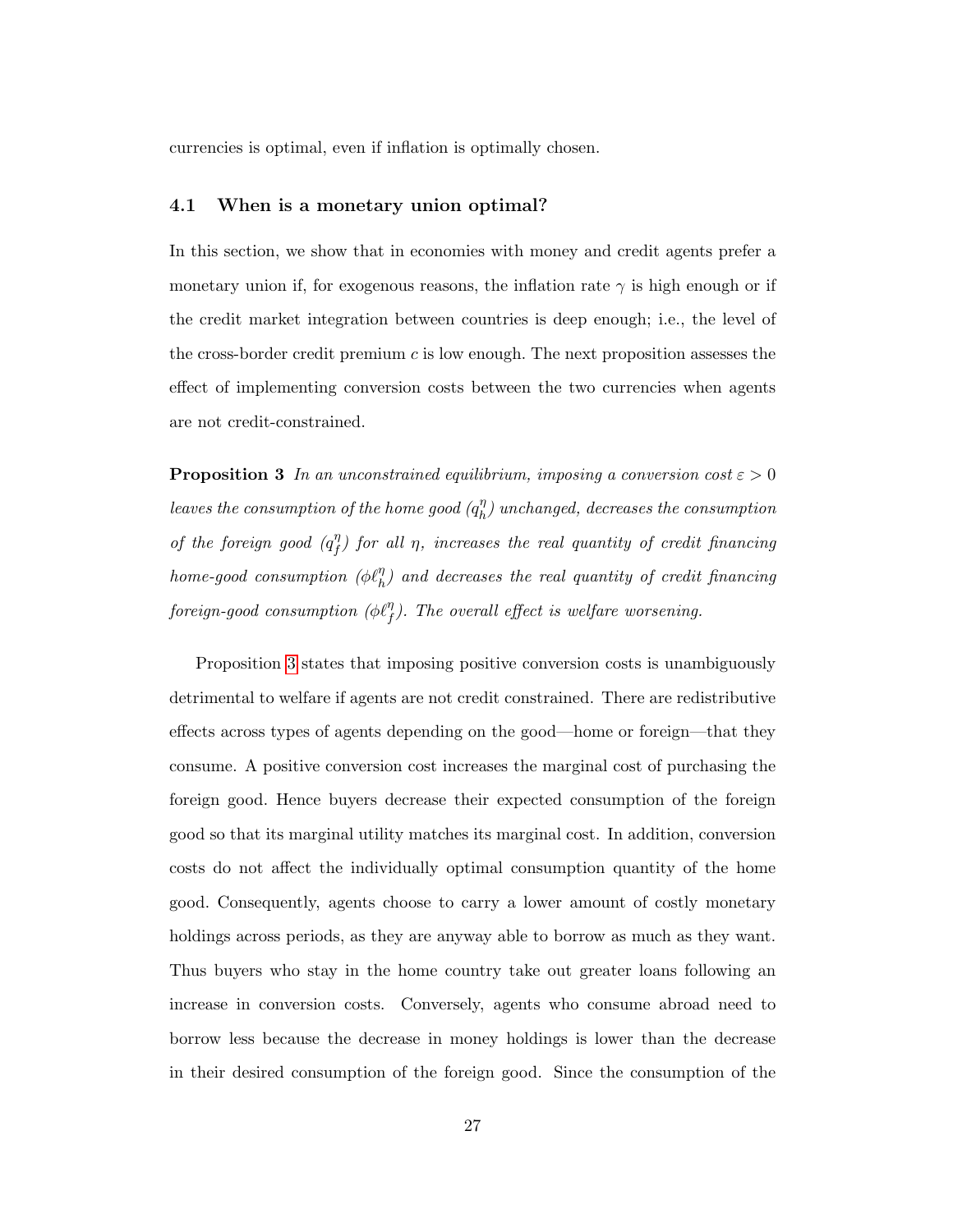currencies is optimal, even if inflation is optimally chosen.

### 4.1 When is a monetary union optimal?

In this section, we show that in economies with money and credit agents prefer a monetary union if, for exogenous reasons, the inflation rate $\gamma$ is high enough or if the credit market integration between countries is deep enough; i.e., the level of the cross-border credit premium $c$ is low enough. The next proposition assesses the effect of implementing conversion costs between the two currencies when agents are not credit-constrained.

**Proposition 3** *In an unconstrained equilibrium, imposing a conversion cost $\varepsilon > 0$ leaves the consumption of the home good ($q_h^\eta$) unchanged, decreases the consumption of the foreign good ($q_f^\eta$) for all $\eta$, increases the real quantity of credit financing home-good consumption ($\phi \ell_h^\eta$) and decreases the real quantity of credit financing foreign-good consumption ($\phi \ell_f^\eta$). The overall effect is welfare worsening.*

Proposition 3 states that imposing positive conversion costs is unambiguously detrimental to welfare if agents are not credit constrained. There are redistributive effects across types of agents depending on the good—home or foreign—that they consume. A positive conversion cost increases the marginal cost of purchasing the foreign good. Hence buyers decrease their expected consumption of the foreign good so that its marginal utility matches its marginal cost. In addition, conversion costs do not affect the individually optimal consumption quantity of the home good. Consequently, agents choose to carry a lower amount of costly monetary holdings across periods, as they are anyway able to borrow as much as they want. Thus buyers who stay in the home country take out greater loans following an increase in conversion costs. Conversely, agents who consume abroad need to borrow less because the decrease in money holdings is lower than the decrease in their desired consumption of the foreign good. Since the consumption of the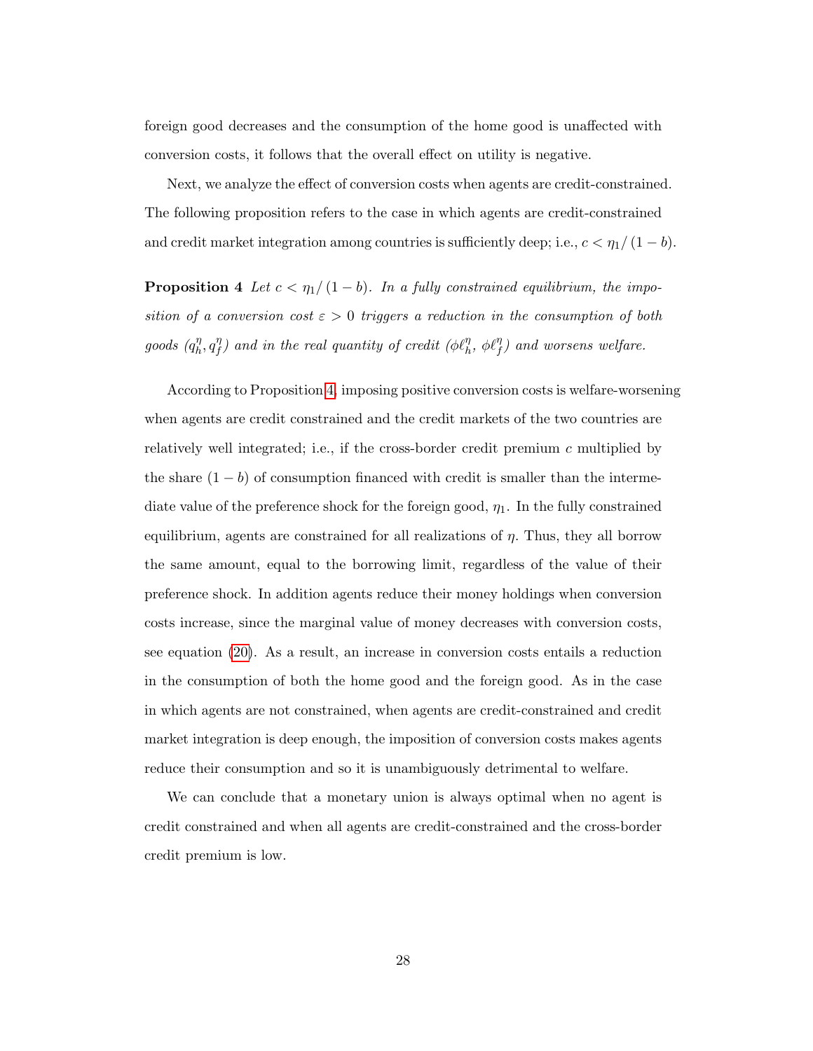foreign good decreases and the consumption of the home good is unaffected with conversion costs, it follows that the overall effect on utility is negative.

Next, we analyze the effect of conversion costs when agents are credit-constrained. The following proposition refers to the case in which agents are credit-constrained and credit market integration among countries is sufficiently deep; i.e., $c < \eta_1/(1-b)$.

**Proposition 4** *Let $c < \eta_1/(1-b)$. In a fully constrained equilibrium, the imposition of a conversion cost $\varepsilon > 0$ triggers a reduction in the consumption of both goods $(q_h^\eta, q_f^\eta)$ and in the real quantity of credit $(\phi\ell_h^\eta,\ \phi\ell_f^\eta)$ and worsens welfare.*

According to Proposition 4, imposing positive conversion costs is welfare-worsening when agents are credit constrained and the credit markets of the two countries are relatively well integrated; i.e., if the cross-border credit premium $c$ multiplied by the share $(1-b)$ of consumption financed with credit is smaller than the intermediate value of the preference shock for the foreign good, $\eta_1$. In the fully constrained equilibrium, agents are constrained for all realizations of $\eta$. Thus, they all borrow the same amount, equal to the borrowing limit, regardless of the value of their preference shock. In addition agents reduce their money holdings when conversion costs increase, since the marginal value of money decreases with conversion costs, see equation (20). As a result, an increase in conversion costs entails a reduction in the consumption of both the home good and the foreign good. As in the case in which agents are not constrained, when agents are credit-constrained and credit market integration is deep enough, the imposition of conversion costs makes agents reduce their consumption and so it is unambiguously detrimental to welfare.

We can conclude that a monetary union is always optimal when no agent is credit constrained and when all agents are credit-constrained and the cross-border credit premium is low.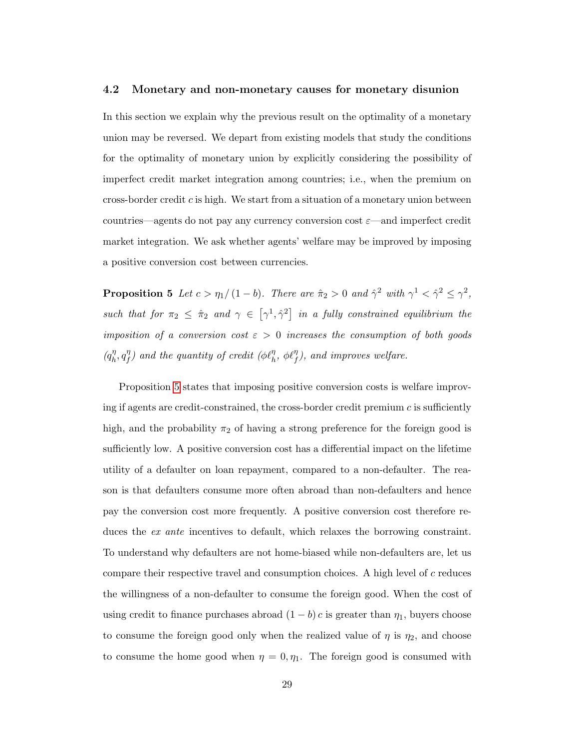### 4.2 Monetary and non-monetary causes for monetary disunion

In this section we explain why the previous result on the optimality of a monetary union may be reversed. We depart from existing models that study the conditions for the optimality of monetary union by explicitly considering the possibility of imperfect credit market integration among countries; i.e., when the premium on cross-border credit $c$ is high. We start from a situation of a monetary union between countries—agents do not pay any currency conversion cost $\varepsilon$—and imperfect credit market integration. We ask whether agents' welfare may be improved by imposing a positive conversion cost between currencies.

**Proposition 5** *Let $c > \eta_1/(1-b)$. There are $\hat{\pi}_2 > 0$ and $\hat{\gamma}^2$ with $\gamma^1 < \hat{\gamma}^2 \leq \gamma^2$, such that for $\pi_2 \leq \hat{\pi}_2$ and $\gamma \in [\gamma^1, \hat{\gamma}^2]$ in a fully constrained equilibrium the imposition of a conversion cost $\varepsilon > 0$ increases the consumption of both goods $(q_h^\eta, q_f^\eta)$ and the quantity of credit $(\phi\ell_h^\eta, \phi\ell_f^\eta)$, and improves welfare.*

Proposition 5 states that imposing positive conversion costs is welfare improving if agents are credit-constrained, the cross-border credit premium $c$ is sufficiently high, and the probability $\pi_2$ of having a strong preference for the foreign good is sufficiently low. A positive conversion cost has a differential impact on the lifetime utility of a defaulter on loan repayment, compared to a non-defaulter. The reason is that defaulters consume more often abroad than non-defaulters and hence pay the conversion cost more frequently. A positive conversion cost therefore reduces the *ex ante* incentives to default, which relaxes the borrowing constraint. To understand why defaulters are not home-biased while non-defaulters are, let us compare their respective travel and consumption choices. A high level of $c$ reduces the willingness of a non-defaulter to consume the foreign good. When the cost of using credit to finance purchases abroad $(1-b)c$ is greater than $\eta_1$, buyers choose to consume the foreign good only when the realized value of $\eta$ is $\eta_2$, and choose to consume the home good when $\eta = 0, \eta_1$. The foreign good is consumed with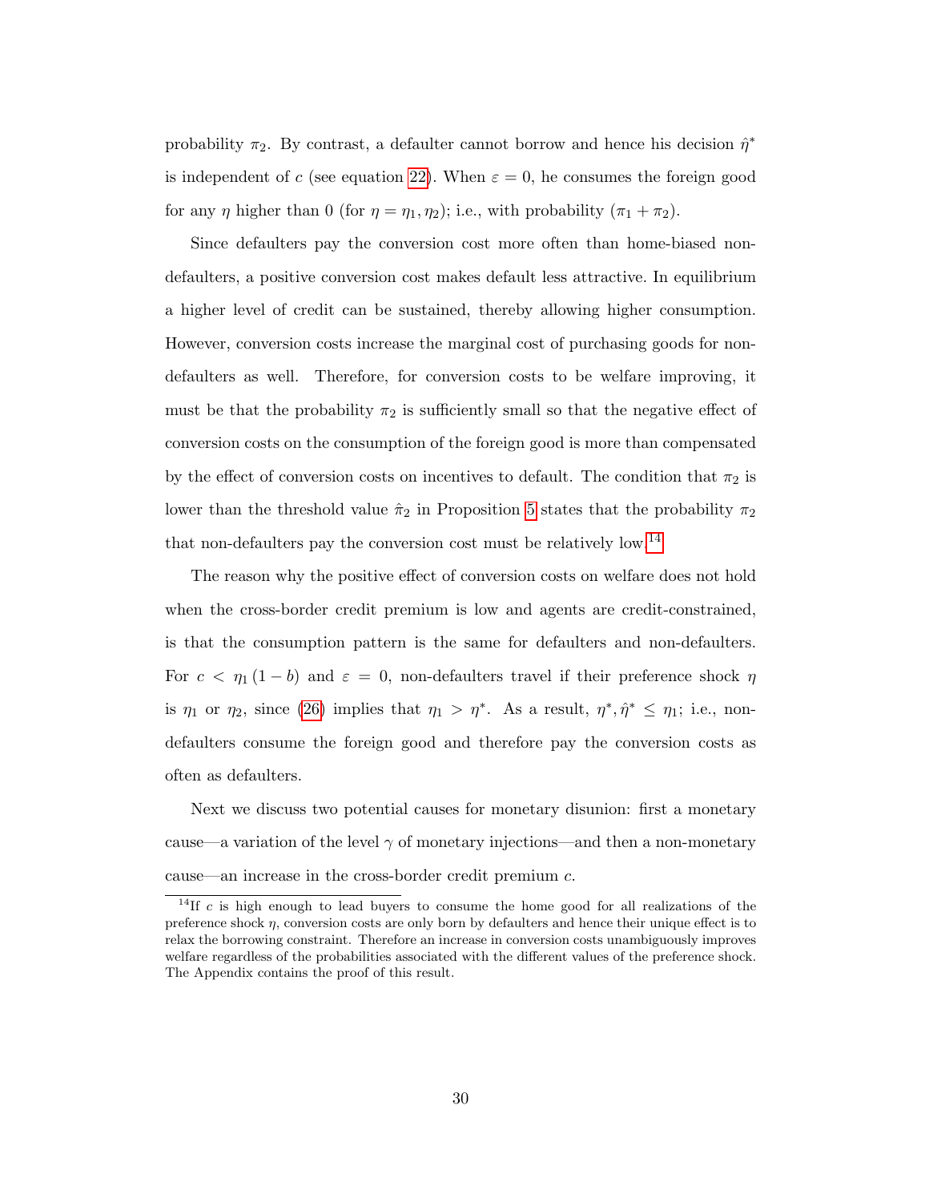probability $\pi_2$. By contrast, a defaulter cannot borrow and hence his decision $\hat{\eta}^*$ is independent of $c$ (see equation 22). When $\varepsilon = 0$, he consumes the foreign good for any $\eta$ higher than 0 (for $\eta = \eta_1, \eta_2$); i.e., with probability $(\pi_1 + \pi_2)$.

Since defaulters pay the conversion cost more often than home-biased non-defaulters, a positive conversion cost makes default less attractive. In equilibrium a higher level of credit can be sustained, thereby allowing higher consumption. However, conversion costs increase the marginal cost of purchasing goods for non-defaulters as well. Therefore, for conversion costs to be welfare improving, it must be that the probability $\pi_2$ is sufficiently small so that the negative effect of conversion costs on the consumption of the foreign good is more than compensated by the effect of conversion costs on incentives to default. The condition that $\pi_2$ is lower than the threshold value $\hat{\pi}_2$ in Proposition 5 states that the probability $\pi_2$ that non-defaulters pay the conversion cost must be relatively low.[14]

The reason why the positive effect of conversion costs on welfare does not hold when the cross-border credit premium is low and agents are credit-constrained, is that the consumption pattern is the same for defaulters and non-defaulters. For $c < \eta_1 (1 - b)$ and $\varepsilon = 0$, non-defaulters travel if their preference shock $\eta$ is $\eta_1$ or $\eta_2$, since (26) implies that $\eta_1 > \eta^*$. As a result, $\eta^*, \hat{\eta}^* \leq \eta_1$; i.e., non-defaulters consume the foreign good and therefore pay the conversion costs as often as defaulters.

Next we discuss two potential causes for monetary disunion: first a monetary cause—a variation of the level $\gamma$ of monetary injections—and then a non-monetary cause—an increase in the cross-border credit premium $c$.

[14] If $c$ is high enough to lead buyers to consume the home good for all realizations of the preference shock $\eta$, conversion costs are only born by defaulters and hence their unique effect is to relax the borrowing constraint. Therefore an increase in conversion costs unambiguously improves welfare regardless of the probabilities associated with the different values of the preference shock. The Appendix contains the proof of this result.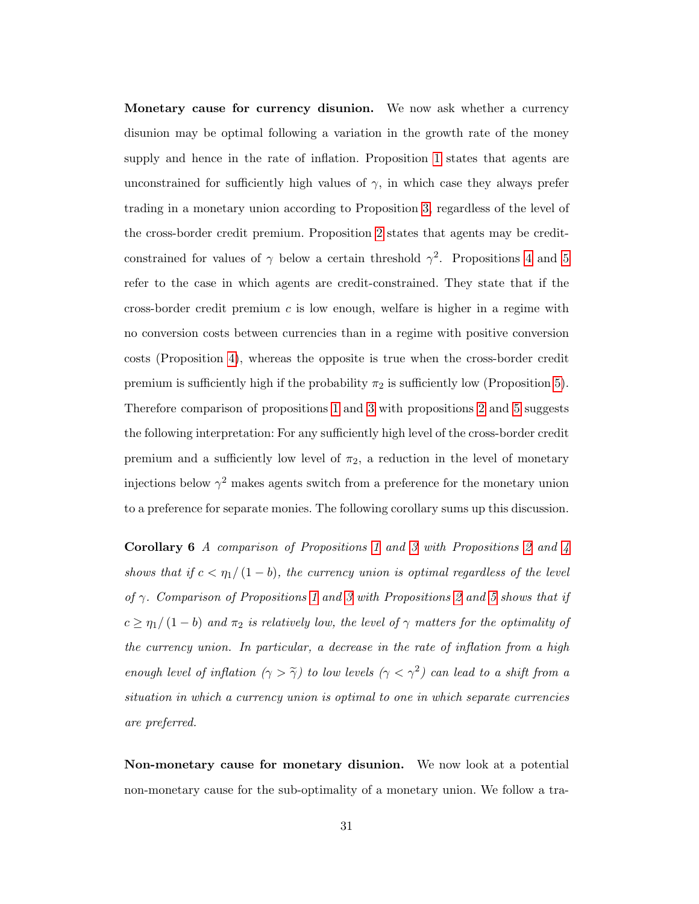**Monetary cause for currency disunion.** We now ask whether a currency disunion may be optimal following a variation in the growth rate of the money supply and hence in the rate of inflation. Proposition 1 states that agents are unconstrained for sufficiently high values of $\gamma$, in which case they always prefer trading in a monetary union according to Proposition 3, regardless of the level of the cross-border credit premium. Proposition 2 states that agents may be credit-constrained for values of $\gamma$ below a certain threshold $\gamma^2$. Propositions 4 and 5 refer to the case in which agents are credit-constrained. They state that if the cross-border credit premium $c$ is low enough, welfare is higher in a regime with no conversion costs between currencies than in a regime with positive conversion costs (Proposition 4), whereas the opposite is true when the cross-border credit premium is sufficiently high if the probability $\pi_2$ is sufficiently low (Proposition 5). Therefore comparison of propositions 1 and 3 with propositions 2 and 5 suggests the following interpretation: For any sufficiently high level of the cross-border credit premium and a sufficiently low level of $\pi_2$, a reduction in the level of monetary injections below $\gamma^2$ makes agents switch from a preference for the monetary union to a preference for separate monies. The following corollary sums up this discussion.

**Corollary 6** *A comparison of Propositions 1 and 3 with Propositions 2 and 4 shows that if $c < \eta_1/(1-b)$, the currency union is optimal regardless of the level of $\gamma$. Comparison of Propositions 1 and 3 with Propositions 2 and 5 shows that if $c \geq \eta_1/(1-b)$ and $\pi_2$ is relatively low, the level of $\gamma$ matters for the optimality of the currency union. In particular, a decrease in the rate of inflation from a high enough level of inflation ($\gamma > \widetilde{\gamma}$) to low levels ($\gamma < \gamma^2$) can lead to a shift from a situation in which a currency union is optimal to one in which separate currencies are preferred.*

**Non-monetary cause for monetary disunion.** We now look at a potential non-monetary cause for the sub-optimality of a monetary union. We follow a tra-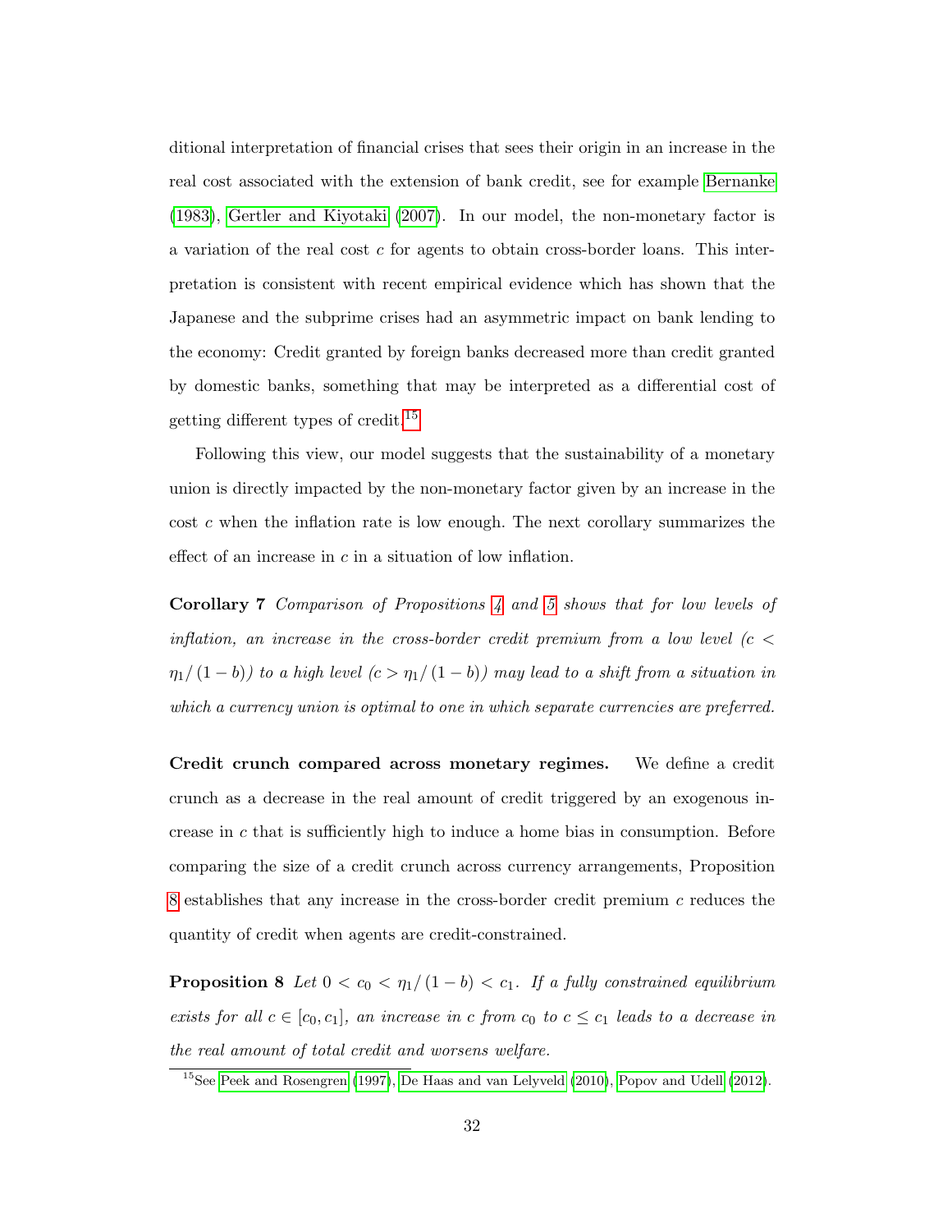ditional interpretation of financial crises that sees their origin in an increase in the real cost associated with the extension of bank credit, see for example Bernanke (1983), Gertler and Kiyotaki (2007). In our model, the non-monetary factor is a variation of the real cost $c$ for agents to obtain cross-border loans. This interpretation is consistent with recent empirical evidence which has shown that the Japanese and the subprime crises had an asymmetric impact on bank lending to the economy: Credit granted by foreign banks decreased more than credit granted by domestic banks, something that may be interpreted as a differential cost of getting different types of credit.[15]

Following this view, our model suggests that the sustainability of a monetary union is directly impacted by the non-monetary factor given by an increase in the cost $c$ when the inflation rate is low enough. The next corollary summarizes the effect of an increase in $c$ in a situation of low inflation.

**Corollary 7** *Comparison of Propositions 4 and 5 shows that for low levels of inflation, an increase in the cross-border credit premium from a low level ($c < \eta_1/(1-b)$) to a high level ($c > \eta_1/(1-b)$) may lead to a shift from a situation in which a currency union is optimal to one in which separate currencies are preferred.*

**Credit crunch compared across monetary regimes.** We define a credit crunch as a decrease in the real amount of credit triggered by an exogenous increase in $c$ that is sufficiently high to induce a home bias in consumption. Before comparing the size of a credit crunch across currency arrangements, Proposition 8 establishes that any increase in the cross-border credit premium $c$ reduces the quantity of credit when agents are credit-constrained.

**Proposition 8** *Let $0 < c_0 < \eta_1/(1-b) < c_1$. If a fully constrained equilibrium exists for all $c \in [c_0, c_1]$, an increase in $c$ from $c_0$ to $c \leq c_1$ leads to a decrease in the real amount of total credit and worsens welfare.*

[15] See Peek and Rosengren (1997), De Haas and van Lelyveld (2010), Popov and Udell (2012).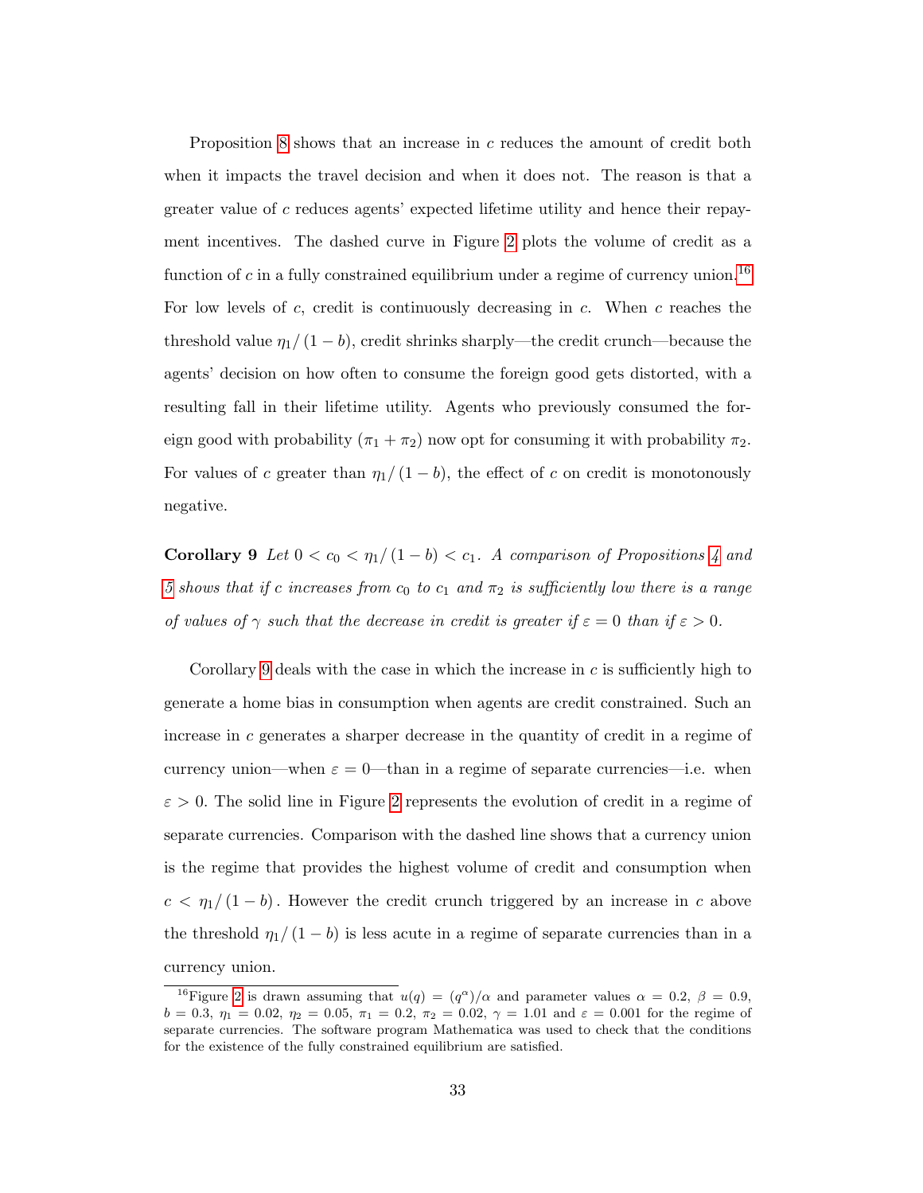Proposition 8 shows that an increase in $c$ reduces the amount of credit both when it impacts the travel decision and when it does not. The reason is that a greater value of $c$ reduces agents' expected lifetime utility and hence their repayment incentives. The dashed curve in Figure 2 plots the volume of credit as a function of $c$ in a fully constrained equilibrium under a regime of currency union.[16] For low levels of $c$, credit is continuously decreasing in $c$. When $c$ reaches the threshold value $\eta_1/(1-b)$, credit shrinks sharply—the credit crunch—because the agents' decision on how often to consume the foreign good gets distorted, with a resulting fall in their lifetime utility. Agents who previously consumed the foreign good with probability $(\pi_1 + \pi_2)$ now opt for consuming it with probability $\pi_2$. For values of $c$ greater than $\eta_1/(1-b)$, the effect of $c$ on credit is monotonously negative.

**Corollary 9** *Let $0 < c_0 < \eta_1/(1-b) < c_1$. A comparison of Propositions 4 and 5 shows that if $c$ increases from $c_0$ to $c_1$ and $\pi_2$ is sufficiently low there is a range of values of $\gamma$ such that the decrease in credit is greater if $\varepsilon = 0$ than if $\varepsilon > 0$.*

Corollary 9 deals with the case in which the increase in $c$ is sufficiently high to generate a home bias in consumption when agents are credit constrained. Such an increase in $c$ generates a sharper decrease in the quantity of credit in a regime of currency union—when $\varepsilon = 0$—than in a regime of separate currencies—i.e. when $\varepsilon > 0$. The solid line in Figure 2 represents the evolution of credit in a regime of separate currencies. Comparison with the dashed line shows that a currency union is the regime that provides the highest volume of credit and consumption when $c < \eta_1/(1-b)$. However the credit crunch triggered by an increase in $c$ above the threshold $\eta_1/(1-b)$ is less acute in a regime of separate currencies than in a currency union.

[16] Figure 2 is drawn assuming that $u(q) = (q^{\alpha})/\alpha$ and parameter values $\alpha = 0.2$, $\beta = 0.9$, $b = 0.3$, $\eta_1 = 0.02$, $\eta_2 = 0.05$, $\pi_1 = 0.2$, $\pi_2 = 0.02$, $\gamma = 1.01$ and $\varepsilon = 0.001$ for the regime of separate currencies. The software program Mathematica was used to check that the conditions for the existence of the fully constrained equilibrium are satisfied.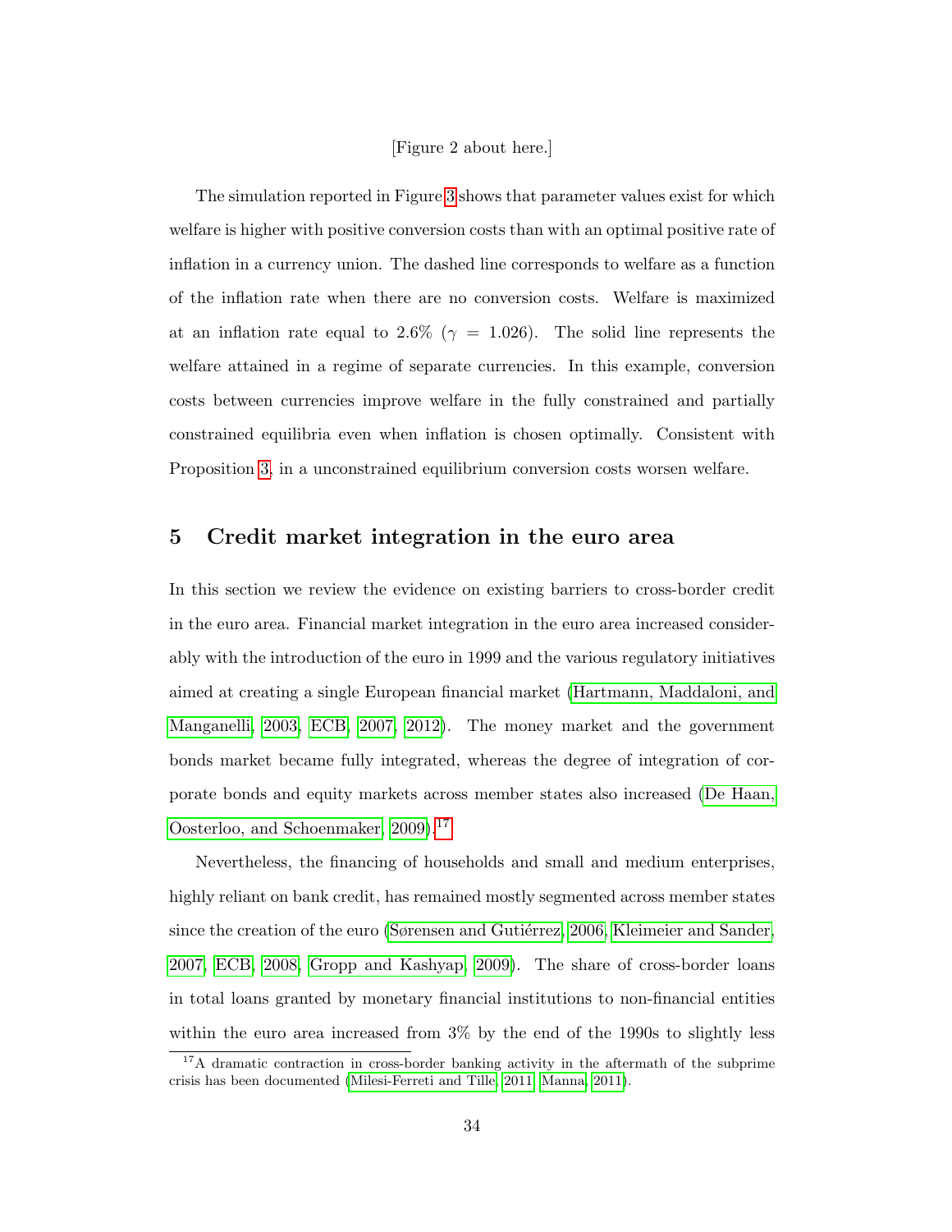[Figure 2 about here.]

The simulation reported in Figure 3 shows that parameter values exist for which welfare is higher with positive conversion costs than with an optimal positive rate of inflation in a currency union. The dashed line corresponds to welfare as a function of the inflation rate when there are no conversion costs. Welfare is maximized at an inflation rate equal to 2.6% ($\gamma = 1.026$). The solid line represents the welfare attained in a regime of separate currencies. In this example, conversion costs between currencies improve welfare in the fully constrained and partially constrained equilibria even when inflation is chosen optimally. Consistent with Proposition 3, in a unconstrained equilibrium conversion costs worsen welfare.

## 5 Credit market integration in the euro area

In this section we review the evidence on existing barriers to cross-border credit in the euro area. Financial market integration in the euro area increased considerably with the introduction of the euro in 1999 and the various regulatory initiatives aimed at creating a single European financial market (Hartmann, Maddaloni, and Manganelli, 2003, ECB, 2007, 2012). The money market and the government bonds market became fully integrated, whereas the degree of integration of corporate bonds and equity markets across member states also increased (De Haan, Oosterloo, and Schoenmaker, 2009).[17]

Nevertheless, the financing of households and small and medium enterprises, highly reliant on bank credit, has remained mostly segmented across member states since the creation of the euro (Sørensen and Gutiérrez, 2006, Kleimeier and Sander, 2007, ECB, 2008, Gropp and Kashyap, 2009). The share of cross-border loans in total loans granted by monetary financial institutions to non-financial entities within the euro area increased from 3% by the end of the 1990s to slightly less

[17] A dramatic contraction in cross-border banking activity in the aftermath of the subprime crisis has been documented (Milesi-Ferreti and Tille, 2011, Manna, 2011).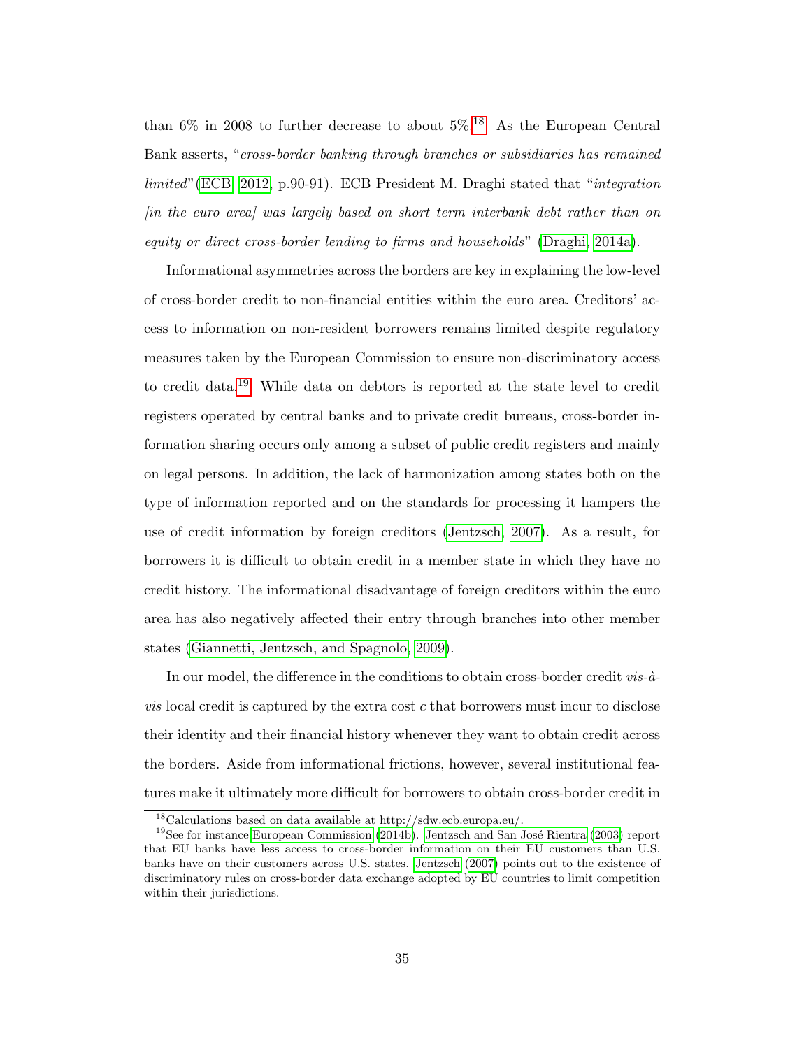than 6% in 2008 to further decrease to about 5%.[18] As the European Central Bank asserts, "*cross-border banking through branches or subsidiaries has remained limited*"(ECB, 2012, p.90-91). ECB President M. Draghi stated that "*integration [in the euro area] was largely based on short term interbank debt rather than on equity or direct cross-border lending to firms and households*" (Draghi, 2014a).

Informational asymmetries across the borders are key in explaining the low-level of cross-border credit to non-financial entities within the euro area. Creditors' access to information on non-resident borrowers remains limited despite regulatory measures taken by the European Commission to ensure non-discriminatory access to credit data.[19] While data on debtors is reported at the state level to credit registers operated by central banks and to private credit bureaus, cross-border information sharing occurs only among a subset of public credit registers and mainly on legal persons. In addition, the lack of harmonization among states both on the type of information reported and on the standards for processing it hampers the use of credit information by foreign creditors (Jentzsch, 2007). As a result, for borrowers it is difficult to obtain credit in a member state in which they have no credit history. The informational disadvantage of foreign creditors within the euro area has also negatively affected their entry through branches into other member states (Giannetti, Jentzsch, and Spagnolo, 2009).

In our model, the difference in the conditions to obtain cross-border credit *vis-à-vis* local credit is captured by the extra cost $c$ that borrowers must incur to disclose their identity and their financial history whenever they want to obtain credit across the borders. Aside from informational frictions, however, several institutional features make it ultimately more difficult for borrowers to obtain cross-border credit in

[18] Calculations based on data available at http://sdw.ecb.europa.eu/.

[19] See for instance European Commission (2014b). Jentzsch and San José Rientra (2003) report that EU banks have less access to cross-border information on their EU customers than U.S. banks have on their customers across U.S. states. Jentzsch (2007) points out to the existence of discriminatory rules on cross-border data exchange adopted by EU countries to limit competition within their jurisdictions.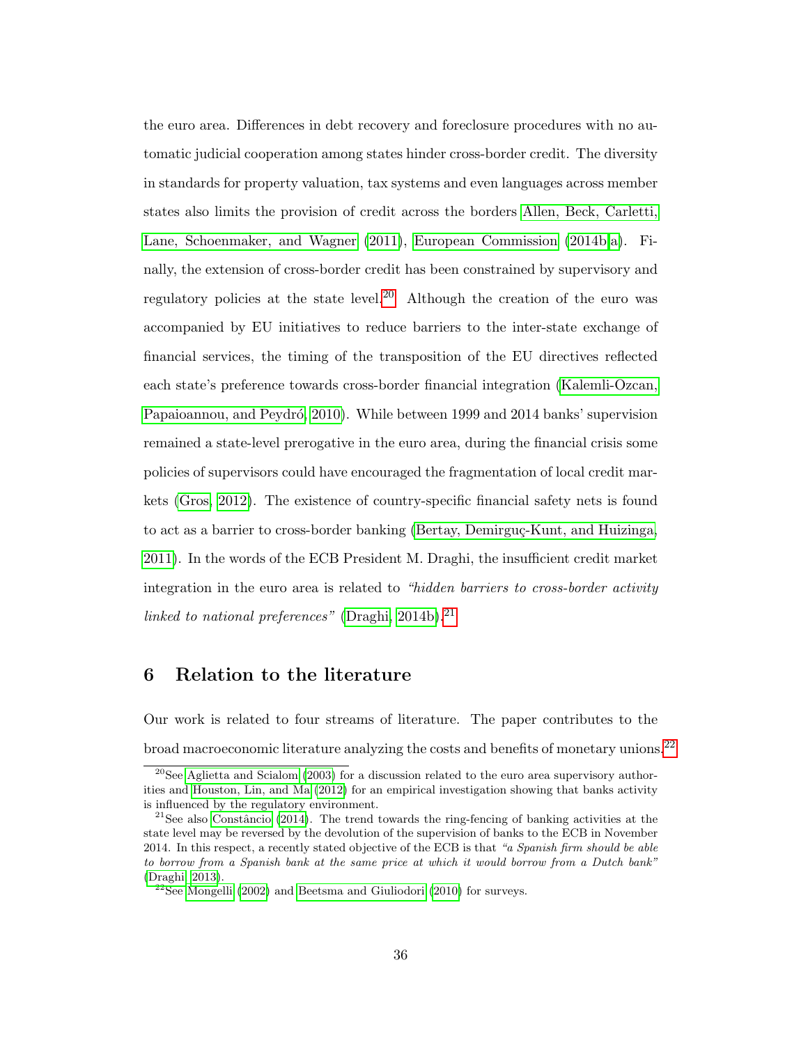the euro area. Differences in debt recovery and foreclosure procedures with no automatic judicial cooperation among states hinder cross-border credit. The diversity in standards for property valuation, tax systems and even languages across member states also limits the provision of credit across the borders Allen, Beck, Carletti, Lane, Schoenmaker, and Wagner (2011), European Commission (2014b,a). Finally, the extension of cross-border credit has been constrained by supervisory and regulatory policies at the state level.[20] Although the creation of the euro was accompanied by EU initiatives to reduce barriers to the inter-state exchange of financial services, the timing of the transposition of the EU directives reflected each state's preference towards cross-border financial integration (Kalemli-Ozcan, Papaioannou, and Peydró, 2010). While between 1999 and 2014 banks' supervision remained a state-level prerogative in the euro area, during the financial crisis some policies of supervisors could have encouraged the fragmentation of local credit markets (Gros, 2012). The existence of country-specific financial safety nets is found to act as a barrier to cross-border banking (Bertay, Demirguç-Kunt, and Huizinga, 2011). In the words of the ECB President M. Draghi, the insufficient credit market integration in the euro area is related to *"hidden barriers to cross-border activity linked to national preferences"* (Draghi, 2014b).[21]

# 6 Relation to the literature

Our work is related to four streams of literature. The paper contributes to the broad macroeconomic literature analyzing the costs and benefits of monetary unions.[22]

---

[20] See Aglietta and Scialom (2003) for a discussion related to the euro area supervisory authorities and Houston, Lin, and Ma (2012) for an empirical investigation showing that banks activity is influenced by the regulatory environment.

[21] See also Constâncio (2014). The trend towards the ring-fencing of banking activities at the state level may be reversed by the devolution of the supervision of banks to the ECB in November 2014. In this respect, a recently stated objective of the ECB is that *"a Spanish firm should be able to borrow from a Spanish bank at the same price at which it would borrow from a Dutch bank"* (Draghi, 2013).

[22] See Mongelli (2002) and Beetsma and Giuliodori (2010) for surveys.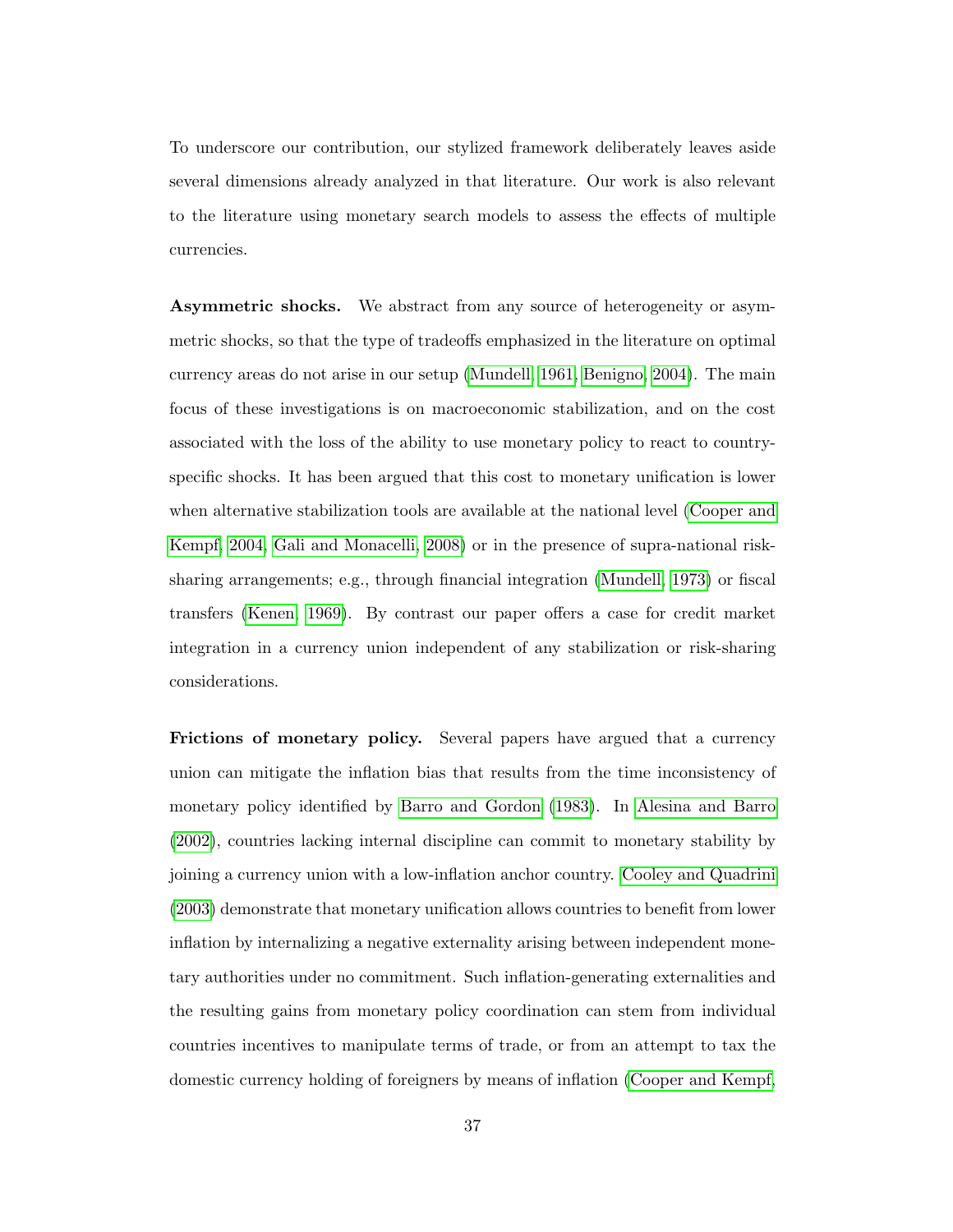To underscore our contribution, our stylized framework deliberately leaves aside several dimensions already analyzed in that literature. Our work is also relevant to the literature using monetary search models to assess the effects of multiple currencies.

**Asymmetric shocks.** We abstract from any source of heterogeneity or asymmetric shocks, so that the type of tradeoffs emphasized in the literature on optimal currency areas do not arise in our setup (Mundell, 1961; Benigno, 2004). The main focus of these investigations is on macroeconomic stabilization, and on the cost associated with the loss of the ability to use monetary policy to react to country-specific shocks. It has been argued that this cost to monetary unification is lower when alternative stabilization tools are available at the national level (Cooper and Kempf, 2004; Gali and Monacelli, 2008) or in the presence of supra-national risk-sharing arrangements; e.g., through financial integration (Mundell, 1973) or fiscal transfers (Kenen, 1969). By contrast our paper offers a case for credit market integration in a currency union independent of any stabilization or risk-sharing considerations.

**Frictions of monetary policy.** Several papers have argued that a currency union can mitigate the inflation bias that results from the time inconsistency of monetary policy identified by Barro and Gordon (1983). In Alesina and Barro (2002), countries lacking internal discipline can commit to monetary stability by joining a currency union with a low-inflation anchor country. Cooley and Quadrini (2003) demonstrate that monetary unification allows countries to benefit from lower inflation by internalizing a negative externality arising between independent monetary authorities under no commitment. Such inflation-generating externalities and the resulting gains from monetary policy coordination can stem from individual countries incentives to manipulate terms of trade, or from an attempt to tax the domestic currency holding of foreigners by means of inflation (Cooper and Kempf,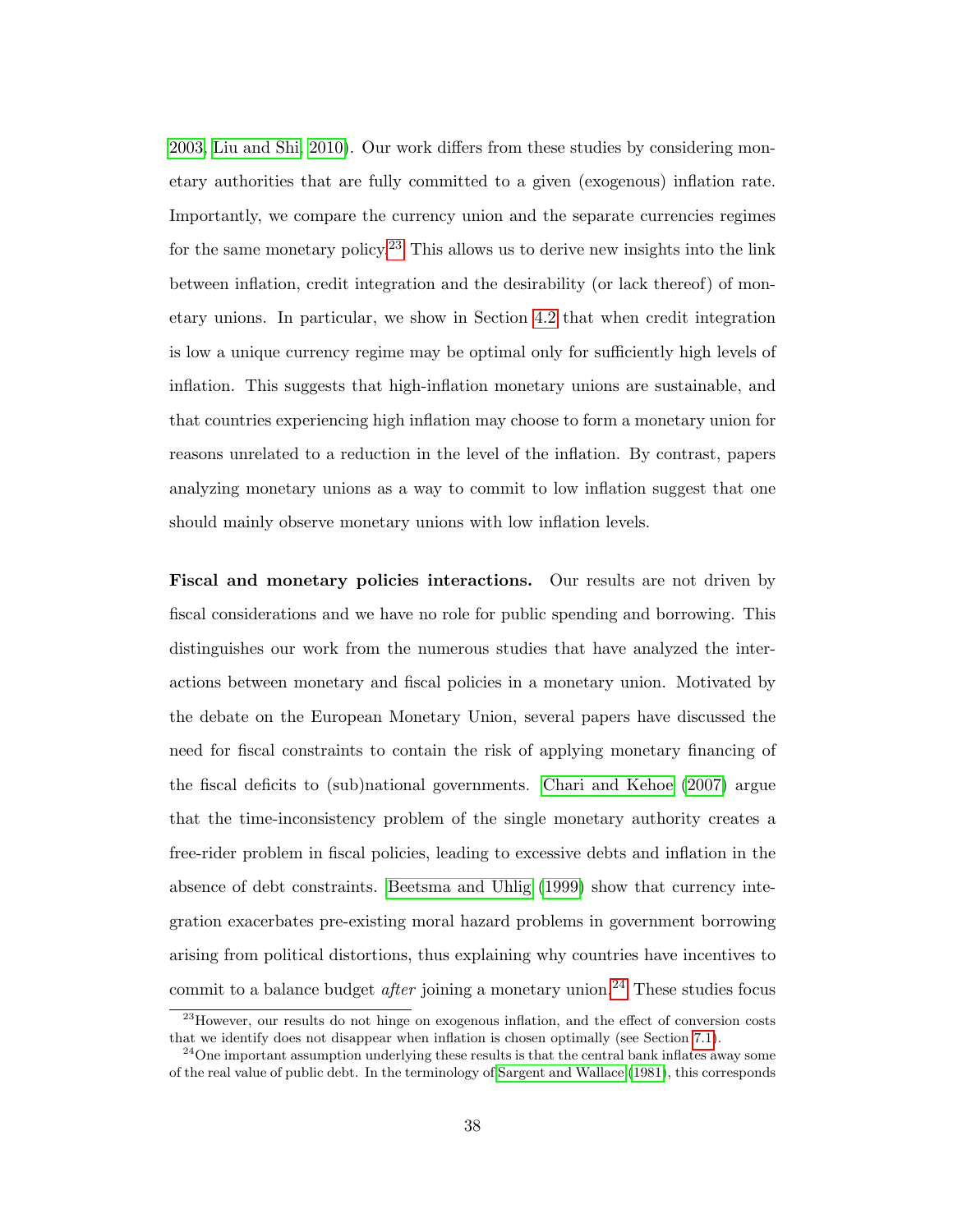2003; Liu and Shi, 2010). Our work differs from these studies by considering monetary authorities that are fully committed to a given (exogenous) inflation rate. Importantly, we compare the currency union and the separate currencies regimes for the same monetary policy.[23] This allows us to derive new insights into the link between inflation, credit integration and the desirability (or lack thereof) of monetary unions. In particular, we show in Section 4.2 that when credit integration is low a unique currency regime may be optimal only for sufficiently high levels of inflation. This suggests that high-inflation monetary unions are sustainable, and that countries experiencing high inflation may choose to form a monetary union for reasons unrelated to a reduction in the level of the inflation. By contrast, papers analyzing monetary unions as a way to commit to low inflation suggest that one should mainly observe monetary unions with low inflation levels.

**Fiscal and monetary policies interactions.** Our results are not driven by fiscal considerations and we have no role for public spending and borrowing. This distinguishes our work from the numerous studies that have analyzed the interactions between monetary and fiscal policies in a monetary union. Motivated by the debate on the European Monetary Union, several papers have discussed the need for fiscal constraints to contain the risk of applying monetary financing of the fiscal deficits to (sub)national governments. Chari and Kehoe (2007) argue that the time-inconsistency problem of the single monetary authority creates a free-rider problem in fiscal policies, leading to excessive debts and inflation in the absence of debt constraints. Beetsma and Uhlig (1999) show that currency integration exacerbates pre-existing moral hazard problems in government borrowing arising from political distortions, thus explaining why countries have incentives to commit to a balance budget *after* joining a monetary union.[24] These studies focus

[23] However, our results do not hinge on exogenous inflation, and the effect of conversion costs that we identify does not disappear when inflation is chosen optimally (see Section 7.1).

[24] One important assumption underlying these results is that the central bank inflates away some of the real value of public debt. In the terminology of Sargent and Wallace (1981), this corresponds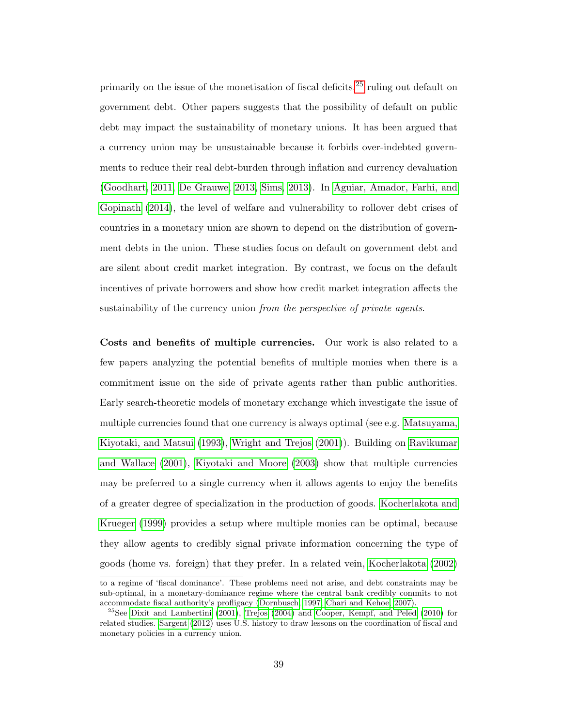primarily on the issue of the monetisation of fiscal deficits,[25] ruling out default on government debt. Other papers suggests that the possibility of default on public debt may impact the sustainability of monetary unions. It has been argued that a currency union may be unsustainable because it forbids over-indebted governments to reduce their real debt-burden through inflation and currency devaluation (Goodhart, 2011; De Grauwe, 2013; Sims, 2013). In Aguiar, Amador, Farhi, and Gopinath (2014), the level of welfare and vulnerability to rollover debt crises of countries in a monetary union are shown to depend on the distribution of government debts in the union. These studies focus on default on government debt and are silent about credit market integration. By contrast, we focus on the default incentives of private borrowers and show how credit market integration affects the sustainability of the currency union *from the perspective of private agents*.

**Costs and benefits of multiple currencies.** Our work is also related to a few papers analyzing the potential benefits of multiple monies when there is a commitment issue on the side of private agents rather than public authorities. Early search-theoretic models of monetary exchange which investigate the issue of multiple currencies found that one currency is always optimal (see e.g. Matsuyama, Kiyotaki, and Matsui (1993), Wright and Trejos (2001)). Building on Ravikumar and Wallace (2001), Kiyotaki and Moore (2003) show that multiple currencies may be preferred to a single currency when it allows agents to enjoy the benefits of a greater degree of specialization in the production of goods. Kocherlakota and Krueger (1999) provides a setup where multiple monies can be optimal, because they allow agents to credibly signal private information concerning the type of goods (home vs. foreign) that they prefer. In a related vein, Kocherlakota (2002)

---

to a regime of 'fiscal dominance'. These problems need not arise, and debt constraints may be sub-optimal, in a monetary-dominance regime where the central bank credibly commits to not accommodate fiscal authority's profligacy (Dornbusch, 1997; Chari and Kehoe, 2007).

[25] See Dixit and Lambertini (2001), Trejos (2004) and Cooper, Kempf, and Peled (2010) for related studies. Sargent (2012) uses U.S. history to draw lessons on the coordination of fiscal and monetary policies in a currency union.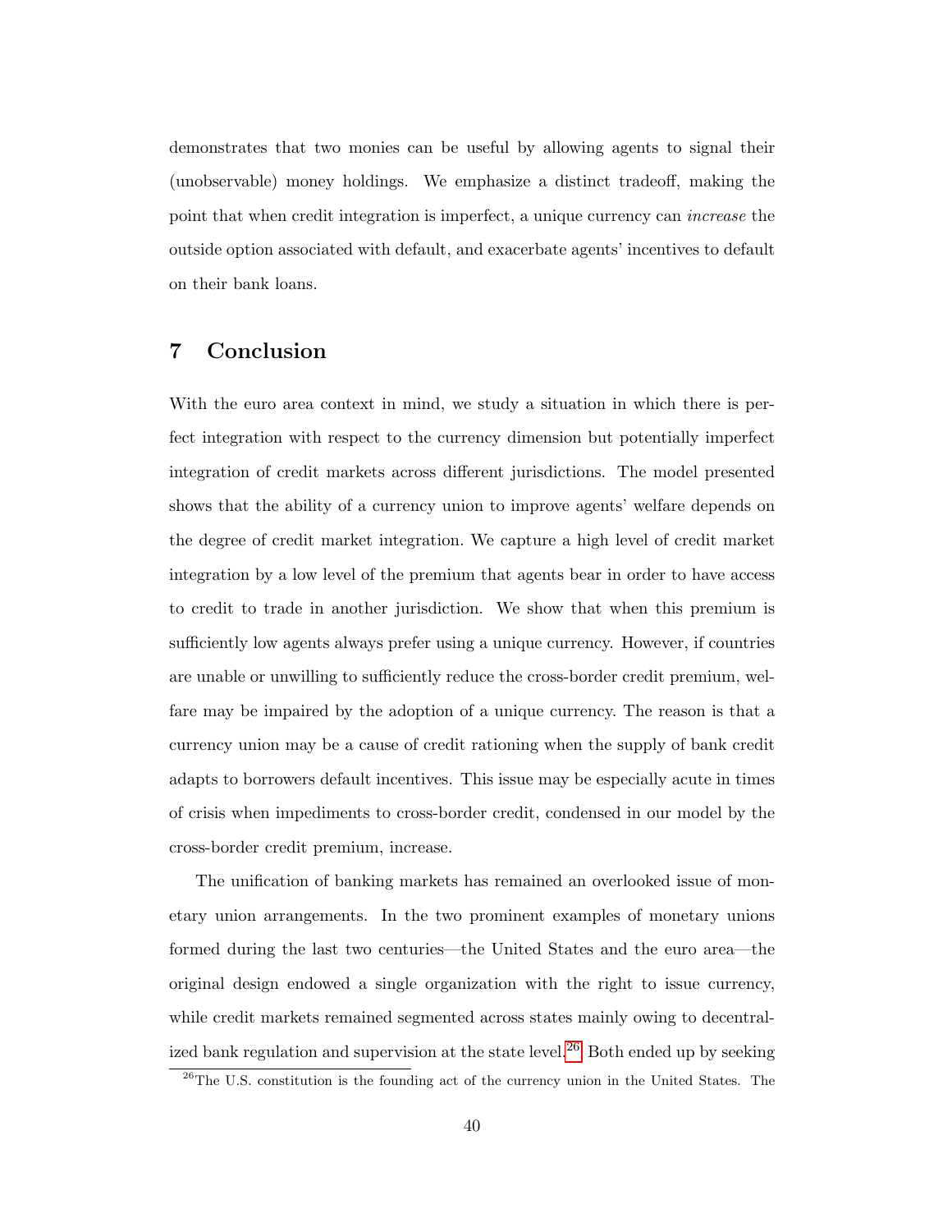demonstrates that two monies can be useful by allowing agents to signal their (unobservable) money holdings. We emphasize a distinct tradeoff, making the point that when credit integration is imperfect, a unique currency can *increase* the outside option associated with default, and exacerbate agents' incentives to default on their bank loans.

## 7 Conclusion

With the euro area context in mind, we study a situation in which there is perfect integration with respect to the currency dimension but potentially imperfect integration of credit markets across different jurisdictions. The model presented shows that the ability of a currency union to improve agents' welfare depends on the degree of credit market integration. We capture a high level of credit market integration by a low level of the premium that agents bear in order to have access to credit to trade in another jurisdiction. We show that when this premium is sufficiently low agents always prefer using a unique currency. However, if countries are unable or unwilling to sufficiently reduce the cross-border credit premium, welfare may be impaired by the adoption of a unique currency. The reason is that a currency union may be a cause of credit rationing when the supply of bank credit adapts to borrowers default incentives. This issue may be especially acute in times of crisis when impediments to cross-border credit, condensed in our model by the cross-border credit premium, increase.

The unification of banking markets has remained an overlooked issue of monetary union arrangements. In the two prominent examples of monetary unions formed during the last two centuries—the United States and the euro area—the original design endowed a single organization with the right to issue currency, while credit markets remained segmented across states mainly owing to decentralized bank regulation and supervision at the state level.[26] Both ended up by seeking

[26]The U.S. constitution is the founding act of the currency union in the United States. The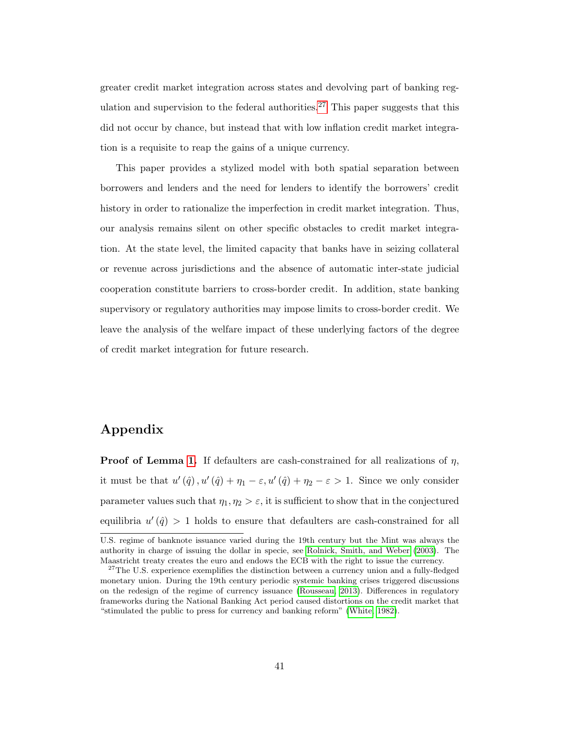greater credit market integration across states and devolving part of banking regulation and supervision to the federal authorities.[27] This paper suggests that this did not occur by chance, but instead that with low inflation credit market integration is a requisite to reap the gains of a unique currency.

This paper provides a stylized model with both spatial separation between borrowers and lenders and the need for lenders to identify the borrowers' credit history in order to rationalize the imperfection in credit market integration. Thus, our analysis remains silent on other specific obstacles to credit market integration. At the state level, the limited capacity that banks have in seizing collateral or revenue across jurisdictions and the absence of automatic inter-state judicial cooperation constitute barriers to cross-border credit. In addition, state banking supervisory or regulatory authorities may impose limits to cross-border credit. We leave the analysis of the welfare impact of these underlying factors of the degree of credit market integration for future research.

# Appendix

**Proof of Lemma 1.** If defaulters are cash-constrained for all realizations of $\eta$, it must be that $u'(\hat{q}), u'(\hat{q}) + \eta_1 - \varepsilon, u'(\hat{q}) + \eta_2 - \varepsilon > 1$. Since we only consider parameter values such that $\eta_1, \eta_2 > \varepsilon$, it is sufficient to show that in the conjectured equilibria $u'(\hat{q}) > 1$ holds to ensure that defaulters are cash-constrained for all

---

U.S. regime of banknote issuance varied during the 19th century but the Mint was always the authority in charge of issuing the dollar in specie, see Rolnick, Smith, and Weber (2003). The Maastricht treaty creates the euro and endows the ECB with the right to issue the currency.

[27] The U.S. experience exemplifies the distinction between a currency union and a fully-fledged monetary union. During the 19th century periodic systemic banking crises triggered discussions on the redesign of the regime of currency issuance (Rousseau, 2013). Differences in regulatory frameworks during the National Banking Act period caused distortions on the credit market that "stimulated the public to press for currency and banking reform" (White, 1982).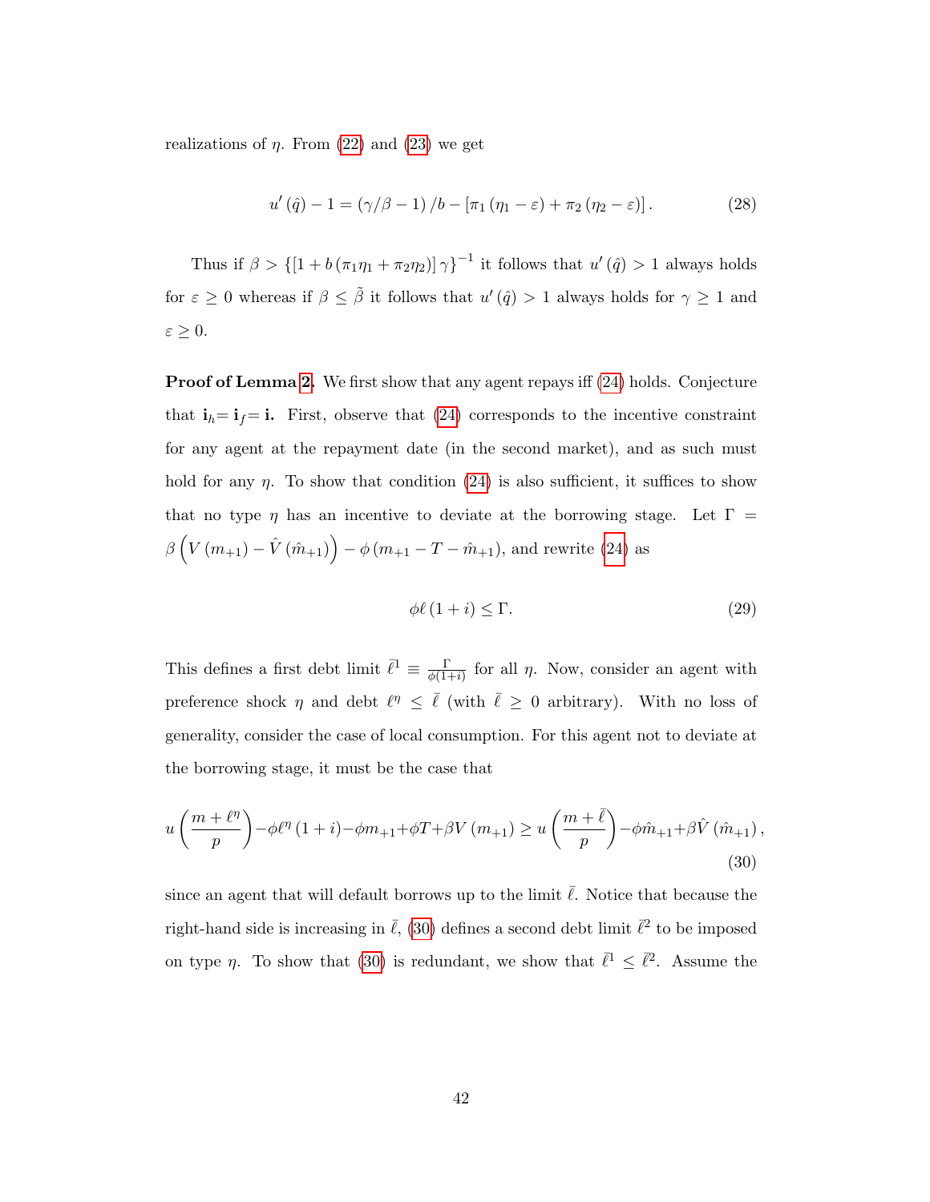realizations of $\eta$. From (22) and (23) we get

$$u'(\hat{q}) - 1 = (\gamma/\beta - 1)/b - [\pi_1(\eta_1 - \varepsilon) + \pi_2(\eta_2 - \varepsilon)]. \tag{28}$$

Thus if $\beta > \{[1 + b(\pi_1\eta_1 + \pi_2\eta_2)]\gamma\}^{-1}$ it follows that $u'(\hat{q}) > 1$ always holds for $\varepsilon \geq 0$ whereas if $\beta \leq \tilde{\beta}$ it follows that $u'(\hat{q}) > 1$ always holds for $\gamma \geq 1$ and $\varepsilon \geq 0$.

**Proof of Lemma 2.** We first show that any agent repays iff (24) holds. Conjecture that $\mathbf{i}_h = \mathbf{i}_f = \mathbf{i}$. First, observe that (24) corresponds to the incentive constraint for any agent at the repayment date (in the second market), and as such must hold for any $\eta$. To show that condition (24) is also sufficient, it suffices to show that no type $\eta$ has an incentive to deviate at the borrowing stage. Let $\Gamma = \beta\left(V(m_{+1}) - \hat{V}(\hat{m}_{+1})\right) - \phi(m_{+1} - T - \hat{m}_{+1})$, and rewrite (24) as

$$\phi\ell(1+i) \leq \Gamma. \tag{29}$$

This defines a first debt limit $\bar{\ell}^1 \equiv \frac{\Gamma}{\phi(1+i)}$ for all $\eta$. Now, consider an agent with preference shock $\eta$ and debt $\ell^\eta \leq \bar{\ell}$ (with $\bar{\ell} \geq 0$ arbitrary). With no loss of generality, consider the case of local consumption. For this agent not to deviate at the borrowing stage, it must be the case that

$$u\left(\frac{m + \ell^\eta}{p}\right) - \phi\ell^\eta(1+i) - \phi m_{+1} + \phi T + \beta V(m_{+1}) \geq u\left(\frac{m + \bar{\ell}}{p}\right) - \phi\hat{m}_{+1} + \beta\hat{V}(\hat{m}_{+1}), \tag{30}$$

since an agent that will default borrows up to the limit $\bar{\ell}$. Notice that because the right-hand side is increasing in $\bar{\ell}$, (30) defines a second debt limit $\bar{\ell}^2$ to be imposed on type $\eta$. To show that (30) is redundant, we show that $\bar{\ell}^1 \leq \bar{\ell}^2$. Assume the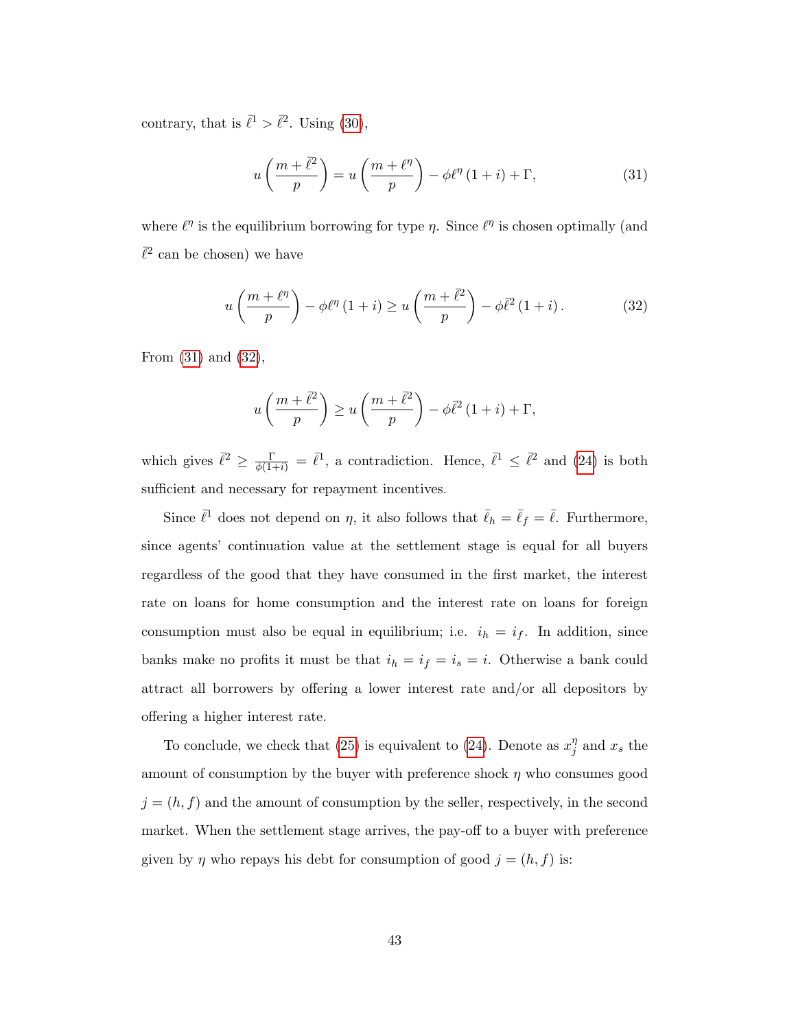contrary, that is $\bar{\ell}^1 > \bar{\ell}^2$. Using (30),

$$u\left(\frac{m+\bar{\ell}^2}{p}\right) = u\left(\frac{m+\ell^{\eta}}{p}\right) - \phi\ell^{\eta}(1+i) + \Gamma, \tag{31}$$

where $\ell^{\eta}$ is the equilibrium borrowing for type $\eta$. Since $\ell^{\eta}$ is chosen optimally (and $\bar{\ell}^2$ can be chosen) we have

$$u\left(\frac{m+\ell^{\eta}}{p}\right) - \phi\ell^{\eta}(1+i) \geq u\left(\frac{m+\bar{\ell}^2}{p}\right) - \phi\bar{\ell}^2(1+i). \tag{32}$$

From (31) and (32),

$$u\left(\frac{m+\bar{\ell}^2}{p}\right) \geq u\left(\frac{m+\bar{\ell}^2}{p}\right) - \phi\bar{\ell}^2(1+i) + \Gamma,$$

which gives $\bar{\ell}^2 \geq \frac{\Gamma}{\phi(1+i)} = \bar{\ell}^1$, a contradiction. Hence, $\bar{\ell}^1 \leq \bar{\ell}^2$ and (24) is both sufficient and necessary for repayment incentives.

Since $\bar{\ell}^1$ does not depend on $\eta$, it also follows that $\bar{\ell}_h = \bar{\ell}_f = \bar{\ell}$. Furthermore, since agents' continuation value at the settlement stage is equal for all buyers regardless of the good that they have consumed in the first market, the interest rate on loans for home consumption and the interest rate on loans for foreign consumption must also be equal in equilibrium; i.e. $i_h = i_f$. In addition, since banks make no profits it must be that $i_h = i_f = i_s = i$. Otherwise a bank could attract all borrowers by offering a lower interest rate and/or all depositors by offering a higher interest rate.

To conclude, we check that (25) is equivalent to (24). Denote as $x_j^{\eta}$ and $x_s$ the amount of consumption by the buyer with preference shock $\eta$ who consumes good $j = (h, f)$ and the amount of consumption by the seller, respectively, in the second market. When the settlement stage arrives, the pay-off to a buyer with preference given by $\eta$ who repays his debt for consumption of good $j = (h, f)$ is: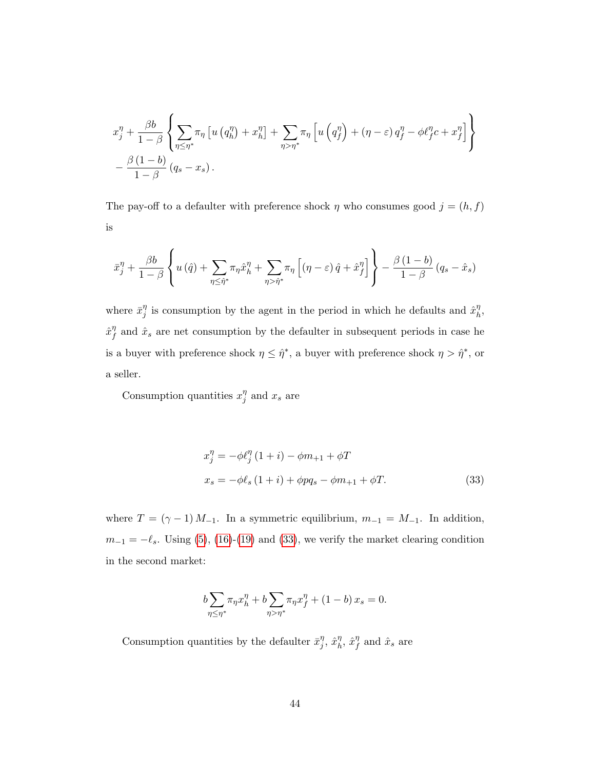$$
x_j^\eta + \frac{\beta b}{1-\beta} \left\{ \sum_{\eta \le \eta^*} \pi_\eta \left[ u\left(q_h^\eta\right) + x_h^\eta \right] + \sum_{\eta > \eta^*} \pi_\eta \left[ u\left(q_f^\eta\right) + (\eta - \varepsilon) q_f^\eta - \phi \ell_f^\eta c + x_f^\eta \right] \right\}
$$

$$
- \frac{\beta (1-b)}{1-\beta} \left( q_s - x_s \right).
$$

The pay-off to a defaulter with preference shock $\eta$ who consumes good $j = (h, f)$ is

$$
\bar{x}_j^\eta + \frac{\beta b}{1-\beta} \left\{ u\left(\hat{q}\right) + \sum_{\eta \le \hat{\eta}^*} \pi_\eta \hat{x}_h^\eta + \sum_{\eta > \hat{\eta}^*} \pi_\eta \left[ (\eta - \varepsilon) \hat{q} + \hat{x}_f^\eta \right] \right\} - \frac{\beta (1-b)}{1-\beta} \left( q_s - \hat{x}_s \right)
$$

where $\bar{x}_j^\eta$ is consumption by the agent in the period in which he defaults and $\hat{x}_h^\eta$, $\hat{x}_f^\eta$ and $\hat{x}_s$ are net consumption by the defaulter in subsequent periods in case he is a buyer with preference shock $\eta \le \hat{\eta}^*$, a buyer with preference shock $\eta > \hat{\eta}^*$, or a seller.

Consumption quantities $x_j^\eta$ and $x_s$ are

$$
\begin{aligned}
x_j^\eta &= -\phi \ell_j^\eta (1+i) - \phi m_{+1} + \phi T \\
x_s &= -\phi \ell_s (1+i) + \phi p q_s - \phi m_{+1} + \phi T.
\end{aligned} \tag{33}
$$

where $T = (\gamma - 1) M_{-1}$. In a symmetric equilibrium, $m_{-1} = M_{-1}$. In addition, $m_{-1} = -\ell_s$. Using (5), (16)-(19) and (33), we verify the market clearing condition in the second market:

$$
b \sum_{\eta \le \eta^*} \pi_\eta x_h^\eta + b \sum_{\eta > \eta^*} \pi_\eta x_f^\eta + (1-b) x_s = 0.
$$

Consumption quantities by the defaulter $\bar{x}_j^\eta$, $\hat{x}_h^\eta$, $\hat{x}_f^\eta$ and $\hat{x}_s$ are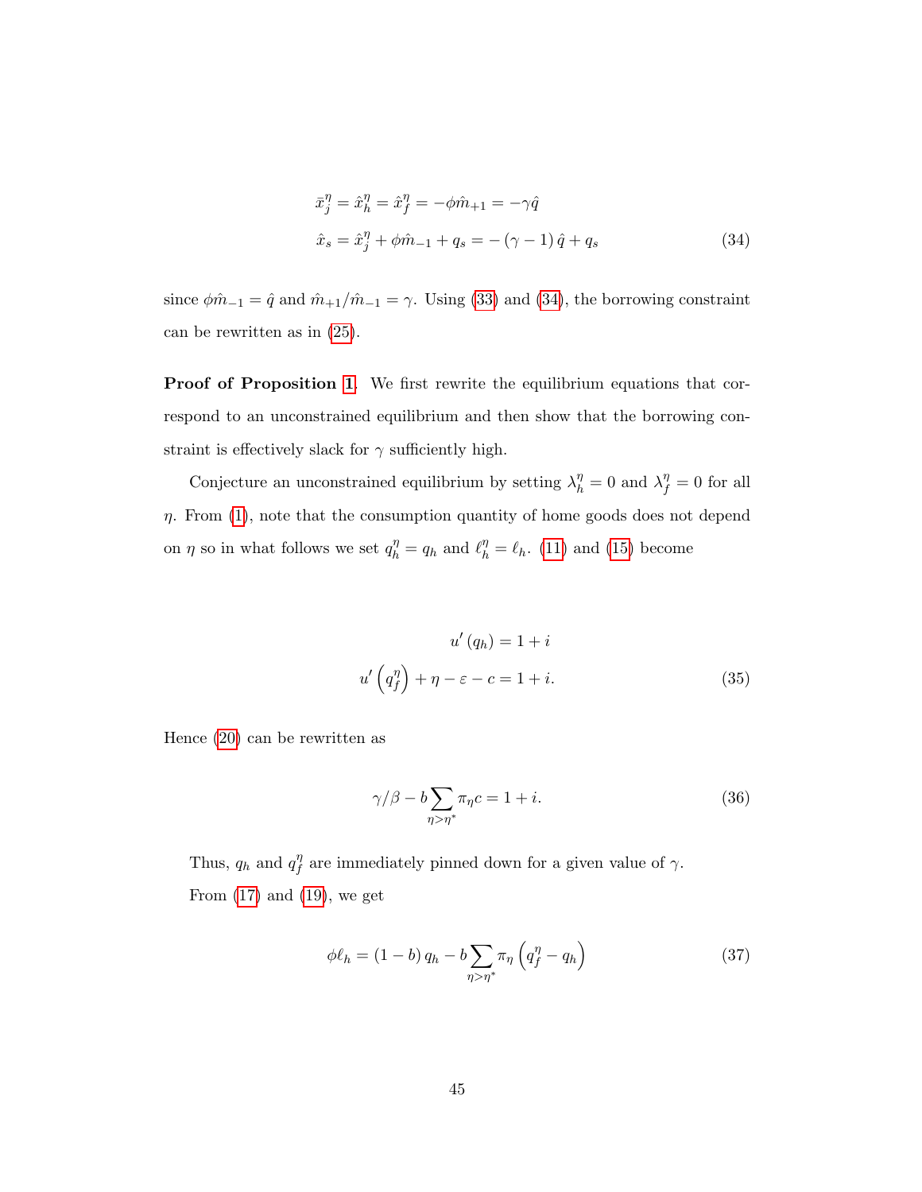$$
\begin{aligned}
\bar{x}_j^{\eta} &= \hat{x}_h^{\eta} = \hat{x}_f^{\eta} = -\phi \hat{m}_{+1} = -\gamma \hat{q} \\
\hat{x}_s &= \hat{x}_j^{\eta} + \phi \hat{m}_{-1} + q_s = -(\gamma - 1)\hat{q} + q_s
\end{aligned}
\tag{34}
$$

since $\phi \hat{m}_{-1} = \hat{q}$ and $\hat{m}_{+1}/\hat{m}_{-1} = \gamma$. Using (33) and (34), the borrowing constraint can be rewritten as in (25).

**Proof of Proposition 1.** We first rewrite the equilibrium equations that correspond to an unconstrained equilibrium and then show that the borrowing constraint is effectively slack for $\gamma$ sufficiently high.

Conjecture an unconstrained equilibrium by setting $\lambda_h^{\eta} = 0$ and $\lambda_f^{\eta} = 0$ for all $\eta$. From (1), note that the consumption quantity of home goods does not depend on $\eta$ so in what follows we set $q_h^{\eta} = q_h$ and $\ell_h^{\eta} = \ell_h$. (11) and (15) become

$$
\begin{aligned}
u'(q_h) &= 1 + i \\
u'\left(q_f^{\eta}\right) + \eta - \varepsilon - c &= 1 + i.
\end{aligned}
\tag{35}
$$

Hence (20) can be rewritten as

$$
\gamma/\beta - b \sum_{\eta > \eta^*} \pi_{\eta} c = 1 + i. \tag{36}
$$

Thus, $q_h$ and $q_f^{\eta}$ are immediately pinned down for a given value of $\gamma$.

From (17) and (19), we get

$$
\phi \ell_h = (1 - b) q_h - b \sum_{\eta > \eta^*} \pi_{\eta} \left(q_f^{\eta} - q_h\right) \tag{37}
$$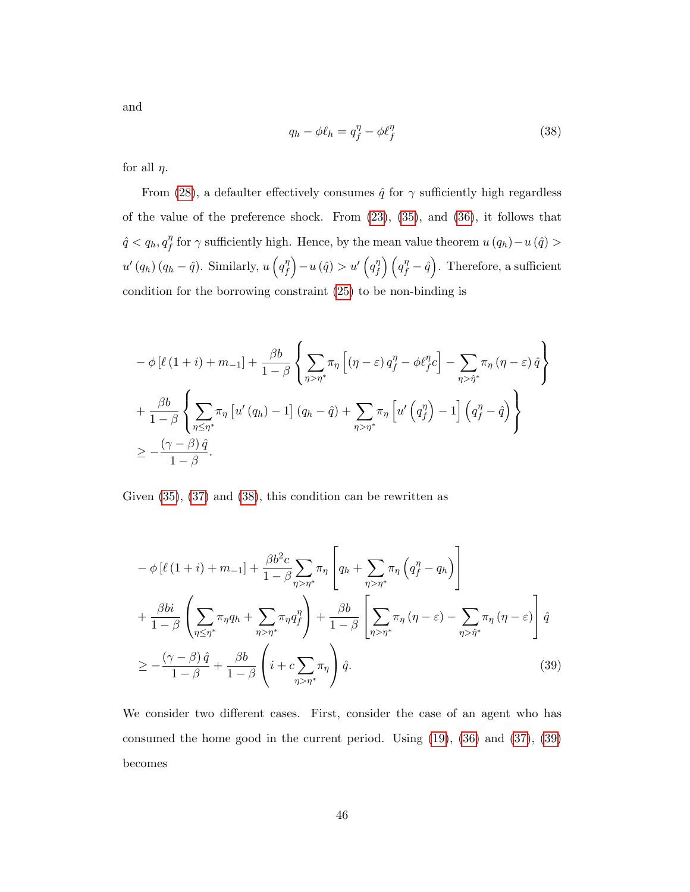and

$$q_h - \phi \ell_h = q_f^\eta - \phi \ell_f^\eta \tag{38}$$

for all $\eta$.

From (28), a defaulter effectively consumes $\hat{q}$ for $\gamma$ sufficiently high regardless of the value of the preference shock. From (23), (35), and (36), it follows that $\hat{q} < q_h, q_f^\eta$ for $\gamma$ sufficiently high. Hence, by the mean value theorem $u(q_h) - u(\hat{q}) > u'(q_h)(q_h - \hat{q})$. Similarly, $u\left(q_f^\eta\right) - u(\hat{q}) > u'\left(q_f^\eta\right)\left(q_f^\eta - \hat{q}\right)$. Therefore, a sufficient condition for the borrowing constraint (25) to be non-binding is

$$\begin{aligned}
& -\phi\left[\ell(1+i) + m_{-1}\right] + \frac{\beta b}{1-\beta}\left\{\sum_{\eta > \eta^*} \pi_\eta \left[(\eta - \varepsilon) q_f^\eta - \phi \ell_f^\eta c\right] - \sum_{\eta > \hat{\eta}^*} \pi_\eta (\eta - \varepsilon)\hat{q}\right\} \\
& + \frac{\beta b}{1-\beta}\left\{\sum_{\eta \leq \eta^*} \pi_\eta \left[u'(q_h) - 1\right](q_h - \hat{q}) + \sum_{\eta > \eta^*} \pi_\eta \left[u'\left(q_f^\eta\right) - 1\right]\left(q_f^\eta - \hat{q}\right)\right\} \\
& \geq -\frac{(\gamma - \beta)\hat{q}}{1-\beta}.
\end{aligned}$$

Given (35), (37) and (38), this condition can be rewritten as

$$\begin{aligned}
& -\phi\left[\ell(1+i) + m_{-1}\right] + \frac{\beta b^2 c}{1-\beta}\sum_{\eta > \eta^*} \pi_\eta \left[q_h + \sum_{\eta > \eta^*} \pi_\eta \left(q_f^\eta - q_h\right)\right] \\
& + \frac{\beta b i}{1-\beta}\left(\sum_{\eta \leq \eta^*} \pi_\eta q_h + \sum_{\eta > \eta^*} \pi_\eta q_f^\eta\right) + \frac{\beta b}{1-\beta}\left[\sum_{\eta > \eta^*} \pi_\eta (\eta - \varepsilon) - \sum_{\eta > \hat{\eta}^*} \pi_\eta (\eta - \varepsilon)\right]\hat{q} \\
& \geq -\frac{(\gamma - \beta)\hat{q}}{1-\beta} + \frac{\beta b}{1-\beta}\left(i + c\sum_{\eta > \eta^*} \pi_\eta\right)\hat{q}.
\end{aligned} \tag{39}$$

We consider two different cases. First, consider the case of an agent who has consumed the home good in the current period. Using (19), (36) and (37), (39) becomes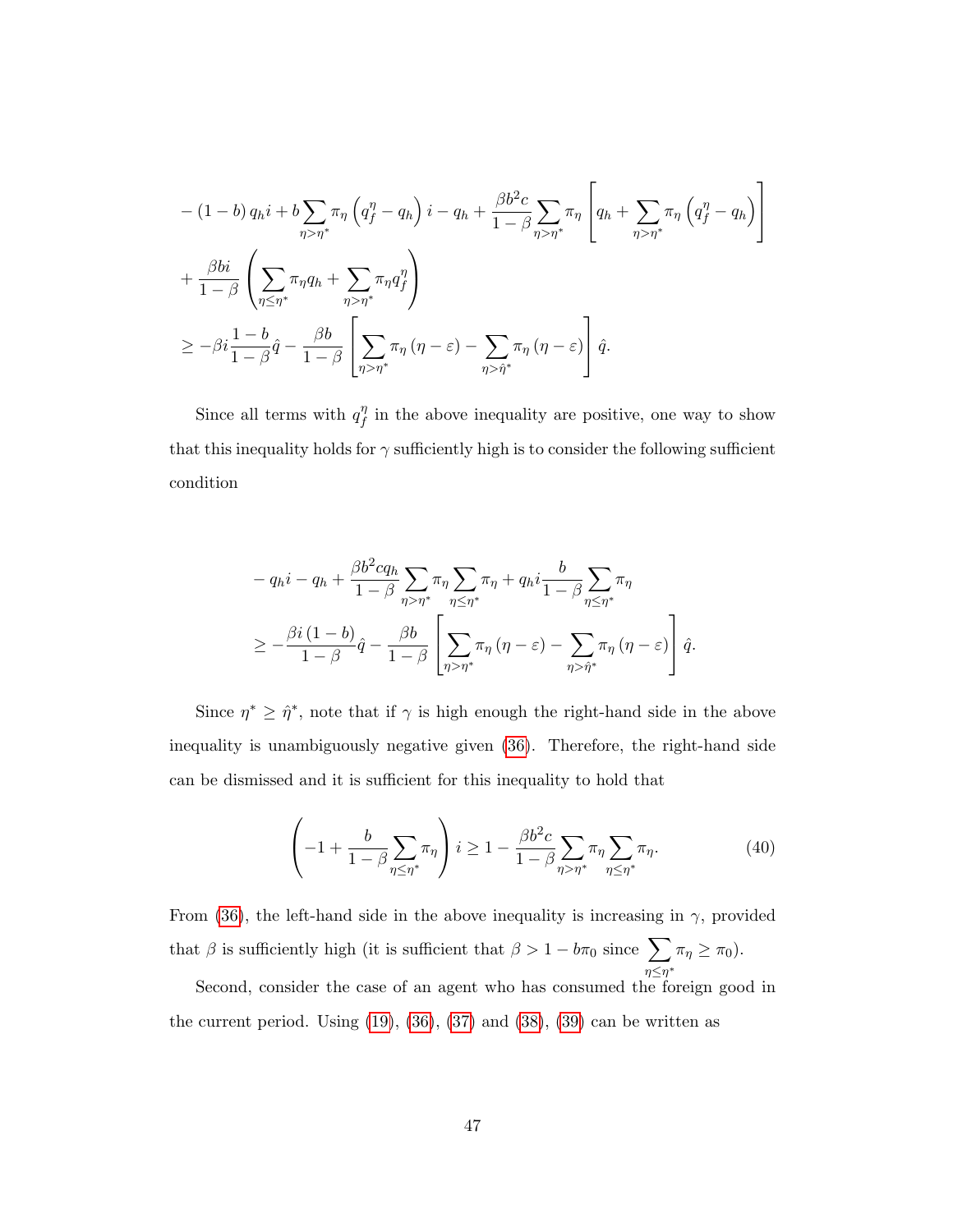$$
\begin{aligned}
&-(1-b)\,q_h i + b\sum_{\eta>\eta^*}\pi_\eta\left(q_f^\eta - q_h\right)i - q_h + \frac{\beta b^2 c}{1-\beta}\sum_{\eta>\eta^*}\pi_\eta\left[q_h + \sum_{\eta>\eta^*}\pi_\eta\left(q_f^\eta - q_h\right)\right] \\
&+\frac{\beta b i}{1-\beta}\left(\sum_{\eta\leq\eta^*}\pi_\eta q_h + \sum_{\eta>\eta^*}\pi_\eta q_f^\eta\right) \\
&\geq -\beta i\frac{1-b}{1-\beta}\hat{q} - \frac{\beta b}{1-\beta}\left[\sum_{\eta>\eta^*}\pi_\eta\left(\eta-\varepsilon\right) - \sum_{\eta>\hat{\eta}^*}\pi_\eta\left(\eta-\varepsilon\right)\right]\hat{q}.
\end{aligned}
$$

Since all terms with $q_f^\eta$ in the above inequality are positive, one way to show that this inequality holds for $\gamma$ sufficiently high is to consider the following sufficient condition

$$
\begin{aligned}
&-q_h i - q_h + \frac{\beta b^2 c q_h}{1-\beta}\sum_{\eta>\eta^*}\pi_\eta\sum_{\eta\leq\eta^*}\pi_\eta + q_h i\frac{b}{1-\beta}\sum_{\eta\leq\eta^*}\pi_\eta \\
&\geq -\frac{\beta i\left(1-b\right)}{1-\beta}\hat{q} - \frac{\beta b}{1-\beta}\left[\sum_{\eta>\eta^*}\pi_\eta\left(\eta-\varepsilon\right) - \sum_{\eta>\hat{\eta}^*}\pi_\eta\left(\eta-\varepsilon\right)\right]\hat{q}.
\end{aligned}
$$

Since $\eta^* \geq \hat{\eta}^*$, note that if $\gamma$ is high enough the right-hand side in the above inequality is unambiguously negative given (36). Therefore, the right-hand side can be dismissed and it is sufficient for this inequality to hold that

$$
\left(-1 + \frac{b}{1-\beta}\sum_{\eta\leq\eta^*}\pi_\eta\right)i \geq 1 - \frac{\beta b^2 c}{1-\beta}\sum_{\eta>\eta^*}\pi_\eta\sum_{\eta\leq\eta^*}\pi_\eta. \tag{40}
$$

From (36), the left-hand side in the above inequality is increasing in $\gamma$, provided that $\beta$ is sufficiently high (it is sufficient that $\beta > 1 - b\pi_0$ since $\sum_{\eta\leq\eta^*}\pi_\eta \geq \pi_0$).

Second, consider the case of an agent who has consumed the foreign good in the current period. Using (19), (36), (37) and (38), (39) can be written as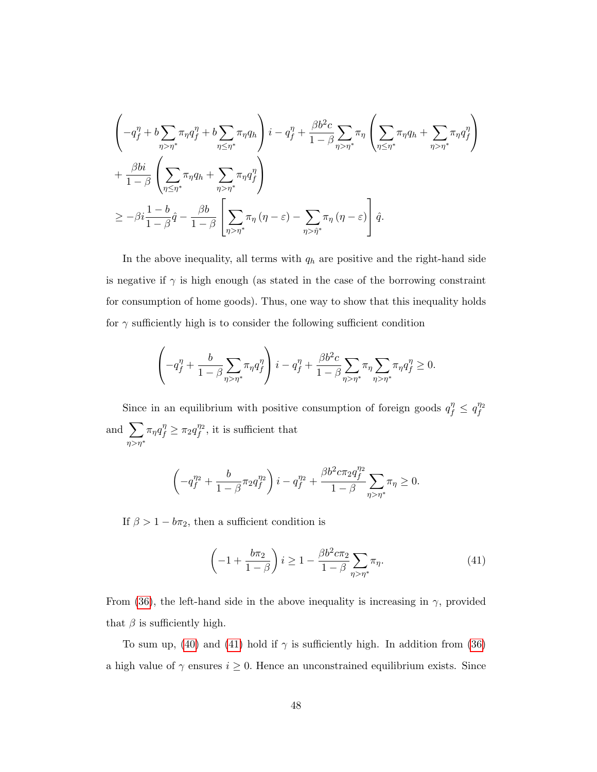$$
\begin{aligned}
&\left(-q_f^\eta + b\sum_{\eta>\eta^*}\pi_\eta q_f^\eta + b\sum_{\eta\le\eta^*}\pi_\eta q_h\right) i - q_f^\eta + \frac{\beta b^2 c}{1-\beta}\sum_{\eta>\eta^*}\pi_\eta\left(\sum_{\eta\le\eta^*}\pi_\eta q_h + \sum_{\eta>\eta^*}\pi_\eta q_f^\eta\right)\\
&+\frac{\beta b i}{1-\beta}\left(\sum_{\eta\le\eta^*}\pi_\eta q_h + \sum_{\eta>\eta^*}\pi_\eta q_f^\eta\right)\\
&\ge -\beta i\frac{1-b}{1-\beta}\hat{q} - \frac{\beta b}{1-\beta}\left[\sum_{\eta>\eta^*}\pi_\eta\left(\eta-\varepsilon\right) - \sum_{\eta>\hat{\eta}^*}\pi_\eta\left(\eta-\varepsilon\right)\right]\hat{q}.
\end{aligned}
$$

In the above inequality, all terms with $q_h$ are positive and the right-hand side is negative if $\gamma$ is high enough (as stated in the case of the borrowing constraint for consumption of home goods). Thus, one way to show that this inequality holds for $\gamma$ sufficiently high is to consider the following sufficient condition

$$
\left(-q_f^\eta + \frac{b}{1-\beta}\sum_{\eta>\eta^*}\pi_\eta q_f^\eta\right) i - q_f^\eta + \frac{\beta b^2 c}{1-\beta}\sum_{\eta>\eta^*}\pi_\eta\sum_{\eta>\eta^*}\pi_\eta q_f^\eta \ge 0.
$$

Since in an equilibrium with positive consumption of foreign goods $q_f^\eta \le q_f^{\eta_2}$ and $\sum_{\eta>\eta^*}\pi_\eta q_f^\eta \ge \pi_2 q_f^{\eta_2}$, it is sufficient that

$$
\left(-q_f^{\eta_2} + \frac{b}{1-\beta}\pi_2 q_f^{\eta_2}\right) i - q_f^{\eta_2} + \frac{\beta b^2 c \pi_2 q_f^{\eta_2}}{1-\beta}\sum_{\eta>\eta^*}\pi_\eta \ge 0.
$$

If $\beta > 1 - b\pi_2$, then a sufficient condition is

$$
\left(-1 + \frac{b\pi_2}{1-\beta}\right) i \ge 1 - \frac{\beta b^2 c \pi_2}{1-\beta}\sum_{\eta>\eta^*}\pi_\eta. \tag{41}
$$

From (36), the left-hand side in the above inequality is increasing in $\gamma$, provided that $\beta$ is sufficiently high.

To sum up, (40) and (41) hold if $\gamma$ is sufficiently high. In addition from (36) a high value of $\gamma$ ensures $i \ge 0$. Hence an unconstrained equilibrium exists. Since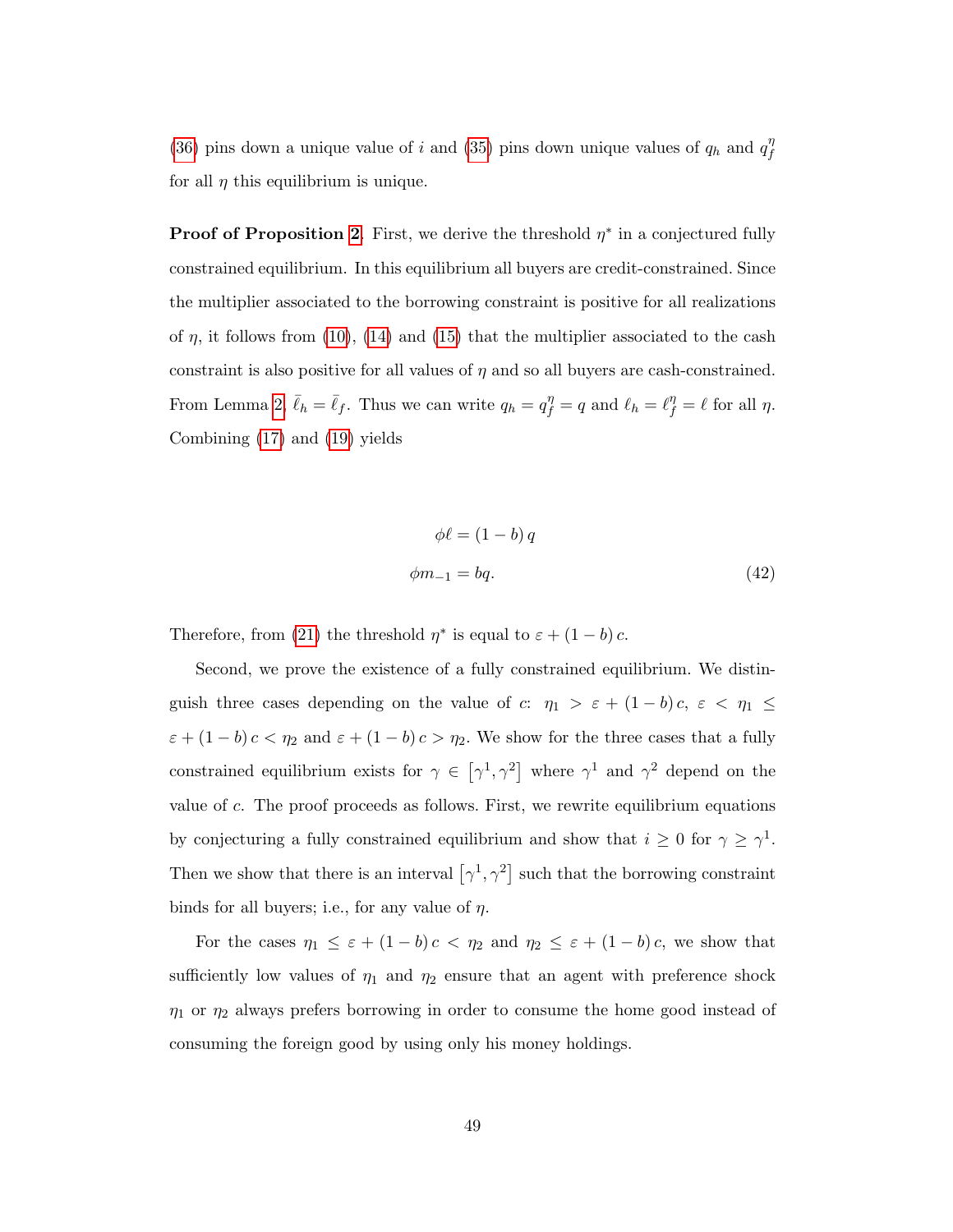(36) pins down a unique value of $i$ and (35) pins down unique values of $q_h$ and $q_f^{\eta}$ for all $\eta$ this equilibrium is unique.

**Proof of Proposition 2.** First, we derive the threshold $\eta^*$ in a conjectured fully constrained equilibrium. In this equilibrium all buyers are credit-constrained. Since the multiplier associated to the borrowing constraint is positive for all realizations of $\eta$, it follows from (10), (14) and (15) that the multiplier associated to the cash constraint is also positive for all values of $\eta$ and so all buyers are cash-constrained. From Lemma 2, $\bar{\ell}_h = \bar{\ell}_f$. Thus we can write $q_h = q_f^{\eta} = q$ and $\ell_h = \ell_f^{\eta} = \ell$ for all $\eta$. Combining (17) and (19) yields

$$
\begin{aligned}
\phi \ell &= (1-b)\, q \\
\phi m_{-1} &= bq. \qquad (42)
\end{aligned}
$$

Therefore, from (21) the threshold $\eta^*$ is equal to $\varepsilon + (1-b)\, c$.

Second, we prove the existence of a fully constrained equilibrium. We distinguish three cases depending on the value of $c$: $\eta_1 > \varepsilon + (1-b)\, c$, $\varepsilon < \eta_1 \leq \varepsilon + (1-b)\, c < \eta_2$ and $\varepsilon + (1-b)\, c > \eta_2$. We show for the three cases that a fully constrained equilibrium exists for $\gamma \in \left[\gamma^1, \gamma^2\right]$ where $\gamma^1$ and $\gamma^2$ depend on the value of $c$. The proof proceeds as follows. First, we rewrite equilibrium equations by conjecturing a fully constrained equilibrium and show that $i \geq 0$ for $\gamma \geq \gamma^1$. Then we show that there is an interval $\left[\gamma^1, \gamma^2\right]$ such that the borrowing constraint binds for all buyers; i.e., for any value of $\eta$.

For the cases $\eta_1 \leq \varepsilon + (1-b)\, c < \eta_2$ and $\eta_2 \leq \varepsilon + (1-b)\, c$, we show that sufficiently low values of $\eta_1$ and $\eta_2$ ensure that an agent with preference shock $\eta_1$ or $\eta_2$ always prefers borrowing in order to consume the home good instead of consuming the foreign good by using only his money holdings.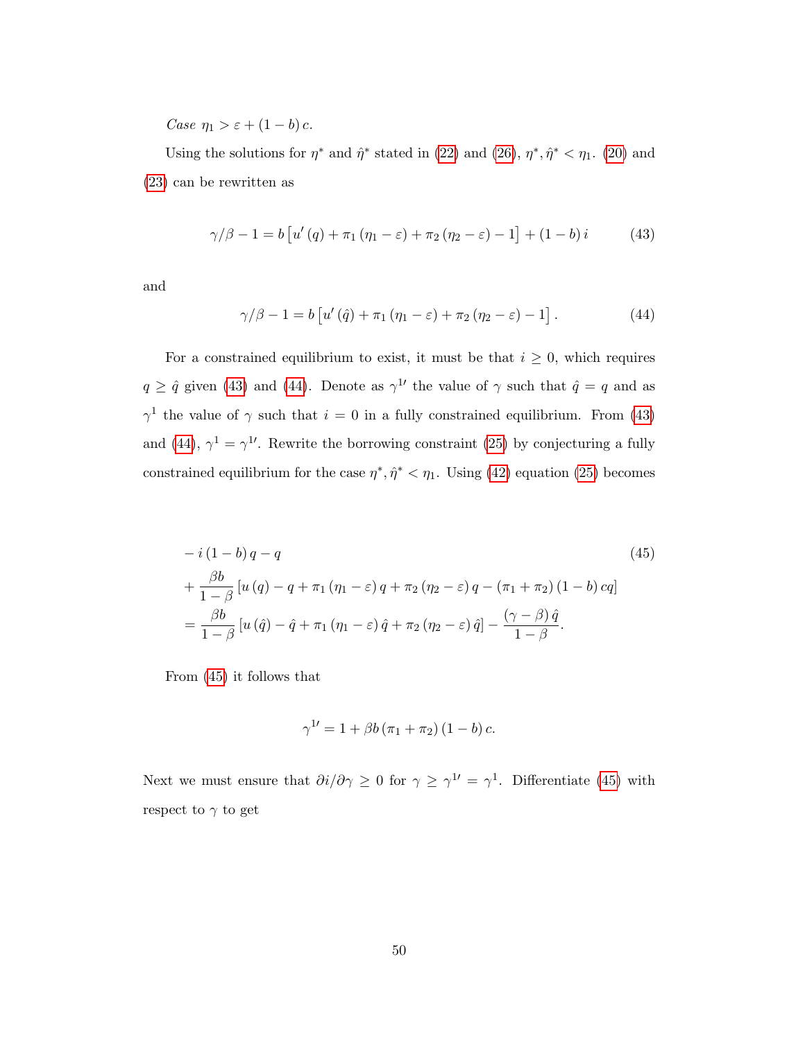*Case* $\eta_1 > \varepsilon + (1-b)c$.

Using the solutions for $\eta^*$ and $\hat{\eta}^*$ stated in (22) and (26), $\eta^*, \hat{\eta}^* < \eta_1$. (20) and (23) can be rewritten as

$$\gamma/\beta - 1 = b\left[u'(q) + \pi_1(\eta_1 - \varepsilon) + \pi_2(\eta_2 - \varepsilon) - 1\right] + (1-b)i \tag{43}$$

and

$$\gamma/\beta - 1 = b\left[u'(\hat{q}) + \pi_1(\eta_1 - \varepsilon) + \pi_2(\eta_2 - \varepsilon) - 1\right]. \tag{44}$$

For a constrained equilibrium to exist, it must be that $i \geq 0$, which requires $q \geq \hat{q}$ given (43) and (44). Denote as $\gamma^{1\prime}$ the value of $\gamma$ such that $\hat{q} = q$ and as $\gamma^1$ the value of $\gamma$ such that $i = 0$ in a fully constrained equilibrium. From (43) and (44), $\gamma^1 = \gamma^{1\prime}$. Rewrite the borrowing constraint (25) by conjecturing a fully constrained equilibrium for the case $\eta^*, \hat{\eta}^* < \eta_1$. Using (42) equation (25) becomes

$$\begin{aligned}
&-i(1-b)q - q \\
&+ \frac{\beta b}{1-\beta}\left[u(q) - q + \pi_1(\eta_1 - \varepsilon)q + \pi_2(\eta_2 - \varepsilon)q - (\pi_1 + \pi_2)(1-b)cq\right] \\
&= \frac{\beta b}{1-\beta}\left[u(\hat{q}) - \hat{q} + \pi_1(\eta_1 - \varepsilon)\hat{q} + \pi_2(\eta_2 - \varepsilon)\hat{q}\right] - \frac{(\gamma - \beta)\hat{q}}{1-\beta}.
\end{aligned} \tag{45}$$

From (45) it follows that

$$\gamma^{1\prime} = 1 + \beta b(\pi_1 + \pi_2)(1-b)c.$$

Next we must ensure that $\partial i/\partial \gamma \geq 0$ for $\gamma \geq \gamma^{1\prime} = \gamma^1$. Differentiate (45) with respect to $\gamma$ to get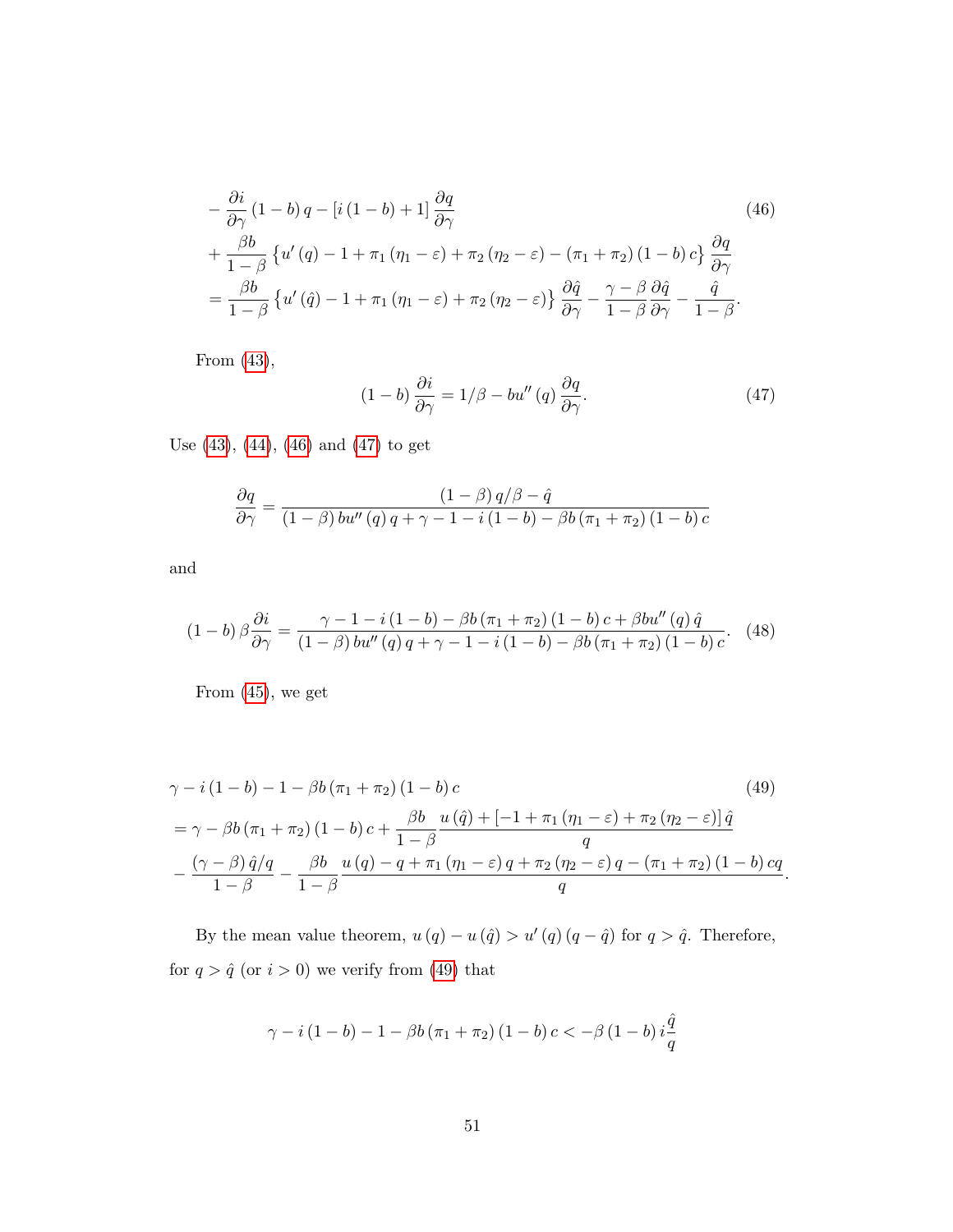$$
\begin{aligned}
&-\frac{\partial i}{\partial \gamma}(1-b) q-[i(1-b)+1] \frac{\partial q}{\partial \gamma} \\
&+\frac{\beta b}{1-\beta}\left\{u^{\prime}(q)-1+\pi_1\left(\eta_1-\varepsilon\right)+\pi_2\left(\eta_2-\varepsilon\right)-\left(\pi_1+\pi_2\right)(1-b) c\right\} \frac{\partial q}{\partial \gamma} \\
&=\frac{\beta b}{1-\beta}\left\{u^{\prime}(\hat{q})-1+\pi_1\left(\eta_1-\varepsilon\right)+\pi_2\left(\eta_2-\varepsilon\right)\right\} \frac{\partial \hat{q}}{\partial \gamma}-\frac{\gamma-\beta}{1-\beta} \frac{\partial \hat{q}}{\partial \gamma}-\frac{\hat{q}}{1-\beta} .
\end{aligned} \tag{46}
$$

From (43),

$$
(1-b) \frac{\partial i}{\partial \gamma}=1 / \beta-b u^{\prime \prime}(q) \frac{\partial q}{\partial \gamma}. \tag{47}
$$

Use (43), (44), (46) and (47) to get

$$
\frac{\partial q}{\partial \gamma}=\frac{(1-\beta) q / \beta-\hat{q}}{(1-\beta) b u^{\prime \prime}(q) q+\gamma-1-i(1-b)-\beta b\left(\pi_1+\pi_2\right)(1-b) c}
$$

and

$$
(1-b) \beta \frac{\partial i}{\partial \gamma}=\frac{\gamma-1-i(1-b)-\beta b\left(\pi_1+\pi_2\right)(1-b) c+\beta b u^{\prime \prime}(q) \hat{q}}{(1-\beta) b u^{\prime \prime}(q) q+\gamma-1-i(1-b)-\beta b\left(\pi_1+\pi_2\right)(1-b) c}. \tag{48}
$$

From (45), we get

$$
\begin{aligned}
&\gamma-i(1-b)-1-\beta b\left(\pi_1+\pi_2\right)(1-b) c \\
&=\gamma-\beta b\left(\pi_1+\pi_2\right)(1-b) c+\frac{\beta b}{1-\beta} \frac{u(\hat{q})+\left[-1+\pi_1\left(\eta_1-\varepsilon\right)+\pi_2\left(\eta_2-\varepsilon\right)\right] \hat{q}}{q} \\
&-\frac{(\gamma-\beta) \hat{q} / q}{1-\beta}-\frac{\beta b}{1-\beta} \frac{u(q)-q+\pi_1\left(\eta_1-\varepsilon\right) q+\pi_2\left(\eta_2-\varepsilon\right) q-\left(\pi_1+\pi_2\right)(1-b) c q}{q}.
\end{aligned} \tag{49}
$$

By the mean value theorem, $u(q)-u(\hat{q})>u^{\prime}(q)(q-\hat{q})$ for $q>\hat{q}$. Therefore, for $q>\hat{q}$ (or $i>0$) we verify from (49) that

$$
\gamma-i(1-b)-1-\beta b\left(\pi_1+\pi_2\right)(1-b) c<-\beta(1-b) i \frac{\hat{q}}{q}
$$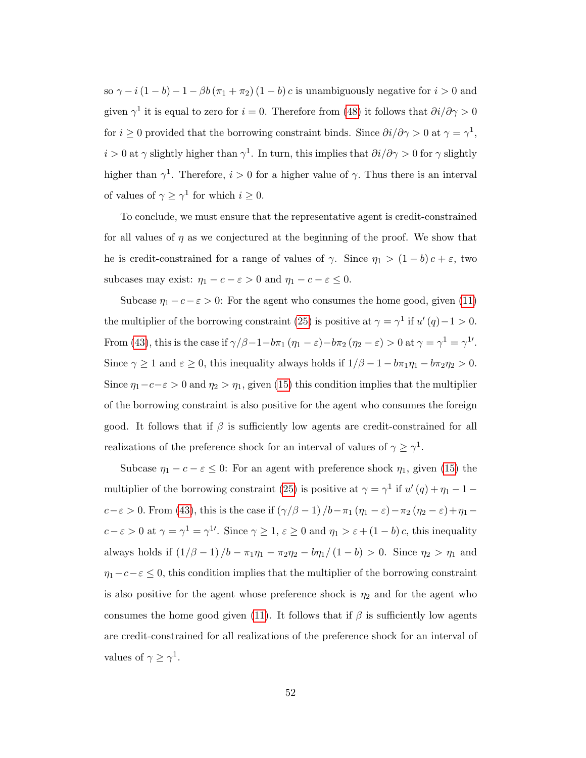so $\gamma - i(1-b) - 1 - \beta b(\pi_1 + \pi_2)(1-b)c$ is unambiguously negative for $i > 0$ and given $\gamma^1$ it is equal to zero for $i = 0$. Therefore from (48) it follows that $\partial i/\partial \gamma > 0$ for $i \geq 0$ provided that the borrowing constraint binds. Since $\partial i/\partial \gamma > 0$ at $\gamma = \gamma^1$, $i > 0$ at $\gamma$ slightly higher than $\gamma^1$. In turn, this implies that $\partial i/\partial \gamma > 0$ for $\gamma$ slightly higher than $\gamma^1$. Therefore, $i > 0$ for a higher value of $\gamma$. Thus there is an interval of values of $\gamma \geq \gamma^1$ for which $i \geq 0$.

To conclude, we must ensure that the representative agent is credit-constrained for all values of $\eta$ as we conjectured at the beginning of the proof. We show that he is credit-constrained for a range of values of $\gamma$. Since $\eta_1 > (1-b)c + \varepsilon$, two subcases may exist: $\eta_1 - c - \varepsilon > 0$ and $\eta_1 - c - \varepsilon \leq 0$.

Subcase $\eta_1 - c - \varepsilon > 0$: For the agent who consumes the home good, given (11) the multiplier of the borrowing constraint (25) is positive at $\gamma = \gamma^1$ if $u'(q) - 1 > 0$. From (43), this is the case if $\gamma/\beta - 1 - b\pi_1(\eta_1 - \varepsilon) - b\pi_2(\eta_2 - \varepsilon) > 0$ at $\gamma = \gamma^1 = \gamma^{1\prime}$. Since $\gamma \geq 1$ and $\varepsilon \geq 0$, this inequality always holds if $1/\beta - 1 - b\pi_1\eta_1 - b\pi_2\eta_2 > 0$. Since $\eta_1 - c - \varepsilon > 0$ and $\eta_2 > \eta_1$, given (15) this condition implies that the multiplier of the borrowing constraint is also positive for the agent who consumes the foreign good. It follows that if $\beta$ is sufficiently low agents are credit-constrained for all realizations of the preference shock for an interval of values of $\gamma \geq \gamma^1$.

Subcase $\eta_1 - c - \varepsilon \leq 0$: For an agent with preference shock $\eta_1$, given (15) the multiplier of the borrowing constraint (25) is positive at $\gamma = \gamma^1$ if $u'(q) + \eta_1 - 1 - c - \varepsilon > 0$. From (43), this is the case if $(\gamma/\beta - 1)/b - \pi_1(\eta_1 - \varepsilon) - \pi_2(\eta_2 - \varepsilon) + \eta_1 - c - \varepsilon > 0$ at $\gamma = \gamma^1 = \gamma^{1\prime}$. Since $\gamma \geq 1$, $\varepsilon \geq 0$ and $\eta_1 > \varepsilon + (1-b)c$, this inequality always holds if $(1/\beta - 1)/b - \pi_1\eta_1 - \pi_2\eta_2 - b\eta_1/(1-b) > 0$. Since $\eta_2 > \eta_1$ and $\eta_1 - c - \varepsilon \leq 0$, this condition implies that the multiplier of the borrowing constraint is also positive for the agent whose preference shock is $\eta_2$ and for the agent who consumes the home good given (11). It follows that if $\beta$ is sufficiently low agents are credit-constrained for all realizations of the preference shock for an interval of values of $\gamma \geq \gamma^1$.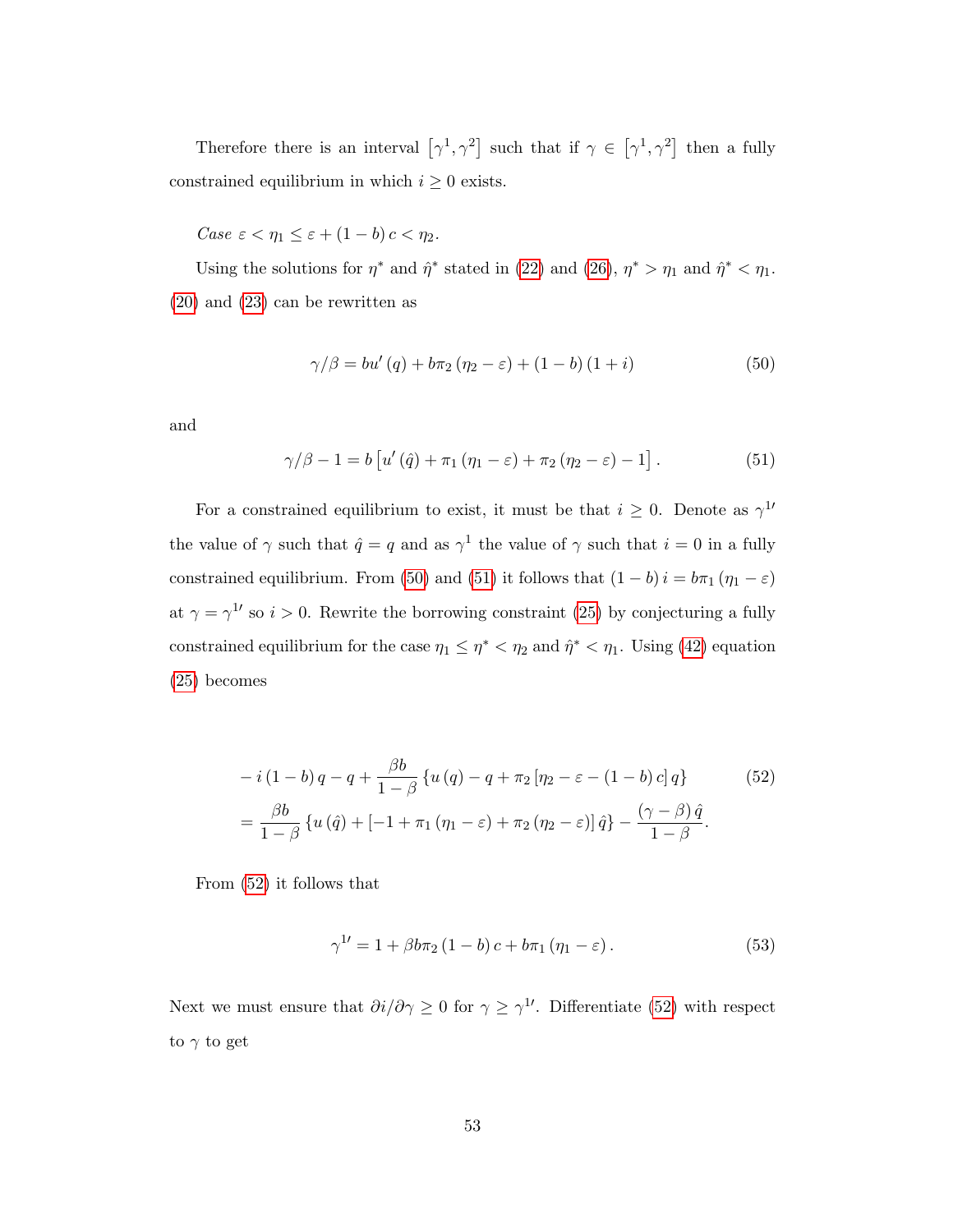Therefore there is an interval $\left[\gamma^1, \gamma^2\right]$ such that if $\gamma \in \left[\gamma^1, \gamma^2\right]$ then a fully constrained equilibrium in which $i \geq 0$ exists.

*Case* $\varepsilon < \eta_1 \leq \varepsilon + (1-b)\,c < \eta_2$.

Using the solutions for $\eta^*$ and $\hat{\eta}^*$ stated in (22) and (26), $\eta^* > \eta_1$ and $\hat{\eta}^* < \eta_1$. (20) and (23) can be rewritten as

$$\gamma/\beta = bu'(q) + b\pi_2(\eta_2 - \varepsilon) + (1-b)(1+i) \tag{50}$$

and

$$\gamma/\beta - 1 = b\left[u'(\hat{q}) + \pi_1(\eta_1 - \varepsilon) + \pi_2(\eta_2 - \varepsilon) - 1\right]. \tag{51}$$

For a constrained equilibrium to exist, it must be that $i \geq 0$. Denote as $\gamma^{1\prime}$ the value of $\gamma$ such that $\hat{q} = q$ and as $\gamma^1$ the value of $\gamma$ such that $i = 0$ in a fully constrained equilibrium. From (50) and (51) it follows that $(1-b)\,i = b\pi_1(\eta_1 - \varepsilon)$ at $\gamma = \gamma^{1\prime}$ so $i > 0$. Rewrite the borrowing constraint (25) by conjecturing a fully constrained equilibrium for the case $\eta_1 \leq \eta^* < \eta_2$ and $\hat{\eta}^* < \eta_1$. Using (42) equation (25) becomes

$$\begin{aligned} &-i(1-b)\,q - q + \frac{\beta b}{1-\beta}\left\{u(q) - q + \pi_2\left[\eta_2 - \varepsilon - (1-b)\,c\right]q\right\} \\ &= \frac{\beta b}{1-\beta}\left\{u(\hat{q}) + \left[-1 + \pi_1(\eta_1 - \varepsilon) + \pi_2(\eta_2 - \varepsilon)\right]\hat{q}\right\} - \frac{(\gamma - \beta)\,\hat{q}}{1-\beta}. \end{aligned} \tag{52}$$

From (52) it follows that

$$\gamma^{1\prime} = 1 + \beta b\pi_2(1-b)\,c + b\pi_1(\eta_1 - \varepsilon). \tag{53}$$

Next we must ensure that $\partial i/\partial\gamma \geq 0$ for $\gamma \geq \gamma^{1\prime}$. Differentiate (52) with respect to $\gamma$ to get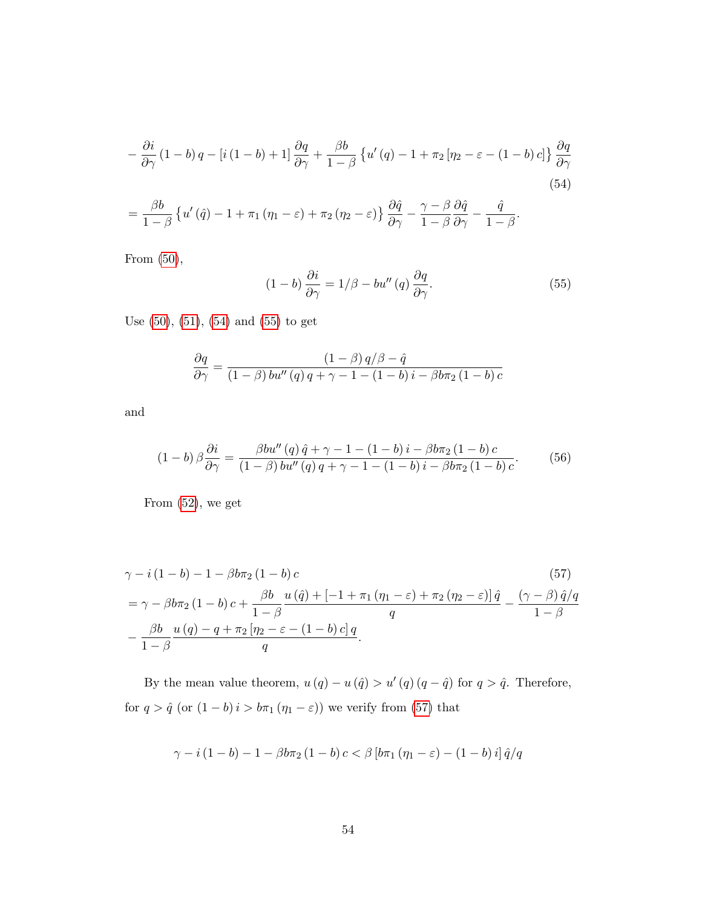$$
\begin{aligned}
& -\frac{\partial i}{\partial \gamma}(1-b) q-[i(1-b)+1] \frac{\partial q}{\partial \gamma}+\frac{\beta b}{1-\beta}\left\{u^{\prime}(q)-1+\pi_2\left[\eta_2-\varepsilon-(1-b) c\right]\right\} \frac{\partial q}{\partial \gamma} \\
& =\frac{\beta b}{1-\beta}\left\{u^{\prime}(\hat{q})-1+\pi_1\left(\eta_1-\varepsilon\right)+\pi_2\left(\eta_2-\varepsilon\right)\right\} \frac{\partial \hat{q}}{\partial \gamma}-\frac{\gamma-\beta}{1-\beta} \frac{\partial \hat{q}}{\partial \gamma}-\frac{\hat{q}}{1-\beta} .
\end{aligned} \tag{54}
$$

From (50),

$$
(1-b) \frac{\partial i}{\partial \gamma}=1 / \beta-b u^{\prime \prime}(q) \frac{\partial q}{\partial \gamma}. \tag{55}
$$

Use (50), (51), (54) and (55) to get

$$
\frac{\partial q}{\partial \gamma}=\frac{(1-\beta) q / \beta-\hat{q}}{(1-\beta) b u^{\prime \prime}(q) q+\gamma-1-(1-b) i-\beta b \pi_2(1-b) c}
$$

and

$$
(1-b) \beta \frac{\partial i}{\partial \gamma}=\frac{\beta b u^{\prime \prime}(q) \hat{q}+\gamma-1-(1-b) i-\beta b \pi_2(1-b) c}{(1-\beta) b u^{\prime \prime}(q) q+\gamma-1-(1-b) i-\beta b \pi_2(1-b) c}. \tag{56}
$$

From (52), we get

$$
\begin{aligned}
& \gamma-i(1-b)-1-\beta b \pi_2(1-b) c \\
& =\gamma-\beta b \pi_2(1-b) c+\frac{\beta b}{1-\beta} \frac{u(\hat{q})+\left[-1+\pi_1\left(\eta_1-\varepsilon\right)+\pi_2\left(\eta_2-\varepsilon\right)\right] \hat{q}}{q}-\frac{(\gamma-\beta) \hat{q} / q}{1-\beta} \\
& -\frac{\beta b}{1-\beta} \frac{u(q)-q+\pi_2\left[\eta_2-\varepsilon-(1-b) c\right] q}{q}.
\end{aligned} \tag{57}
$$

By the mean value theorem, $u(q)-u(\hat{q})>u^{\prime}(q)(q-\hat{q})$ for $q>\hat{q}$. Therefore, for $q>\hat{q}$ (or $(1-b) i>b \pi_1\left(\eta_1-\varepsilon\right)$) we verify from (57) that

$$
\gamma-i(1-b)-1-\beta b \pi_2(1-b) c<\beta\left[b \pi_1\left(\eta_1-\varepsilon\right)-(1-b) i\right] \hat{q} / q
$$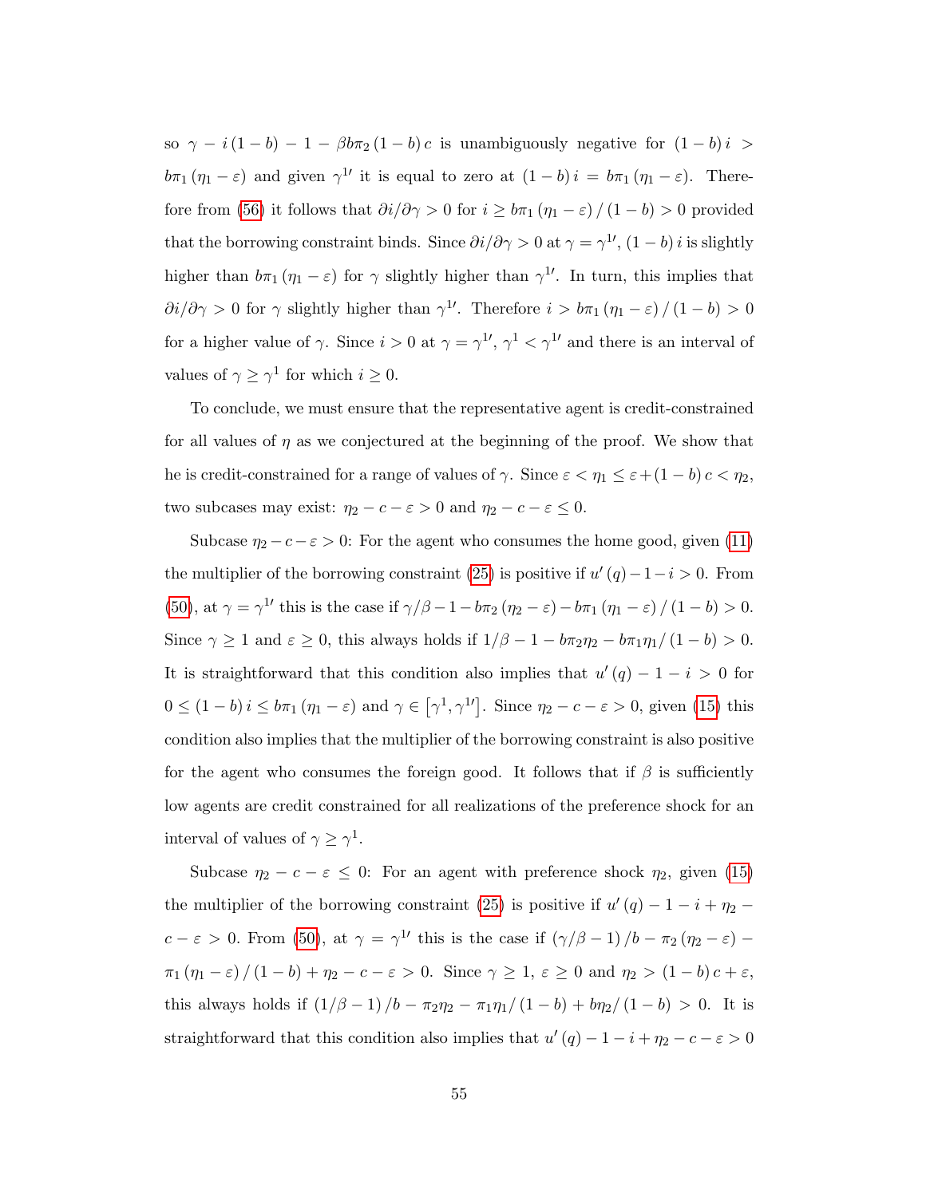so $\gamma - i(1-b) - 1 - \beta b\pi_2(1-b)c$ is unambiguously negative for $(1-b)i > b\pi_1(\eta_1 - \varepsilon)$ and given $\gamma^{1\prime}$ it is equal to zero at $(1-b)i = b\pi_1(\eta_1 - \varepsilon)$. Therefore from (56) it follows that $\partial i/\partial\gamma > 0$ for $i \geq b\pi_1(\eta_1 - \varepsilon)/(1-b) > 0$ provided that the borrowing constraint binds. Since $\partial i/\partial\gamma > 0$ at $\gamma = \gamma^{1\prime}$, $(1-b)i$ is slightly higher than $b\pi_1(\eta_1 - \varepsilon)$ for $\gamma$ slightly higher than $\gamma^{1\prime}$. In turn, this implies that $\partial i/\partial\gamma > 0$ for $\gamma$ slightly higher than $\gamma^{1\prime}$. Therefore $i > b\pi_1(\eta_1 - \varepsilon)/(1-b) > 0$ for a higher value of $\gamma$. Since $i > 0$ at $\gamma = \gamma^{1\prime}$, $\gamma^1 < \gamma^{1\prime}$ and there is an interval of values of $\gamma \geq \gamma^1$ for which $i \geq 0$.

To conclude, we must ensure that the representative agent is credit-constrained for all values of $\eta$ as we conjectured at the beginning of the proof. We show that he is credit-constrained for a range of values of $\gamma$. Since $\varepsilon < \eta_1 \leq \varepsilon + (1-b)c < \eta_2$, two subcases may exist: $\eta_2 - c - \varepsilon > 0$ and $\eta_2 - c - \varepsilon \leq 0$.

Subcase $\eta_2 - c - \varepsilon > 0$: For the agent who consumes the home good, given (11) the multiplier of the borrowing constraint (25) is positive if $u'(q) - 1 - i > 0$. From (50), at $\gamma = \gamma^{1\prime}$ this is the case if $\gamma/\beta - 1 - b\pi_2(\eta_2 - \varepsilon) - b\pi_1(\eta_1 - \varepsilon)/(1-b) > 0$. Since $\gamma \geq 1$ and $\varepsilon \geq 0$, this always holds if $1/\beta - 1 - b\pi_2\eta_2 - b\pi_1\eta_1/(1-b) > 0$. It is straightforward that this condition also implies that $u'(q) - 1 - i > 0$ for $0 \leq (1-b)i \leq b\pi_1(\eta_1 - \varepsilon)$ and $\gamma \in [\gamma^1, \gamma^{1\prime}]$. Since $\eta_2 - c - \varepsilon > 0$, given (15) this condition also implies that the multiplier of the borrowing constraint is also positive for the agent who consumes the foreign good. It follows that if $\beta$ is sufficiently low agents are credit constrained for all realizations of the preference shock for an interval of values of $\gamma \geq \gamma^1$.

Subcase $\eta_2 - c - \varepsilon \leq 0$: For an agent with preference shock $\eta_2$, given (15) the multiplier of the borrowing constraint (25) is positive if $u'(q) - 1 - i + \eta_2 - c - \varepsilon > 0$. From (50), at $\gamma = \gamma^{1\prime}$ this is the case if $(\gamma/\beta - 1)/b - \pi_2(\eta_2 - \varepsilon) - \pi_1(\eta_1 - \varepsilon)/(1-b) + \eta_2 - c - \varepsilon > 0$. Since $\gamma \geq 1$, $\varepsilon \geq 0$ and $\eta_2 > (1-b)c + \varepsilon$, this always holds if $(1/\beta - 1)/b - \pi_2\eta_2 - \pi_1\eta_1/(1-b) + b\eta_2/(1-b) > 0$. It is straightforward that this condition also implies that $u'(q) - 1 - i + \eta_2 - c - \varepsilon > 0$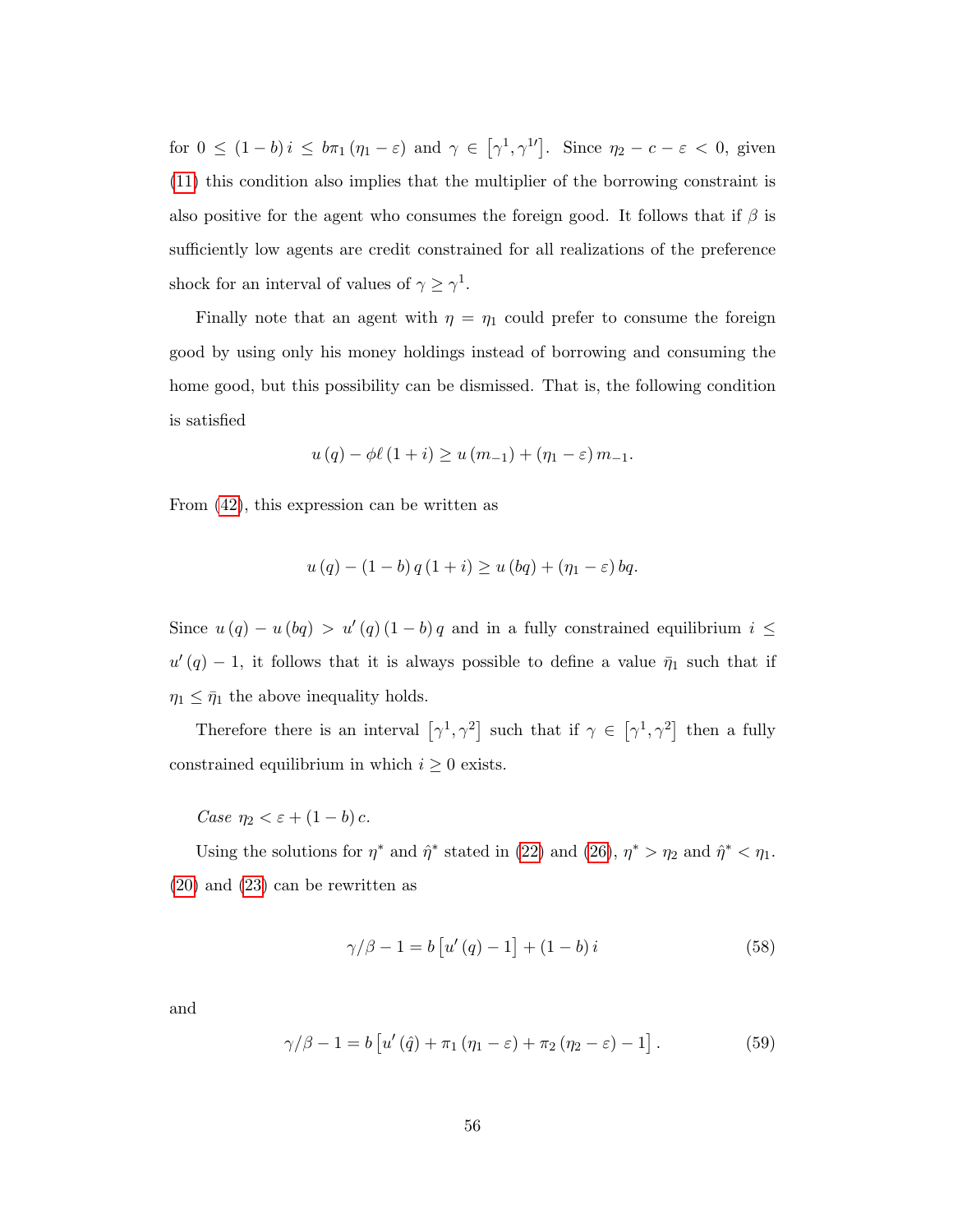for $0 \leq (1-b)\, i \leq b\pi_1 (\eta_1 - \varepsilon)$ and $\gamma \in \left[\gamma^1, \gamma^{1\prime}\right]$. Since $\eta_2 - c - \varepsilon < 0$, given (11) this condition also implies that the multiplier of the borrowing constraint is also positive for the agent who consumes the foreign good. It follows that if $\beta$ is sufficiently low agents are credit constrained for all realizations of the preference shock for an interval of values of $\gamma \geq \gamma^1$.

Finally note that an agent with $\eta = \eta_1$ could prefer to consume the foreign good by using only his money holdings instead of borrowing and consuming the home good, but this possibility can be dismissed. That is, the following condition is satisfied

$$u(q) - \phi\ell (1+i) \geq u(m_{-1}) + (\eta_1 - \varepsilon)\, m_{-1}.$$

From (42), this expression can be written as

$$u(q) - (1-b)\, q\, (1+i) \geq u(bq) + (\eta_1 - \varepsilon)\, bq.$$

Since $u(q) - u(bq) > u'(q)(1-b)\, q$ and in a fully constrained equilibrium $i \leq u'(q) - 1$, it follows that it is always possible to define a value $\bar{\eta}_1$ such that if $\eta_1 \leq \bar{\eta}_1$ the above inequality holds.

Therefore there is an interval $\left[\gamma^1, \gamma^2\right]$ such that if $\gamma \in \left[\gamma^1, \gamma^2\right]$ then a fully constrained equilibrium in which $i \geq 0$ exists.

*Case* $\eta_2 < \varepsilon + (1-b)\, c$.

Using the solutions for $\eta^*$ and $\hat{\eta}^*$ stated in (22) and (26), $\eta^* > \eta_2$ and $\hat{\eta}^* < \eta_1$. (20) and (23) can be rewritten as

$$\gamma/\beta - 1 = b\left[u'(q) - 1\right] + (1-b)\, i \tag{58}$$

and

$$\gamma/\beta - 1 = b\left[u'(\hat{q}) + \pi_1 (\eta_1 - \varepsilon) + \pi_2 (\eta_2 - \varepsilon) - 1\right]. \tag{59}$$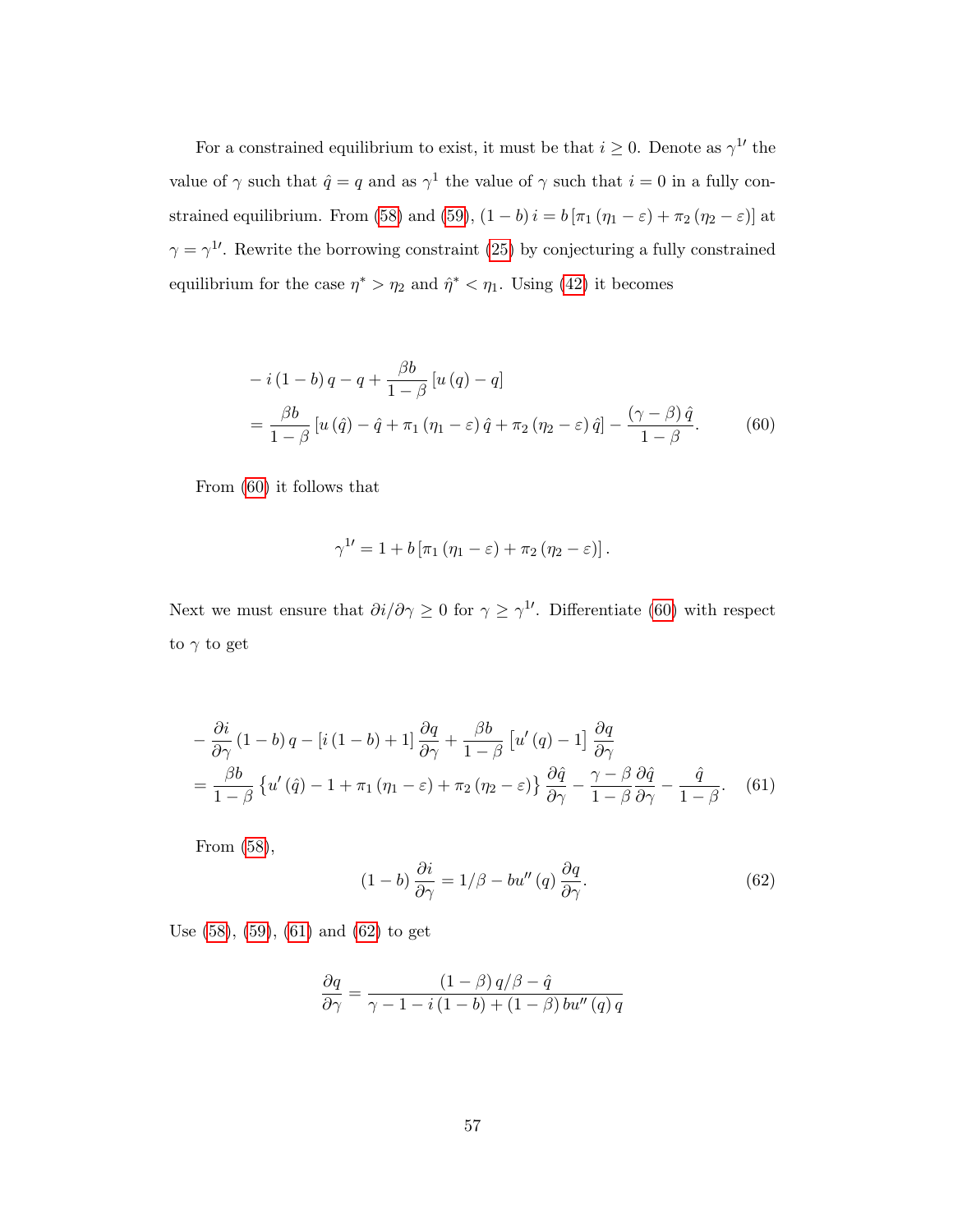For a constrained equilibrium to exist, it must be that $i \geq 0$. Denote as $\gamma^{1\prime}$ the value of $\gamma$ such that $\hat{q} = q$ and as $\gamma^{1}$ the value of $\gamma$ such that $i = 0$ in a fully constrained equilibrium. From (58) and (59), $(1-b)\,i = b\left[\pi_1(\eta_1 - \varepsilon) + \pi_2(\eta_2 - \varepsilon)\right]$ at $\gamma = \gamma^{1\prime}$. Rewrite the borrowing constraint (25) by conjecturing a fully constrained equilibrium for the case $\eta^* > \eta_2$ and $\hat{\eta}^* < \eta_1$. Using (42) it becomes

$$
\begin{aligned}
& -i\,(1-b)\,q - q + \frac{\beta b}{1-\beta}\left[u(q) - q\right] \\
&= \frac{\beta b}{1-\beta}\left[u(\hat{q}) - \hat{q} + \pi_1(\eta_1 - \varepsilon)\,\hat{q} + \pi_2(\eta_2 - \varepsilon)\,\hat{q}\right] - \frac{(\gamma - \beta)\,\hat{q}}{1-\beta}.
\end{aligned} \tag{60}
$$

From (60) it follows that

$$
\gamma^{1\prime} = 1 + b\left[\pi_1(\eta_1 - \varepsilon) + \pi_2(\eta_2 - \varepsilon)\right].
$$

Next we must ensure that $\partial i/\partial \gamma \geq 0$ for $\gamma \geq \gamma^{1\prime}$. Differentiate (60) with respect to $\gamma$ to get

$$
\begin{aligned}
& -\frac{\partial i}{\partial \gamma}(1-b)\,q - \left[i\,(1-b) + 1\right]\frac{\partial q}{\partial \gamma} + \frac{\beta b}{1-\beta}\left[u'(q) - 1\right]\frac{\partial q}{\partial \gamma} \\
&= \frac{\beta b}{1-\beta}\left\{u'(\hat{q}) - 1 + \pi_1(\eta_1 - \varepsilon) + \pi_2(\eta_2 - \varepsilon)\right\}\frac{\partial \hat{q}}{\partial \gamma} - \frac{\gamma - \beta}{1-\beta}\frac{\partial \hat{q}}{\partial \gamma} - \frac{\hat{q}}{1-\beta}.
\end{aligned} \tag{61}
$$

From (58),

$$
(1-b)\frac{\partial i}{\partial \gamma} = 1/\beta - b u''(q)\frac{\partial q}{\partial \gamma}. \tag{62}
$$

Use (58), (59), (61) and (62) to get

$$
\frac{\partial q}{\partial \gamma} = \frac{(1-\beta)\,q/\beta - \hat{q}}{\gamma - 1 - i\,(1-b) + (1-\beta)\,b u''(q)\,q}
$$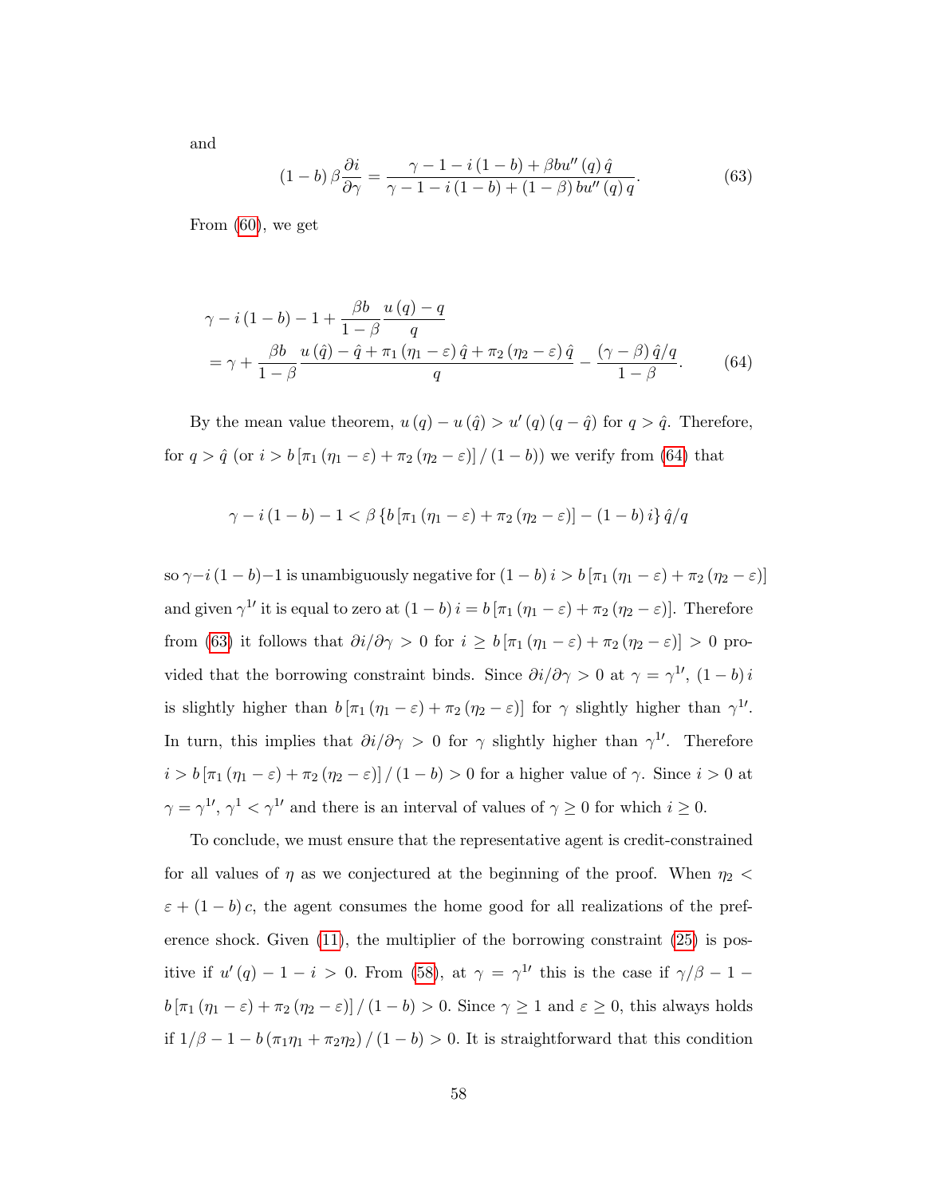and

$$(1-b)\,\beta\frac{\partial i}{\partial \gamma}=\frac{\gamma-1-i\,(1-b)+\beta b u''\,(q)\,\hat{q}}{\gamma-1-i\,(1-b)+(1-\beta)\,b u''\,(q)\,q}. \tag{63}$$

From (60), we get

$$\begin{aligned}
&\gamma-i\,(1-b)-1+\frac{\beta b}{1-\beta}\frac{u\,(q)-q}{q}\\
&=\gamma+\frac{\beta b}{1-\beta}\frac{u\,(\hat{q})-\hat{q}+\pi_1\,(\eta_1-\varepsilon)\,\hat{q}+\pi_2\,(\eta_2-\varepsilon)\,\hat{q}}{q}-\frac{(\gamma-\beta)\,\hat{q}/q}{1-\beta}.
\end{aligned} \tag{64}$$

By the mean value theorem, $u\,(q)-u\,(\hat{q})>u'\,(q)\,(q-\hat{q})$ for $q>\hat{q}$. Therefore, for $q>\hat{q}$ (or $i>b\left[\pi_1\,(\eta_1-\varepsilon)+\pi_2\,(\eta_2-\varepsilon)\right]/\,(1-b)$) we verify from (64) that

$$\gamma-i\,(1-b)-1<\beta\left\{b\left[\pi_1\,(\eta_1-\varepsilon)+\pi_2\,(\eta_2-\varepsilon)\right]-(1-b)\,i\right\}\hat{q}/q$$

so $\gamma-i\,(1-b)-1$ is unambiguously negative for $(1-b)\,i>b\left[\pi_1\,(\eta_1-\varepsilon)+\pi_2\,(\eta_2-\varepsilon)\right]$ and given $\gamma^{1\prime}$ it is equal to zero at $(1-b)\,i=b\left[\pi_1\,(\eta_1-\varepsilon)+\pi_2\,(\eta_2-\varepsilon)\right]$. Therefore from (63) it follows that $\partial i/\partial\gamma>0$ for $i\geq b\left[\pi_1\,(\eta_1-\varepsilon)+\pi_2\,(\eta_2-\varepsilon)\right]>0$ provided that the borrowing constraint binds. Since $\partial i/\partial\gamma>0$ at $\gamma=\gamma^{1\prime}$, $(1-b)\,i$ is slightly higher than $b\left[\pi_1\,(\eta_1-\varepsilon)+\pi_2\,(\eta_2-\varepsilon)\right]$ for $\gamma$ slightly higher than $\gamma^{1\prime}$. In turn, this implies that $\partial i/\partial\gamma>0$ for $\gamma$ slightly higher than $\gamma^{1\prime}$. Therefore $i>b\left[\pi_1\,(\eta_1-\varepsilon)+\pi_2\,(\eta_2-\varepsilon)\right]/\,(1-b)>0$ for a higher value of $\gamma$. Since $i>0$ at $\gamma=\gamma^{1\prime}$, $\gamma^{1}<\gamma^{1\prime}$ and there is an interval of values of $\gamma\geq0$ for which $i\geq0$.

To conclude, we must ensure that the representative agent is credit-constrained for all values of $\eta$ as we conjectured at the beginning of the proof. When $\eta_2<\varepsilon+(1-b)\,c$, the agent consumes the home good for all realizations of the preference shock. Given (11), the multiplier of the borrowing constraint (25) is positive if $u'\,(q)-1-i>0$. From (58), at $\gamma=\gamma^{1\prime}$ this is the case if $\gamma/\beta-1-b\left[\pi_1\,(\eta_1-\varepsilon)+\pi_2\,(\eta_2-\varepsilon)\right]/\,(1-b)>0$. Since $\gamma\geq1$ and $\varepsilon\geq0$, this always holds if $1/\beta-1-b\,(\pi_1\eta_1+\pi_2\eta_2)\,/\,(1-b)>0$. It is straightforward that this condition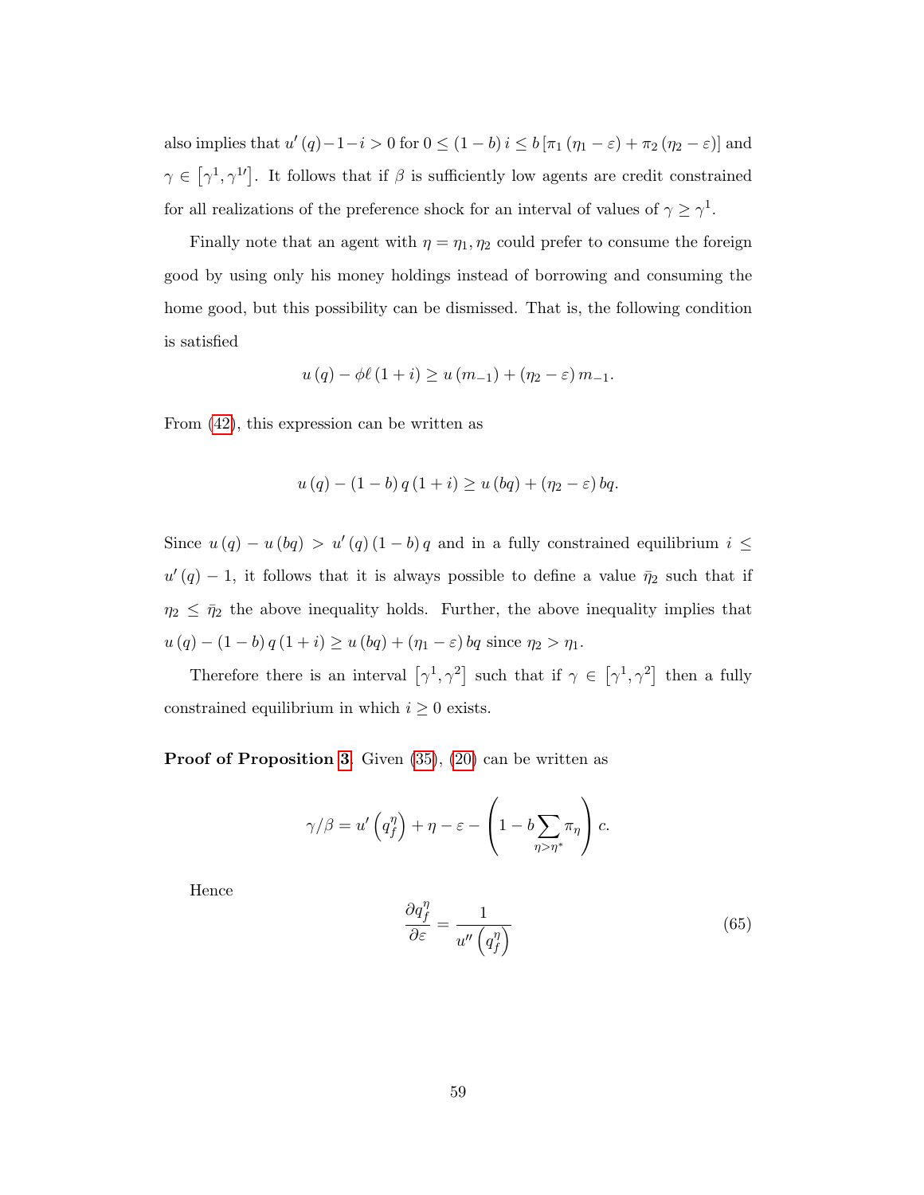also implies that $u'(q) - 1 - i > 0$ for $0 \leq (1-b)\,i \leq b\left[\pi_1(\eta_1 - \varepsilon) + \pi_2(\eta_2 - \varepsilon)\right]$ and $\gamma \in \left[\gamma^1, \gamma^{1\prime}\right]$. It follows that if $\beta$ is sufficiently low agents are credit constrained for all realizations of the preference shock for an interval of values of $\gamma \geq \gamma^1$.

Finally note that an agent with $\eta = \eta_1, \eta_2$ could prefer to consume the foreign good by using only his money holdings instead of borrowing and consuming the home good, but this possibility can be dismissed. That is, the following condition is satisfied

$$u(q) - \phi\ell(1+i) \geq u(m_{-1}) + (\eta_2 - \varepsilon)\,m_{-1}.$$

From (42), this expression can be written as

$$u(q) - (1-b)\,q\,(1+i) \geq u(bq) + (\eta_2 - \varepsilon)\,bq.$$

Since $u(q) - u(bq) > u'(q)(1-b)\,q$ and in a fully constrained equilibrium $i \leq u'(q) - 1$, it follows that it is always possible to define a value $\bar{\eta}_2$ such that if $\eta_2 \leq \bar{\eta}_2$ the above inequality holds. Further, the above inequality implies that $u(q) - (1-b)\,q\,(1+i) \geq u(bq) + (\eta_1 - \varepsilon)\,bq$ since $\eta_2 > \eta_1$.

Therefore there is an interval $\left[\gamma^1, \gamma^2\right]$ such that if $\gamma \in \left[\gamma^1, \gamma^2\right]$ then a fully constrained equilibrium in which $i \geq 0$ exists.

**Proof of Proposition 3**. Given (35), (20) can be written as

$$\gamma/\beta = u'\left(q_f^\eta\right) + \eta - \varepsilon - \left(1 - b\sum_{\eta > \eta^*}\pi_\eta\right)c.$$

Hence

$$\frac{\partial q_f^\eta}{\partial \varepsilon} = \frac{1}{u''\left(q_f^\eta\right)} \tag{65}$$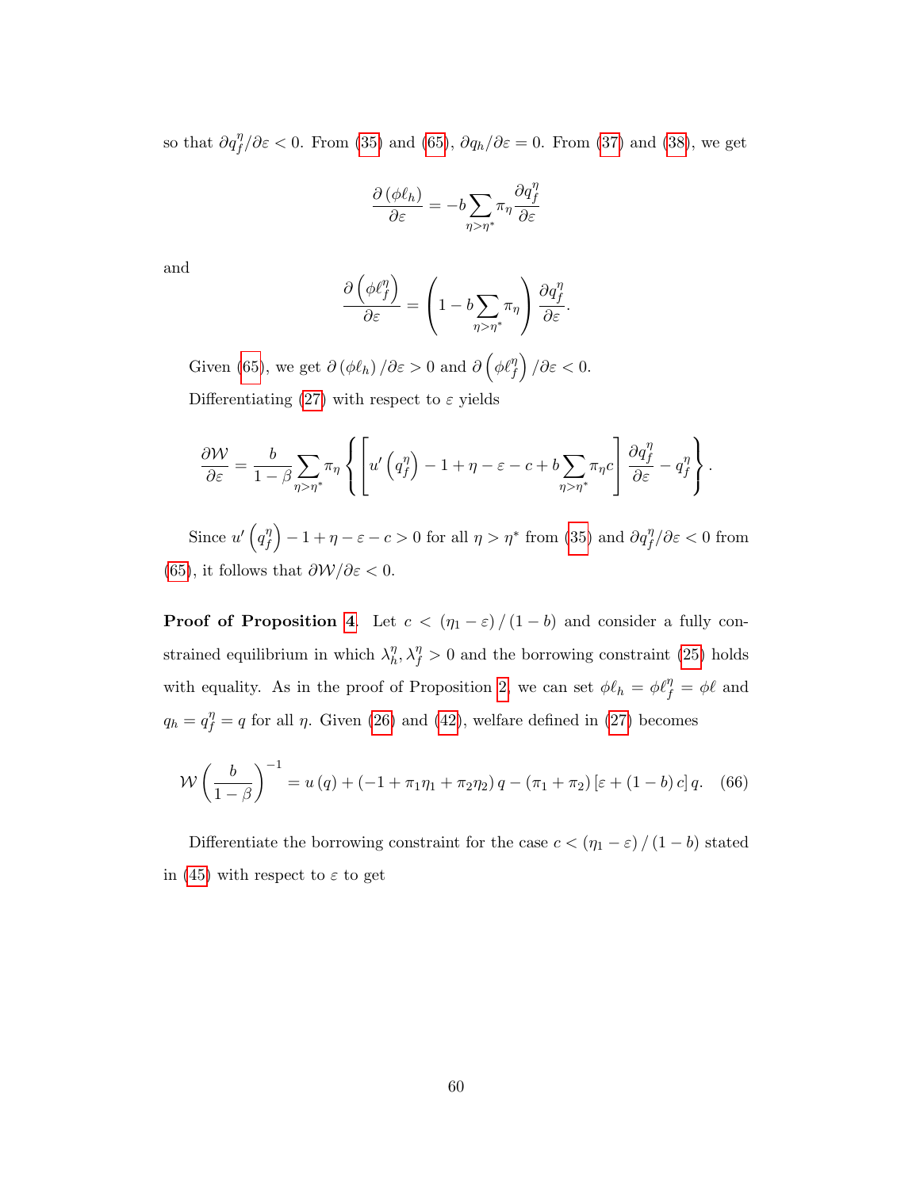so that $\partial q_f^\eta / \partial \varepsilon < 0$. From (35) and (65), $\partial q_h / \partial \varepsilon = 0$. From (37) and (38), we get

$$\frac{\partial (\phi \ell_h)}{\partial \varepsilon} = -b \sum_{\eta > \eta^*} \pi_\eta \frac{\partial q_f^\eta}{\partial \varepsilon}$$

and

$$\frac{\partial \left(\phi \ell_f^\eta\right)}{\partial \varepsilon} = \left(1 - b \sum_{\eta > \eta^*} \pi_\eta\right) \frac{\partial q_f^\eta}{\partial \varepsilon}.$$

Given (65), we get $\partial (\phi \ell_h) / \partial \varepsilon > 0$ and $\partial \left(\phi \ell_f^\eta\right) / \partial \varepsilon < 0$.

Differentiating (27) with respect to $\varepsilon$ yields

$$\frac{\partial \mathcal{W}}{\partial \varepsilon} = \frac{b}{1-\beta} \sum_{\eta > \eta^*} \pi_\eta \left\{ \left[ u'\left(q_f^\eta\right) - 1 + \eta - \varepsilon - c + b \sum_{\eta > \eta^*} \pi_\eta c \right] \frac{\partial q_f^\eta}{\partial \varepsilon} - q_f^\eta \right\}.$$

Since $u'\left(q_f^\eta\right) - 1 + \eta - \varepsilon - c > 0$ for all $\eta > \eta^*$ from (35) and $\partial q_f^\eta / \partial \varepsilon < 0$ from (65), it follows that $\partial \mathcal{W} / \partial \varepsilon < 0$.

**Proof of Proposition 4.** Let $c < (\eta_1 - \varepsilon) / (1 - b)$ and consider a fully constrained equilibrium in which $\lambda_h^\eta, \lambda_f^\eta > 0$ and the borrowing constraint (25) holds with equality. As in the proof of Proposition 2, we can set $\phi \ell_h = \phi \ell_f^\eta = \phi \ell$ and $q_h = q_f^\eta = q$ for all $\eta$. Given (26) and (42), welfare defined in (27) becomes

$$\mathcal{W} \left(\frac{b}{1-\beta}\right)^{-1} = u(q) + \left(-1 + \pi_1 \eta_1 + \pi_2 \eta_2\right) q - (\pi_1 + \pi_2) \left[\varepsilon + (1-b) c\right] q. \quad (66)$$

Differentiate the borrowing constraint for the case $c < (\eta_1 - \varepsilon) / (1 - b)$ stated in (45) with respect to $\varepsilon$ to get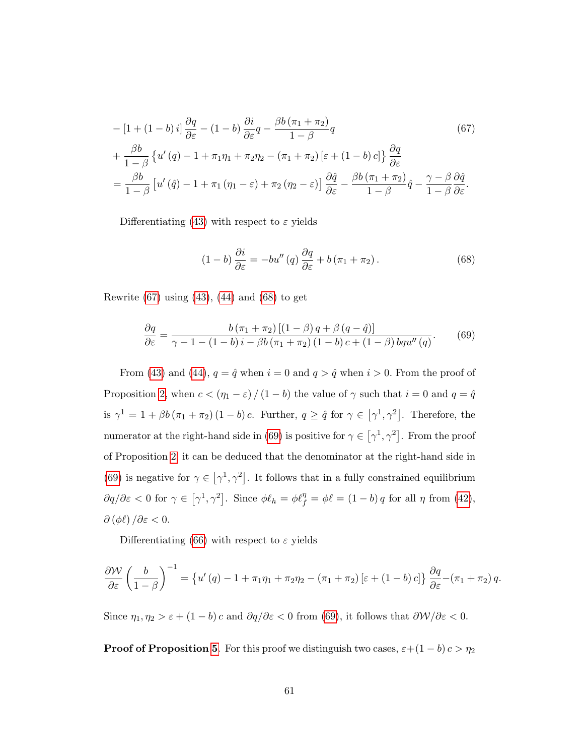$$
\begin{aligned}
&-\left[1+(1-b)\, i\right] \frac{\partial q}{\partial \varepsilon}-(1-b) \frac{\partial i}{\partial \varepsilon} q-\frac{\beta b\left(\pi_1+\pi_2\right)}{1-\beta} q \\
&+\frac{\beta b}{1-\beta}\left\{u^{\prime}(q)-1+\pi_1 \eta_1+\pi_2 \eta_2-\left(\pi_1+\pi_2\right)[\varepsilon+(1-b)\, c]\right\} \frac{\partial q}{\partial \varepsilon} \\
&=\frac{\beta b}{1-\beta}\left[u^{\prime}(\hat{q})-1+\pi_1\left(\eta_1-\varepsilon\right)+\pi_2\left(\eta_2-\varepsilon\right)\right] \frac{\partial \hat{q}}{\partial \varepsilon}-\frac{\beta b\left(\pi_1+\pi_2\right)}{1-\beta} \hat{q}-\frac{\gamma-\beta}{1-\beta} \frac{\partial \hat{q}}{\partial \varepsilon} .
\end{aligned} \tag{67}
$$

Differentiating (43) with respect to $\varepsilon$ yields

$$
(1-b) \frac{\partial i}{\partial \varepsilon}=-b u^{\prime \prime}(q) \frac{\partial q}{\partial \varepsilon}+b\left(\pi_1+\pi_2\right). \tag{68}
$$

Rewrite (67) using (43), (44) and (68) to get

$$
\frac{\partial q}{\partial \varepsilon}=\frac{b\left(\pi_1+\pi_2\right)[(1-\beta)\, q+\beta(q-\hat{q})]}{\gamma-1-(1-b)\, i-\beta b\left(\pi_1+\pi_2\right)(1-b)\, c+(1-\beta)\, b q u^{\prime \prime}(q)}. \tag{69}
$$

From (43) and (44), $q=\hat{q}$ when $i=0$ and $q>\hat{q}$ when $i>0$. From the proof of Proposition 2, when $c<\left(\eta_1-\varepsilon\right)/(1-b)$ the value of $\gamma$ such that $i=0$ and $q=\hat{q}$ is $\gamma^1=1+\beta b\left(\pi_1+\pi_2\right)(1-b)\, c$. Further, $q \geq \hat{q}$ for $\gamma \in\left[\gamma^1, \gamma^2\right]$. Therefore, the numerator at the right-hand side in (69) is positive for $\gamma \in\left[\gamma^1, \gamma^2\right]$. From the proof of Proposition 2, it can be deduced that the denominator at the right-hand side in (69) is negative for $\gamma \in\left[\gamma^1, \gamma^2\right]$. It follows that in a fully constrained equilibrium $\partial q / \partial \varepsilon<0$ for $\gamma \in\left[\gamma^1, \gamma^2\right]$. Since $\phi \ell_h=\phi \ell_f^\eta=\phi \ell=(1-b)\, q$ for all $\eta$ from (42), $\partial(\phi \ell) / \partial \varepsilon<0$.

Differentiating (66) with respect to $\varepsilon$ yields

$$
\frac{\partial \mathcal{W}}{\partial \varepsilon}\left(\frac{b}{1-\beta}\right)^{-1}=\left\{u^{\prime}(q)-1+\pi_1 \eta_1+\pi_2 \eta_2-\left(\pi_1+\pi_2\right)[\varepsilon+(1-b)\, c]\right\} \frac{\partial q}{\partial \varepsilon}-\left(\pi_1+\pi_2\right) q.
$$

Since $\eta_1, \eta_2>\varepsilon+(1-b)\, c$ and $\partial q / \partial \varepsilon<0$ from (69), it follows that $\partial \mathcal{W} / \partial \varepsilon<0$.

**Proof of Proposition 5**. For this proof we distinguish two cases, $\varepsilon+(1-b)\, c>\eta_2$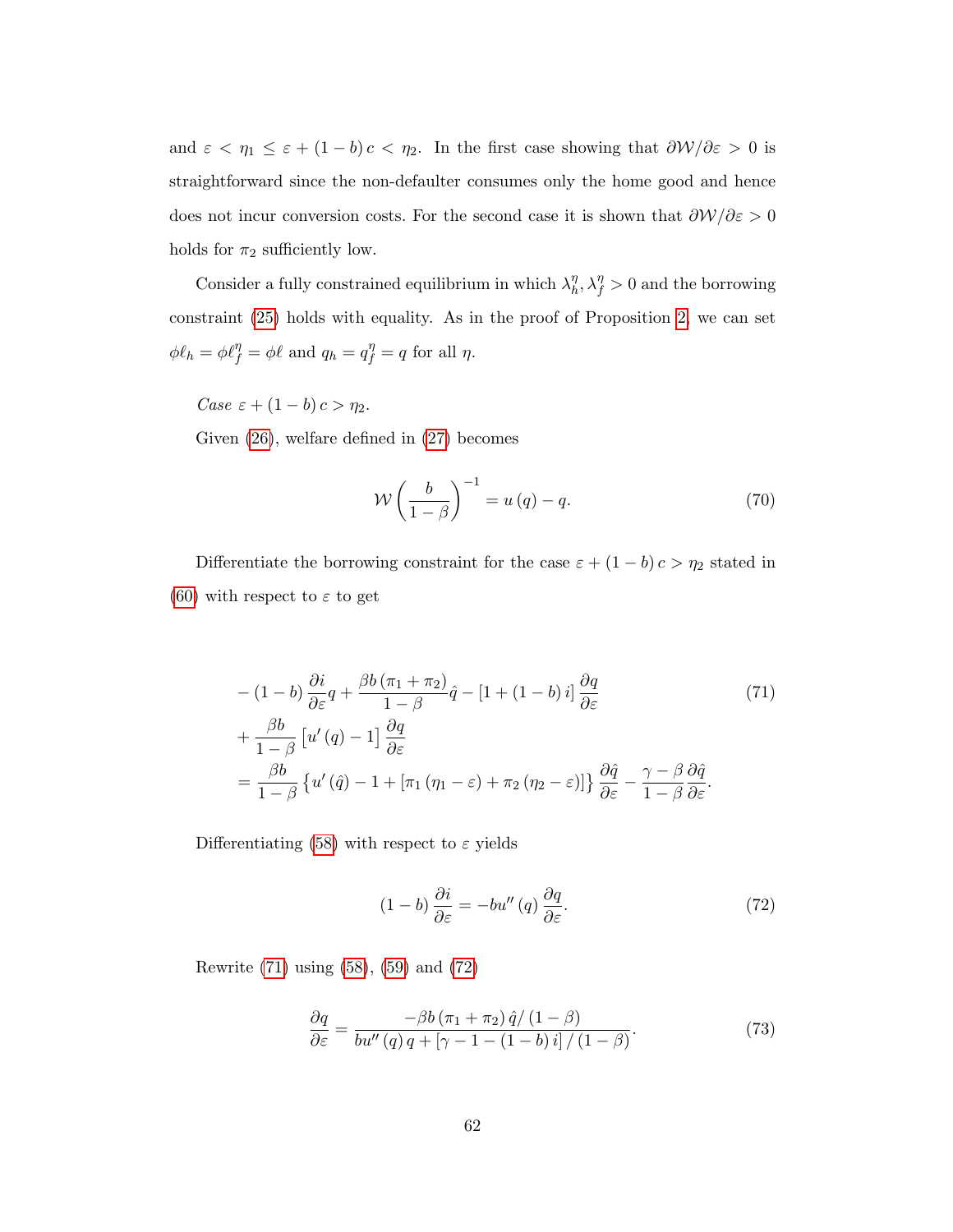and $\varepsilon < \eta_1 \leq \varepsilon + (1-b)\,c < \eta_2$. In the first case showing that $\partial \mathcal{W}/\partial \varepsilon > 0$ is straightforward since the non-defaulter consumes only the home good and hence does not incur conversion costs. For the second case it is shown that $\partial \mathcal{W}/\partial \varepsilon > 0$ holds for $\pi_2$ sufficiently low.

Consider a fully constrained equilibrium in which $\lambda_h^\eta, \lambda_f^\eta > 0$ and the borrowing constraint (25) holds with equality. As in the proof of Proposition 2, we can set $\phi\ell_h = \phi\ell_f^\eta = \phi\ell$ and $q_h = q_f^\eta = q$ for all $\eta$.

*Case* $\varepsilon + (1-b)\,c > \eta_2$.

Given (26), welfare defined in (27) becomes

$$\mathcal{W}\left(\frac{b}{1-\beta}\right)^{-1} = u\left(q\right) - q. \tag{70}$$

Differentiate the borrowing constraint for the case $\varepsilon + (1-b)\,c > \eta_2$ stated in (60) with respect to $\varepsilon$ to get

$$\begin{aligned}
&-(1-b)\frac{\partial i}{\partial \varepsilon}q + \frac{\beta b\left(\pi_1+\pi_2\right)}{1-\beta}\hat{q} - \left[1+(1-b)\,i\right]\frac{\partial q}{\partial \varepsilon} \\
&+\frac{\beta b}{1-\beta}\left[u'\left(q\right)-1\right]\frac{\partial q}{\partial \varepsilon} \\
&= \frac{\beta b}{1-\beta}\left\{u'\left(\hat{q}\right)-1+\left[\pi_1\left(\eta_1-\varepsilon\right)+\pi_2\left(\eta_2-\varepsilon\right)\right]\right\}\frac{\partial \hat{q}}{\partial \varepsilon} - \frac{\gamma-\beta}{1-\beta}\frac{\partial \hat{q}}{\partial \varepsilon}.
\end{aligned} \tag{71}$$

Differentiating (58) with respect to $\varepsilon$ yields

$$(1-b)\frac{\partial i}{\partial \varepsilon} = -bu''\left(q\right)\frac{\partial q}{\partial \varepsilon}. \tag{72}$$

Rewrite (71) using (58), (59) and (72)

$$\frac{\partial q}{\partial \varepsilon} = \frac{-\beta b\left(\pi_1+\pi_2\right)\hat{q}/\left(1-\beta\right)}{bu''\left(q\right)q + \left[\gamma - 1 - (1-b)\,i\right]/\left(1-\beta\right)}. \tag{73}$$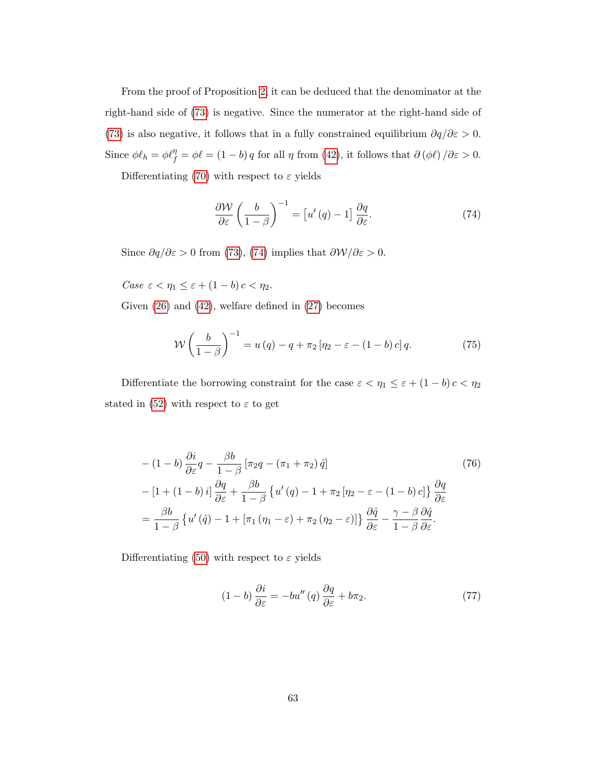From the proof of Proposition 2, it can be deduced that the denominator at the right-hand side of (73) is negative. Since the numerator at the right-hand side of (73) is also negative, it follows that in a fully constrained equilibrium $\partial q/\partial \varepsilon > 0$. Since $\phi \ell_h = \phi \ell_f^\eta = \phi \ell = (1-b) q$ for all $\eta$ from (42), it follows that $\partial (\phi \ell)/\partial \varepsilon > 0$.

Differentiating (70) with respect to $\varepsilon$ yields

$$\frac{\partial \mathcal{W}}{\partial \varepsilon} \left( \frac{b}{1-\beta} \right)^{-1} = \left[ u'(q) - 1 \right] \frac{\partial q}{\partial \varepsilon}. \tag{74}$$

Since $\partial q/\partial \varepsilon > 0$ from (73), (74) implies that $\partial \mathcal{W}/\partial \varepsilon > 0$.

*Case* $\varepsilon < \eta_1 \leq \varepsilon + (1-b) c < \eta_2$.

Given (26) and (42), welfare defined in (27) becomes

$$\mathcal{W} \left( \frac{b}{1-\beta} \right)^{-1} = u(q) - q + \pi_2 \left[ \eta_2 - \varepsilon - (1-b) c \right] q. \tag{75}$$

Differentiate the borrowing constraint for the case $\varepsilon < \eta_1 \leq \varepsilon + (1-b) c < \eta_2$ stated in (52) with respect to $\varepsilon$ to get

$$\begin{aligned}
& -(1-b) \frac{\partial i}{\partial \varepsilon} q - \frac{\beta b}{1-\beta} \left[ \pi_2 q - (\pi_1 + \pi_2) \hat{q} \right] \\
& - \left[ 1 + (1-b) i \right] \frac{\partial q}{\partial \varepsilon} + \frac{\beta b}{1-\beta} \left\{ u'(q) - 1 + \pi_2 \left[ \eta_2 - \varepsilon - (1-b) c \right] \right\} \frac{\partial q}{\partial \varepsilon} \\
& = \frac{\beta b}{1-\beta} \left\{ u'(\hat{q}) - 1 + \left[ \pi_1 (\eta_1 - \varepsilon) + \pi_2 (\eta_2 - \varepsilon) \right] \right\} \frac{\partial \hat{q}}{\partial \varepsilon} - \frac{\gamma - \beta}{1-\beta} \frac{\partial \hat{q}}{\partial \varepsilon}.
\end{aligned} \tag{76}$$

Differentiating (50) with respect to $\varepsilon$ yields

$$(1-b) \frac{\partial i}{\partial \varepsilon} = -b u''(q) \frac{\partial q}{\partial \varepsilon} + b \pi_2. \tag{77}$$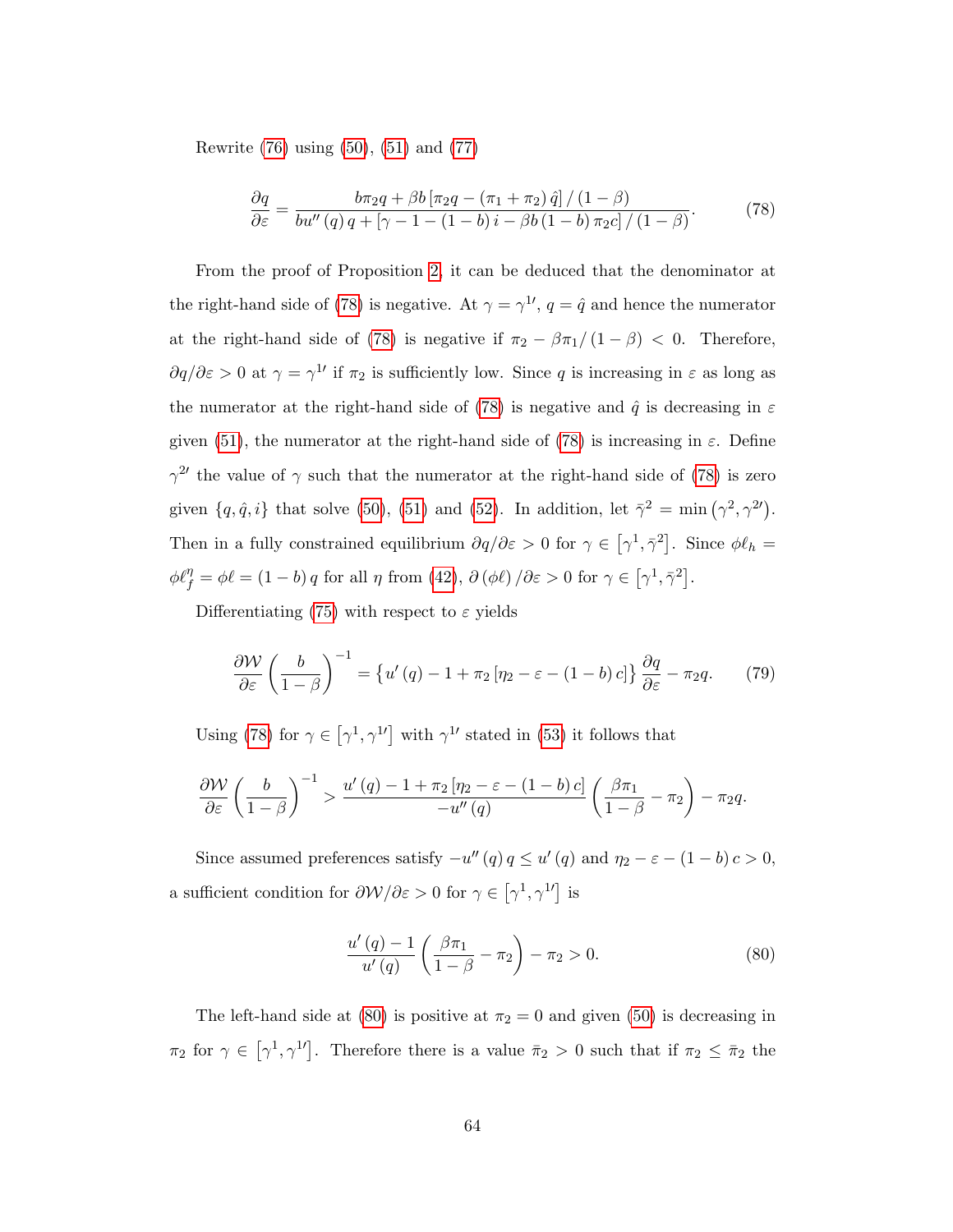Rewrite (76) using (50), (51) and (77)

$$\frac{\partial q}{\partial \varepsilon} = \frac{b\pi_2 q + \beta b\left[\pi_2 q - (\pi_1 + \pi_2)\,\hat{q}\right]/(1-\beta)}{bu''(q)\,q + \left[\gamma - 1 - (1-b)\,i - \beta b\,(1-b)\,\pi_2 c\right]/(1-\beta)}. \tag{78}$$

From the proof of Proposition 2, it can be deduced that the denominator at the right-hand side of (78) is negative. At $\gamma = \gamma^{1\prime}$, $q = \hat{q}$ and hence the numerator at the right-hand side of (78) is negative if $\pi_2 - \beta\pi_1/(1-\beta) < 0$. Therefore, $\partial q/\partial\varepsilon > 0$ at $\gamma = \gamma^{1\prime}$ if $\pi_2$ is sufficiently low. Since $q$ is increasing in $\varepsilon$ as long as the numerator at the right-hand side of (78) is negative and $\hat{q}$ is decreasing in $\varepsilon$ given (51), the numerator at the right-hand side of (78) is increasing in $\varepsilon$. Define $\gamma^{2\prime}$ the value of $\gamma$ such that the numerator at the right-hand side of (78) is zero given $\{q, \hat{q}, i\}$ that solve (50), (51) and (52). In addition, let $\bar{\gamma}^2 = \min\left(\gamma^2, \gamma^{2\prime}\right)$. Then in a fully constrained equilibrium $\partial q/\partial\varepsilon > 0$ for $\gamma \in \left[\gamma^1, \bar{\gamma}^2\right]$. Since $\phi\ell_h = \phi\ell_f^\eta = \phi\ell = (1-b)\,q$ for all $\eta$ from (42), $\partial\left(\phi\ell\right)/\partial\varepsilon > 0$ for $\gamma \in \left[\gamma^1, \bar{\gamma}^2\right]$.

Differentiating (75) with respect to $\varepsilon$ yields

$$\frac{\partial \mathcal{W}}{\partial \varepsilon}\left(\frac{b}{1-\beta}\right)^{-1} = \left\{u'(q) - 1 + \pi_2\left[\eta_2 - \varepsilon - (1-b)\,c\right]\right\}\frac{\partial q}{\partial \varepsilon} - \pi_2 q. \tag{79}$$

Using (78) for $\gamma \in \left[\gamma^1, \gamma^{1\prime}\right]$ with $\gamma^{1\prime}$ stated in (53) it follows that

$$\frac{\partial \mathcal{W}}{\partial \varepsilon}\left(\frac{b}{1-\beta}\right)^{-1} > \frac{u'(q) - 1 + \pi_2\left[\eta_2 - \varepsilon - (1-b)\,c\right]}{-u''(q)}\left(\frac{\beta\pi_1}{1-\beta} - \pi_2\right) - \pi_2 q.$$

Since assumed preferences satisfy $-u''(q)\,q \leq u'(q)$ and $\eta_2 - \varepsilon - (1-b)\,c > 0$, a sufficient condition for $\partial\mathcal{W}/\partial\varepsilon > 0$ for $\gamma \in \left[\gamma^1, \gamma^{1\prime}\right]$ is

$$\frac{u'(q) - 1}{u'(q)}\left(\frac{\beta\pi_1}{1-\beta} - \pi_2\right) - \pi_2 > 0. \tag{80}$$

The left-hand side at (80) is positive at $\pi_2 = 0$ and given (50) is decreasing in $\pi_2$ for $\gamma \in \left[\gamma^1, \gamma^{1\prime}\right]$. Therefore there is a value $\bar{\pi}_2 > 0$ such that if $\pi_2 \leq \bar{\pi}_2$ the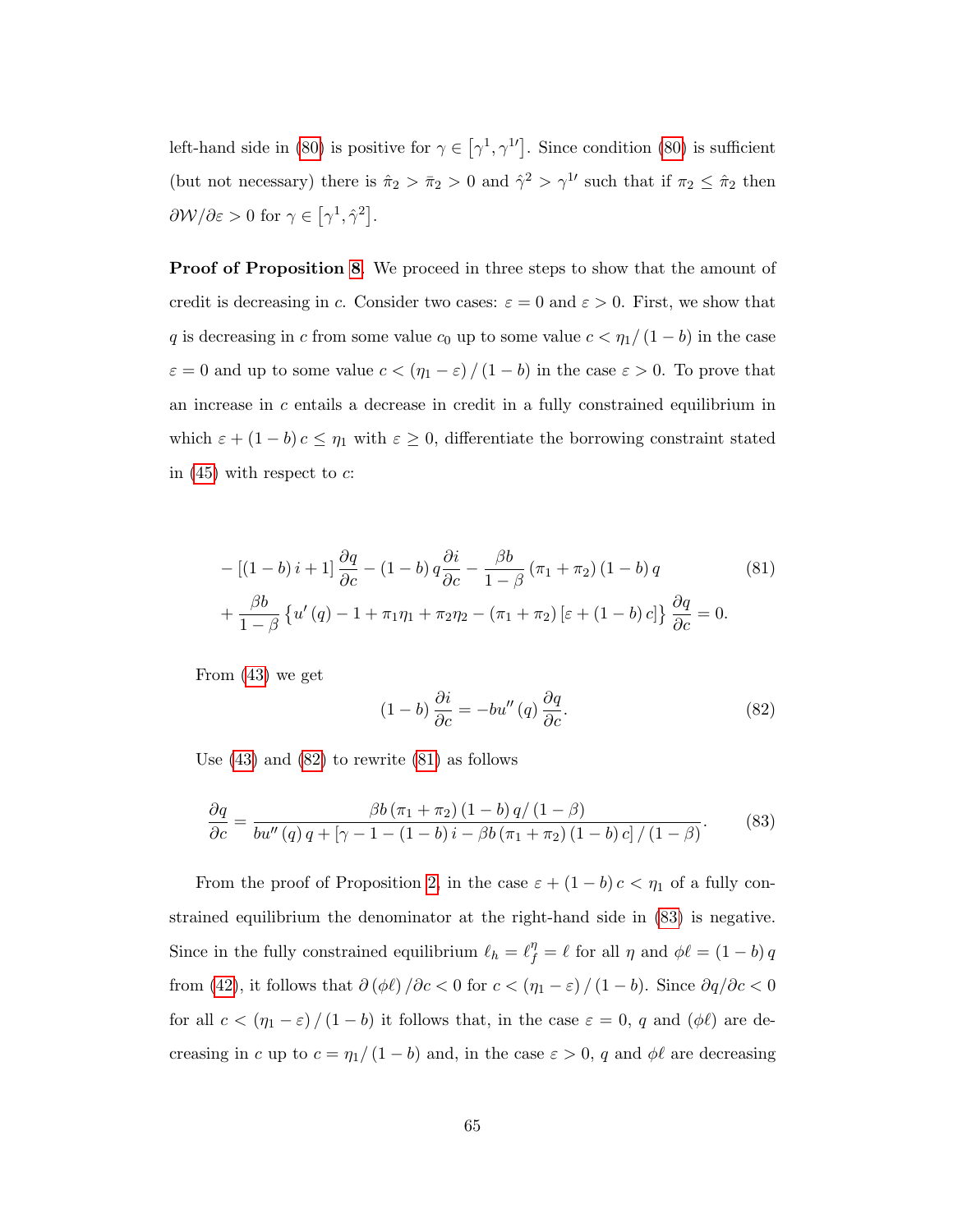left-hand side in (80) is positive for $\gamma \in \left[\gamma^1, \gamma^{1\prime}\right]$. Since condition (80) is sufficient (but not necessary) there is $\hat{\pi}_2 > \bar{\pi}_2 > 0$ and $\hat{\gamma}^2 > \gamma^{1\prime}$ such that if $\pi_2 \leq \hat{\pi}_2$ then $\partial \mathcal{W} / \partial \varepsilon > 0$ for $\gamma \in \left[\gamma^1, \hat{\gamma}^2\right]$.

**Proof of Proposition 8**. We proceed in three steps to show that the amount of credit is decreasing in $c$. Consider two cases: $\varepsilon = 0$ and $\varepsilon > 0$. First, we show that $q$ is decreasing in $c$ from some value $c_0$ up to some value $c < \eta_1 / (1-b)$ in the case $\varepsilon = 0$ and up to some value $c < (\eta_1 - \varepsilon) / (1-b)$ in the case $\varepsilon > 0$. To prove that an increase in $c$ entails a decrease in credit in a fully constrained equilibrium in which $\varepsilon + (1-b) c \leq \eta_1$ with $\varepsilon \geq 0$, differentiate the borrowing constraint stated in (45) with respect to $c$:

$$
\begin{aligned}
& -\left[(1-b) i + 1\right] \frac{\partial q}{\partial c} - (1-b) q \frac{\partial i}{\partial c} - \frac{\beta b}{1-\beta} \left(\pi_1 + \pi_2\right) (1-b) q \\
& + \frac{\beta b}{1-\beta} \left\{u'(q) - 1 + \pi_1 \eta_1 + \pi_2 \eta_2 - \left(\pi_1 + \pi_2\right) \left[\varepsilon + (1-b) c\right]\right\} \frac{\partial q}{\partial c} = 0.
\end{aligned} \tag{81}
$$

From (43) we get

$$
(1-b) \frac{\partial i}{\partial c} = -b u''(q) \frac{\partial q}{\partial c}. \tag{82}
$$

Use (43) and (82) to rewrite (81) as follows

$$
\frac{\partial q}{\partial c} = \frac{\beta b \left(\pi_1 + \pi_2\right) (1-b) q / (1-\beta)}{b u''(q) q + \left[\gamma - 1 - (1-b) i - \beta b \left(\pi_1 + \pi_2\right) (1-b) c\right] / (1-\beta)}. \tag{83}
$$

From the proof of Proposition 2, in the case $\varepsilon + (1-b) c < \eta_1$ of a fully constrained equilibrium the denominator at the right-hand side in (83) is negative. Since in the fully constrained equilibrium $\ell_h = \ell_f^\eta = \ell$ for all $\eta$ and $\phi \ell = (1-b) q$ from (42), it follows that $\partial (\phi \ell) / \partial c < 0$ for $c < (\eta_1 - \varepsilon) / (1-b)$. Since $\partial q / \partial c < 0$ for all $c < (\eta_1 - \varepsilon) / (1-b)$ it follows that, in the case $\varepsilon = 0$, $q$ and $(\phi \ell)$ are decreasing in $c$ up to $c = \eta_1 / (1-b)$ and, in the case $\varepsilon > 0$, $q$ and $\phi \ell$ are decreasing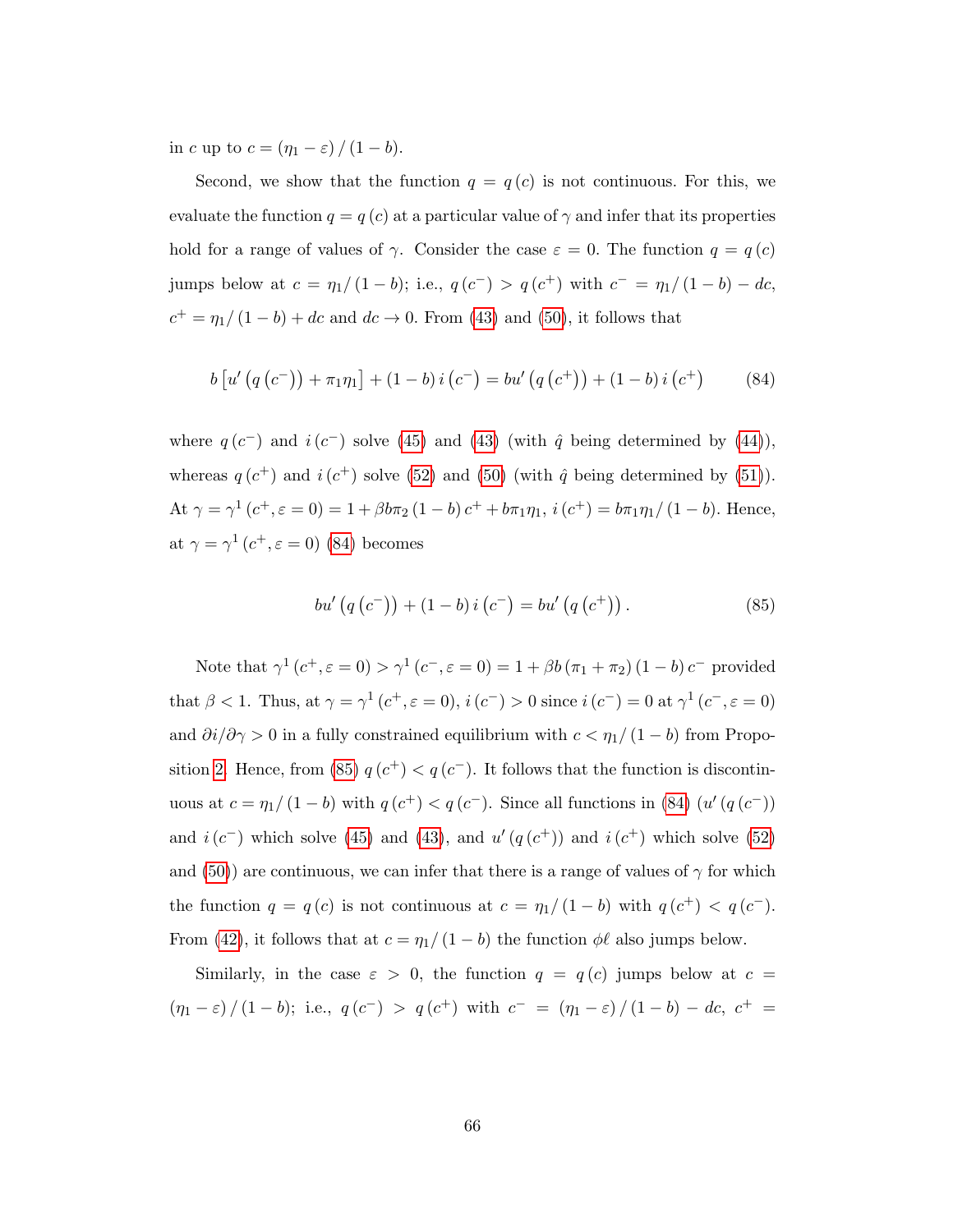in $c$ up to $c = (\eta_1 - \varepsilon)/(1-b)$.

Second, we show that the function $q = q(c)$ is not continuous. For this, we evaluate the function $q = q(c)$ at a particular value of $\gamma$ and infer that its properties hold for a range of values of $\gamma$. Consider the case $\varepsilon = 0$. The function $q = q(c)$ jumps below at $c = \eta_1/(1-b)$; i.e., $q(c^-) > q(c^+)$ with $c^- = \eta_1/(1-b) - dc$, $c^+ = \eta_1/(1-b) + dc$ and $dc \to 0$. From (43) and (50), it follows that

$$b\left[u'\left(q\left(c^-\right)\right) + \pi_1\eta_1\right] + (1-b)\,i\left(c^-\right) = bu'\left(q\left(c^+\right)\right) + (1-b)\,i\left(c^+\right) \tag{84}$$

where $q(c^-)$ and $i(c^-)$ solve (45) and (43) (with $\hat{q}$ being determined by (44)), whereas $q(c^+)$ and $i(c^+)$ solve (52) and (50) (with $\hat{q}$ being determined by (51)). At $\gamma = \gamma^1(c^+, \varepsilon = 0) = 1 + \beta b\pi_2(1-b)\,c^+ + b\pi_1\eta_1$, $i(c^+) = b\pi_1\eta_1/(1-b)$. Hence, at $\gamma = \gamma^1(c^+, \varepsilon = 0)$ (84) becomes

$$bu'\left(q\left(c^-\right)\right) + (1-b)\,i\left(c^-\right) = bu'\left(q\left(c^+\right)\right). \tag{85}$$

Note that $\gamma^1(c^+, \varepsilon = 0) > \gamma^1(c^-, \varepsilon = 0) = 1 + \beta b(\pi_1 + \pi_2)(1-b)\,c^-$ provided that $\beta < 1$. Thus, at $\gamma = \gamma^1(c^+, \varepsilon = 0)$, $i(c^-) > 0$ since $i(c^-) = 0$ at $\gamma^1(c^-, \varepsilon = 0)$ and $\partial i/\partial\gamma > 0$ in a fully constrained equilibrium with $c < \eta_1/(1-b)$ from Proposition 2. Hence, from (85) $q(c^+) < q(c^-)$. It follows that the function is discontinuous at $c = \eta_1/(1-b)$ with $q(c^+) < q(c^-)$. Since all functions in (84) ($u'(q(c^-))$ and $i(c^-)$ which solve (45) and (43), and $u'(q(c^+))$ and $i(c^+)$ which solve (52) and (50)) are continuous, we can infer that there is a range of values of $\gamma$ for which the function $q = q(c)$ is not continuous at $c = \eta_1/(1-b)$ with $q(c^+) < q(c^-)$. From (42), it follows that at $c = \eta_1/(1-b)$ the function $\phi\ell$ also jumps below.

Similarly, in the case $\varepsilon > 0$, the function $q = q(c)$ jumps below at $c = (\eta_1 - \varepsilon)/(1-b)$; i.e., $q(c^-) > q(c^+)$ with $c^- = (\eta_1 - \varepsilon)/(1-b) - dc$, $c^+ =$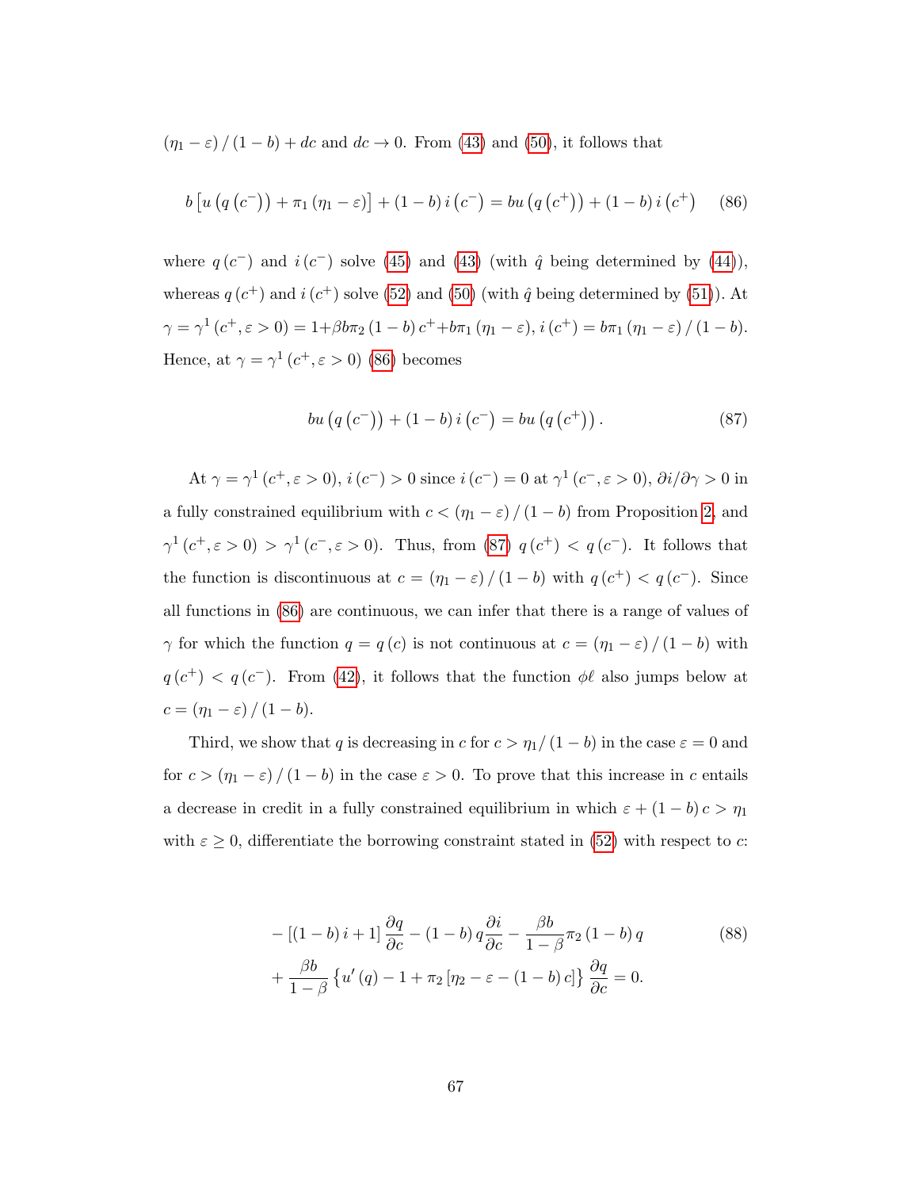$(\eta_1 - \varepsilon)/(1-b) + dc$ and $dc \to 0$. From (43) and (50), it follows that

$$b\left[u\left(q\left(c^{-}\right)\right) + \pi_1\left(\eta_1 - \varepsilon\right)\right] + (1-b)\, i\left(c^{-}\right) = bu\left(q\left(c^{+}\right)\right) + (1-b)\, i\left(c^{+}\right) \tag{86}$$

where $q(c^{-})$ and $i(c^{-})$ solve (45) and (43) (with $\hat{q}$ being determined by (44)), whereas $q(c^{+})$ and $i(c^{+})$ solve (52) and (50) (with $\hat{q}$ being determined by (51)). At $\gamma = \gamma^1(c^{+}, \varepsilon > 0) = 1 + \beta b \pi_2 (1-b) c^{+} + b\pi_1(\eta_1 - \varepsilon)$, $i(c^{+}) = b\pi_1(\eta_1 - \varepsilon)/(1-b)$. Hence, at $\gamma = \gamma^1(c^{+}, \varepsilon > 0)$ (86) becomes

$$bu\left(q\left(c^{-}\right)\right) + (1-b)\, i\left(c^{-}\right) = bu\left(q\left(c^{+}\right)\right). \tag{87}$$

At $\gamma = \gamma^1(c^{+}, \varepsilon > 0)$, $i(c^{-}) > 0$ since $i(c^{-}) = 0$ at $\gamma^1(c^{-}, \varepsilon > 0)$, $\partial i/\partial \gamma > 0$ in a fully constrained equilibrium with $c < (\eta_1 - \varepsilon)/(1-b)$ from Proposition 2, and $\gamma^1(c^{+}, \varepsilon > 0) > \gamma^1(c^{-}, \varepsilon > 0)$. Thus, from (87) $q(c^{+}) < q(c^{-})$. It follows that the function is discontinuous at $c = (\eta_1 - \varepsilon)/(1-b)$ with $q(c^{+}) < q(c^{-})$. Since all functions in (86) are continuous, we can infer that there is a range of values of $\gamma$ for which the function $q = q(c)$ is not continuous at $c = (\eta_1 - \varepsilon)/(1-b)$ with $q(c^{+}) < q(c^{-})$. From (42), it follows that the function $\phi\ell$ also jumps below at $c = (\eta_1 - \varepsilon)/(1-b)$.

Third, we show that $q$ is decreasing in $c$ for $c > \eta_1/(1-b)$ in the case $\varepsilon = 0$ and for $c > (\eta_1 - \varepsilon)/(1-b)$ in the case $\varepsilon > 0$. To prove that this increase in $c$ entails a decrease in credit in a fully constrained equilibrium in which $\varepsilon + (1-b)c > \eta_1$ with $\varepsilon \geq 0$, differentiate the borrowing constraint stated in (52) with respect to $c$:

$$\begin{aligned} &-\left[(1-b)\, i + 1\right] \frac{\partial q}{\partial c} - (1-b)\, q \frac{\partial i}{\partial c} - \frac{\beta b}{1-\beta} \pi_2 (1-b)\, q \\ &+ \frac{\beta b}{1-\beta} \left\{u'(q) - 1 + \pi_2 \left[\eta_2 - \varepsilon - (1-b)\, c\right]\right\} \frac{\partial q}{\partial c} = 0. \end{aligned} \tag{88}$$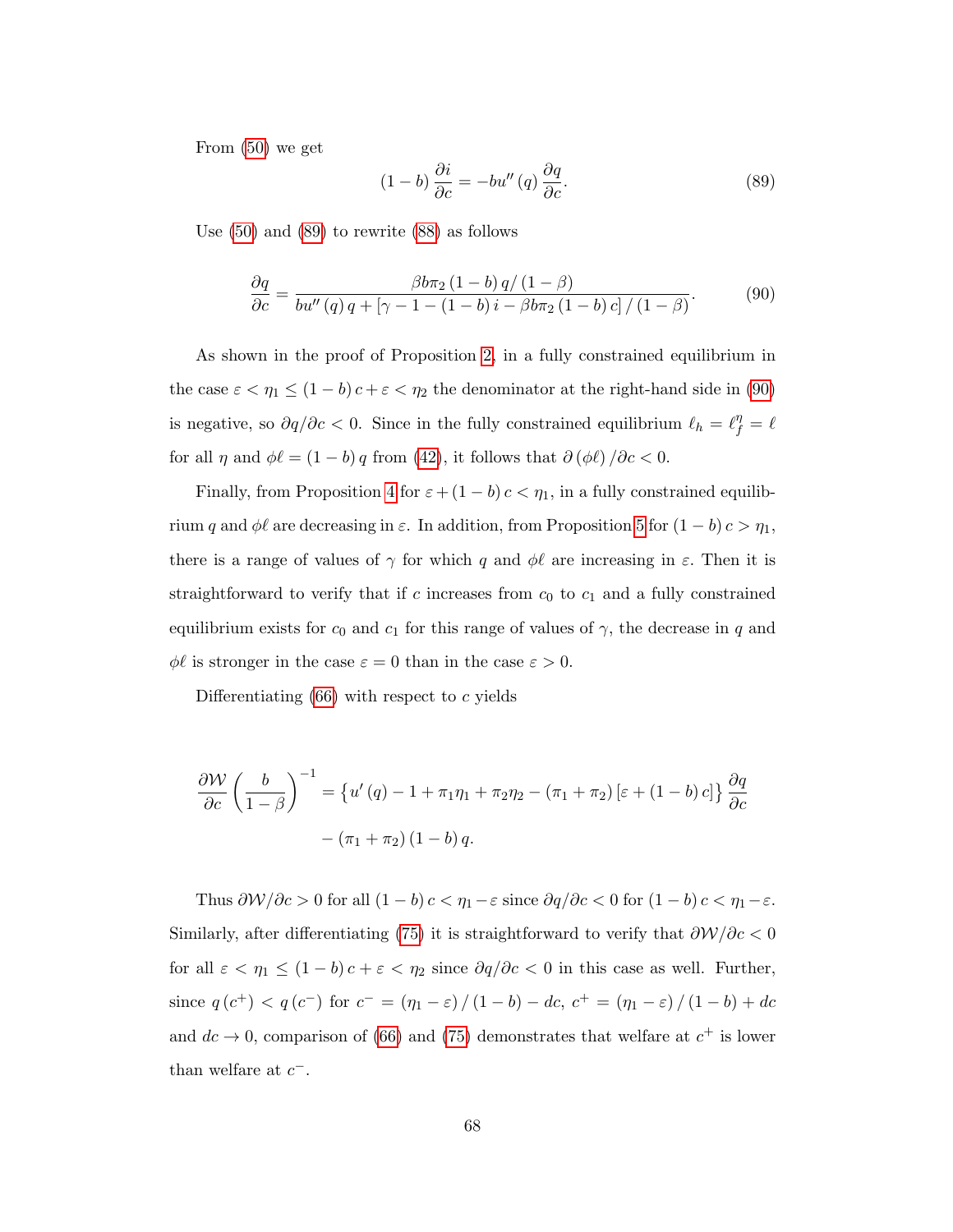From (50) we get

$$(1-b)\frac{\partial i}{\partial c} = -bu''(q)\frac{\partial q}{\partial c}. \tag{89}$$

Use (50) and (89) to rewrite (88) as follows

$$\frac{\partial q}{\partial c} = \frac{\beta b\pi_2 (1-b) q/(1-\beta)}{bu''(q) q + [\gamma - 1 - (1-b) i - \beta b\pi_2 (1-b) c]/(1-\beta)}. \tag{90}$$

As shown in the proof of Proposition 2, in a fully constrained equilibrium in the case $\varepsilon < \eta_1 \leq (1-b)c + \varepsilon < \eta_2$ the denominator at the right-hand side in (90) is negative, so $\partial q/\partial c < 0$. Since in the fully constrained equilibrium $\ell_h = \ell_f^\eta = \ell$ for all $\eta$ and $\phi\ell = (1-b)q$ from (42), it follows that $\partial(\phi\ell)/\partial c < 0$.

Finally, from Proposition 4 for $\varepsilon + (1-b)c < \eta_1$, in a fully constrained equilibrium $q$ and $\phi\ell$ are decreasing in $\varepsilon$. In addition, from Proposition 5 for $(1-b)c > \eta_1$, there is a range of values of $\gamma$ for which $q$ and $\phi\ell$ are increasing in $\varepsilon$. Then it is straightforward to verify that if $c$ increases from $c_0$ to $c_1$ and a fully constrained equilibrium exists for $c_0$ and $c_1$ for this range of values of $\gamma$, the decrease in $q$ and $\phi\ell$ is stronger in the case $\varepsilon = 0$ than in the case $\varepsilon > 0$.

Differentiating (66) with respect to $c$ yields

$$\frac{\partial \mathcal{W}}{\partial c}\left(\frac{b}{1-\beta}\right)^{-1} = \left\{u'(q) - 1 + \pi_1\eta_1 + \pi_2\eta_2 - (\pi_1+\pi_2)[\varepsilon + (1-b)c]\right\}\frac{\partial q}{\partial c}$$
$$- (\pi_1+\pi_2)(1-b) q.$$

Thus $\partial\mathcal{W}/\partial c > 0$ for all $(1-b)c < \eta_1 - \varepsilon$ since $\partial q/\partial c < 0$ for $(1-b)c < \eta_1 - \varepsilon$. Similarly, after differentiating (75) it is straightforward to verify that $\partial\mathcal{W}/\partial c < 0$ for all $\varepsilon < \eta_1 \leq (1-b)c + \varepsilon < \eta_2$ since $\partial q/\partial c < 0$ in this case as well. Further, since $q(c^+) < q(c^-)$ for $c^- = (\eta_1 - \varepsilon)/(1-b) - dc$, $c^+ = (\eta_1 - \varepsilon)/(1-b) + dc$ and $dc \to 0$, comparison of (66) and (75) demonstrates that welfare at $c^+$ is lower than welfare at $c^-$.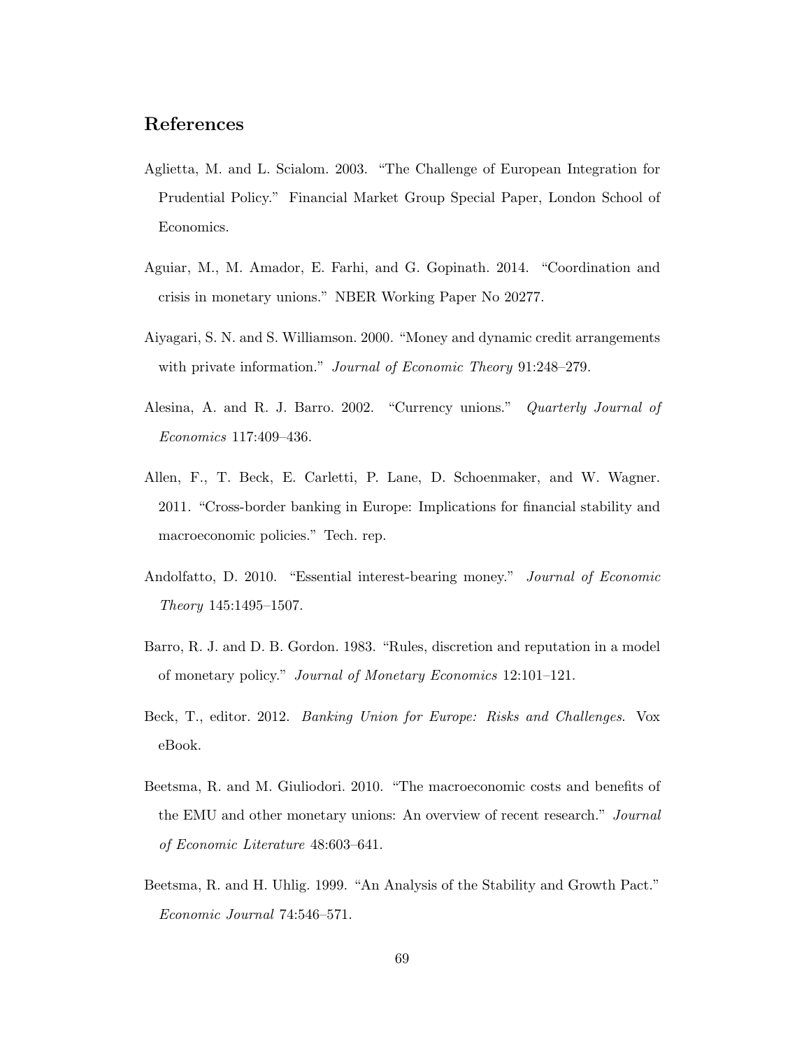## References

Aglietta, M. and L. Scialom. 2003. "The Challenge of European Integration for Prudential Policy." Financial Market Group Special Paper, London School of Economics.

Aguiar, M., M. Amador, E. Farhi, and G. Gopinath. 2014. "Coordination and crisis in monetary unions." NBER Working Paper No 20277.

Aiyagari, S. N. and S. Williamson. 2000. "Money and dynamic credit arrangements with private information." *Journal of Economic Theory* 91:248–279.

Alesina, A. and R. J. Barro. 2002. "Currency unions." *Quarterly Journal of Economics* 117:409–436.

Allen, F., T. Beck, E. Carletti, P. Lane, D. Schoenmaker, and W. Wagner. 2011. "Cross-border banking in Europe: Implications for financial stability and macroeconomic policies." Tech. rep.

Andolfatto, D. 2010. "Essential interest-bearing money." *Journal of Economic Theory* 145:1495–1507.

Barro, R. J. and D. B. Gordon. 1983. "Rules, discretion and reputation in a model of monetary policy." *Journal of Monetary Economics* 12:101–121.

Beck, T., editor. 2012. *Banking Union for Europe: Risks and Challenges.* Vox eBook.

Beetsma, R. and M. Giuliodori. 2010. "The macroeconomic costs and benefits of the EMU and other monetary unions: An overview of recent research." *Journal of Economic Literature* 48:603–641.

Beetsma, R. and H. Uhlig. 1999. "An Analysis of the Stability and Growth Pact." *Economic Journal* 74:546–571.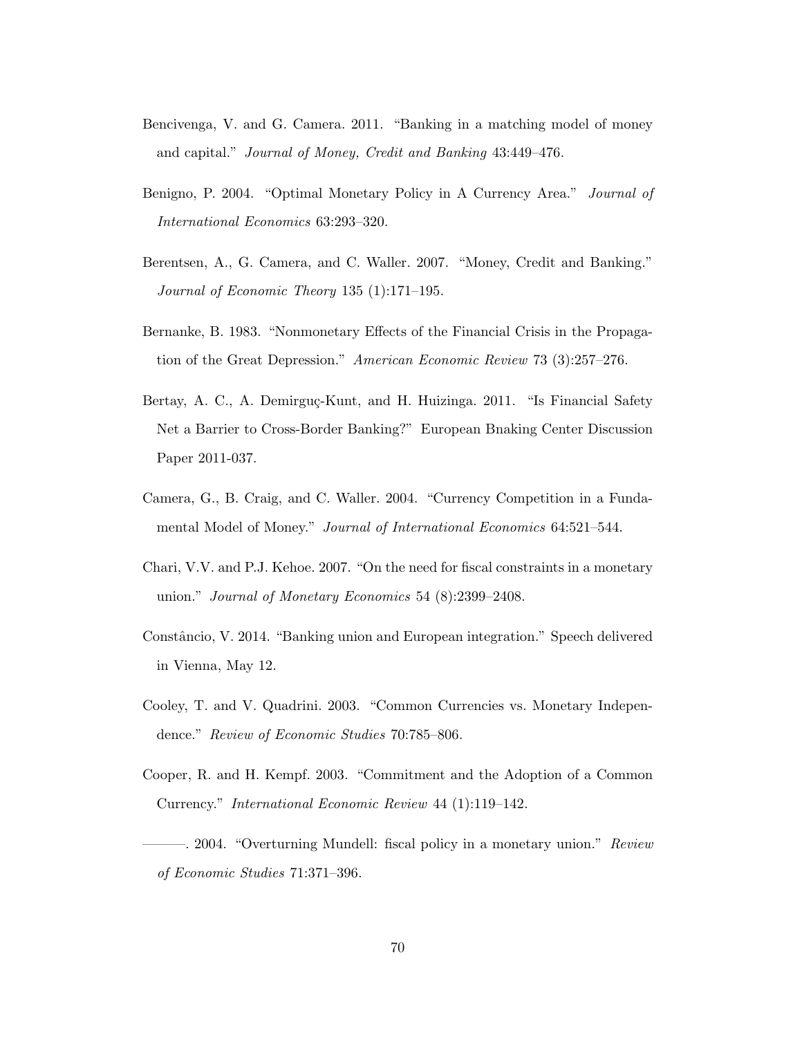Bencivenga, V. and G. Camera. 2011. "Banking in a matching model of money and capital." *Journal of Money, Credit and Banking* 43:449–476.

Benigno, P. 2004. "Optimal Monetary Policy in A Currency Area." *Journal of International Economics* 63:293–320.

Berentsen, A., G. Camera, and C. Waller. 2007. "Money, Credit and Banking." *Journal of Economic Theory* 135 (1):171–195.

Bernanke, B. 1983. "Nonmonetary Effects of the Financial Crisis in the Propagation of the Great Depression." *American Economic Review* 73 (3):257–276.

Bertay, A. C., A. Demirguç-Kunt, and H. Huizinga. 2011. "Is Financial Safety Net a Barrier to Cross-Border Banking?" European Bnaking Center Discussion Paper 2011-037.

Camera, G., B. Craig, and C. Waller. 2004. "Currency Competition in a Fundamental Model of Money." *Journal of International Economics* 64:521–544.

Chari, V.V. and P.J. Kehoe. 2007. "On the need for fiscal constraints in a monetary union." *Journal of Monetary Economics* 54 (8):2399–2408.

Constâncio, V. 2014. "Banking union and European integration." Speech delivered in Vienna, May 12.

Cooley, T. and V. Quadrini. 2003. "Common Currencies vs. Monetary Independence." *Review of Economic Studies* 70:785–806.

Cooper, R. and H. Kempf. 2003. "Commitment and the Adoption of a Common Currency." *International Economic Review* 44 (1):119–142.

———. 2004. "Overturning Mundell: fiscal policy in a monetary union." *Review of Economic Studies* 71:371–396.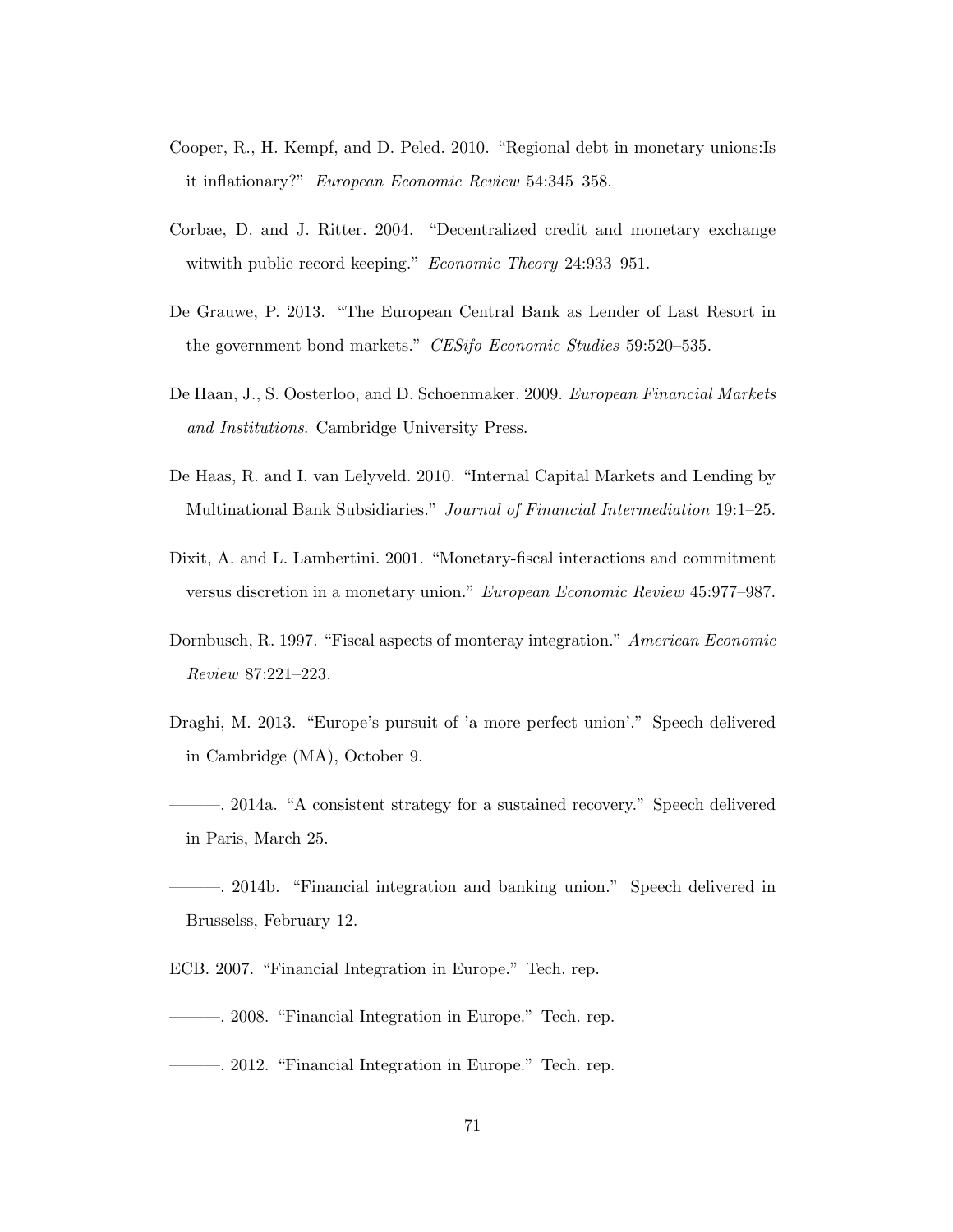Cooper, R., H. Kempf, and D. Peled. 2010. "Regional debt in monetary unions:Is it inflationary?" *European Economic Review* 54:345–358.

Corbae, D. and J. Ritter. 2004. "Decentralized credit and monetary exchange witwith public record keeping." *Economic Theory* 24:933–951.

De Grauwe, P. 2013. "The European Central Bank as Lender of Last Resort in the government bond markets." *CESifo Economic Studies* 59:520–535.

De Haan, J., S. Oosterloo, and D. Schoenmaker. 2009. *European Financial Markets and Institutions*. Cambridge University Press.

De Haas, R. and I. van Lelyveld. 2010. "Internal Capital Markets and Lending by Multinational Bank Subsidiaries." *Journal of Financial Intermediation* 19:1–25.

Dixit, A. and L. Lambertini. 2001. "Monetary-fiscal interactions and commitment versus discretion in a monetary union." *European Economic Review* 45:977–987.

Dornbusch, R. 1997. "Fiscal aspects of monteray integration." *American Economic Review* 87:221–223.

Draghi, M. 2013. "Europe's pursuit of 'a more perfect union'." Speech delivered in Cambridge (MA), October 9.

———. 2014a. "A consistent strategy for a sustained recovery." Speech delivered in Paris, March 25.

———. 2014b. "Financial integration and banking union." Speech delivered in Brusselss, February 12.

ECB. 2007. "Financial Integration in Europe." Tech. rep.

———. 2008. "Financial Integration in Europe." Tech. rep.

———. 2012. "Financial Integration in Europe." Tech. rep.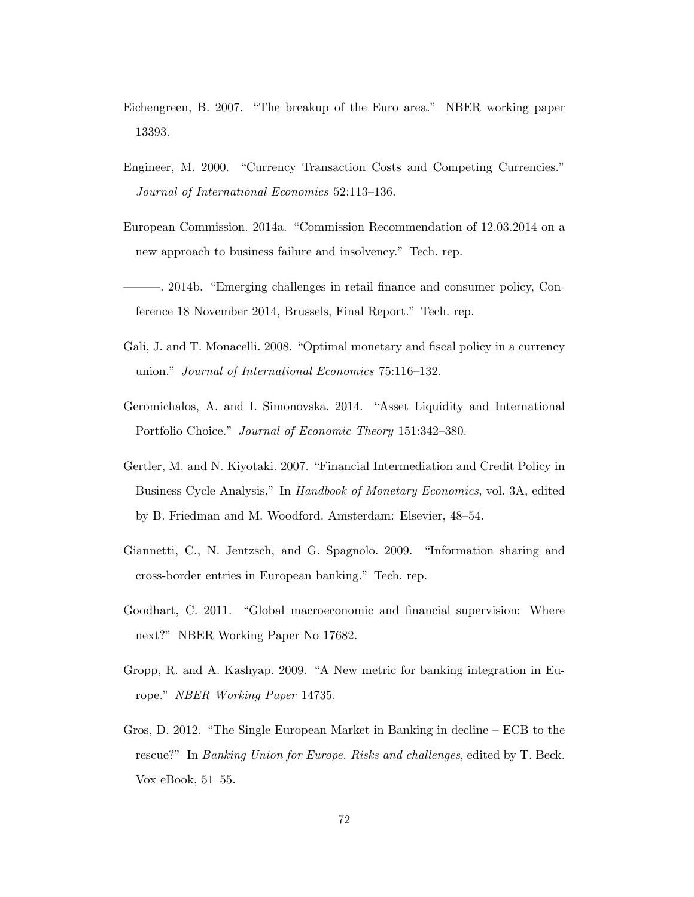Eichengreen, B. 2007. "The breakup of the Euro area." NBER working paper 13393.

Engineer, M. 2000. "Currency Transaction Costs and Competing Currencies." *Journal of International Economics* 52:113–136.

European Commission. 2014a. "Commission Recommendation of 12.03.2014 on a new approach to business failure and insolvency." Tech. rep.

———. 2014b. "Emerging challenges in retail finance and consumer policy, Conference 18 November 2014, Brussels, Final Report." Tech. rep.

Gali, J. and T. Monacelli. 2008. "Optimal monetary and fiscal policy in a currency union." *Journal of International Economics* 75:116–132.

Geromichalos, A. and I. Simonovska. 2014. "Asset Liquidity and International Portfolio Choice." *Journal of Economic Theory* 151:342–380.

Gertler, M. and N. Kiyotaki. 2007. "Financial Intermediation and Credit Policy in Business Cycle Analysis." In *Handbook of Monetary Economics*, vol. 3A, edited by B. Friedman and M. Woodford. Amsterdam: Elsevier, 48–54.

Giannetti, C., N. Jentzsch, and G. Spagnolo. 2009. "Information sharing and cross-border entries in European banking." Tech. rep.

Goodhart, C. 2011. "Global macroeconomic and financial supervision: Where next?" NBER Working Paper No 17682.

Gropp, R. and A. Kashyap. 2009. "A New metric for banking integration in Europe." *NBER Working Paper* 14735.

Gros, D. 2012. "The Single European Market in Banking in decline – ECB to the rescue?" In *Banking Union for Europe. Risks and challenges*, edited by T. Beck. Vox eBook, 51–55.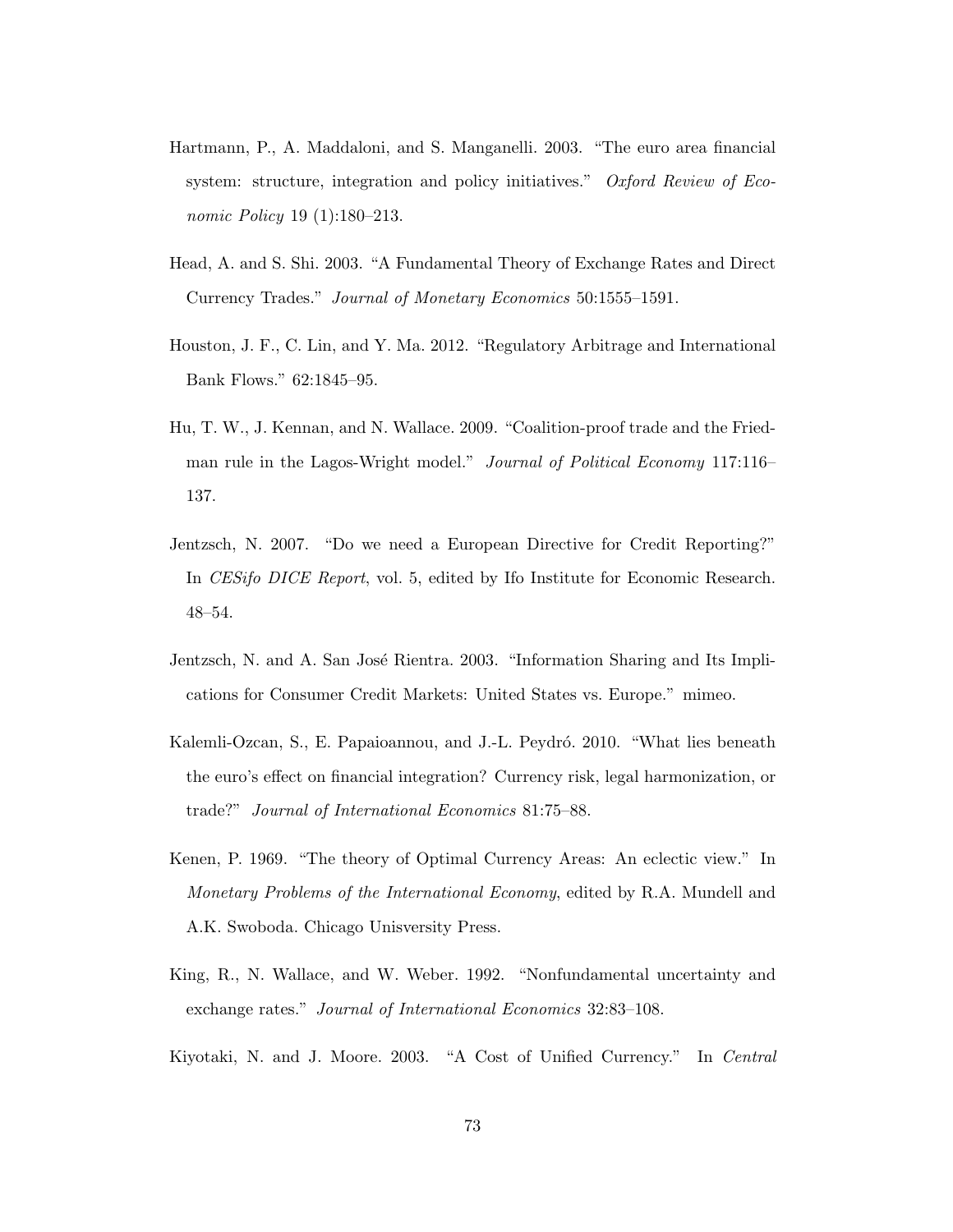Hartmann, P., A. Maddaloni, and S. Manganelli. 2003. "The euro area financial system: structure, integration and policy initiatives." *Oxford Review of Economic Policy* 19 (1):180–213.

Head, A. and S. Shi. 2003. "A Fundamental Theory of Exchange Rates and Direct Currency Trades." *Journal of Monetary Economics* 50:1555–1591.

Houston, J. F., C. Lin, and Y. Ma. 2012. "Regulatory Arbitrage and International Bank Flows." 62:1845–95.

Hu, T. W., J. Kennan, and N. Wallace. 2009. "Coalition-proof trade and the Friedman rule in the Lagos-Wright model." *Journal of Political Economy* 117:116–137.

Jentzsch, N. 2007. "Do we need a European Directive for Credit Reporting?" In *CESifo DICE Report*, vol. 5, edited by Ifo Institute for Economic Research. 48–54.

Jentzsch, N. and A. San José Rientra. 2003. "Information Sharing and Its Implications for Consumer Credit Markets: United States vs. Europe." mimeo.

Kalemli-Ozcan, S., E. Papaioannou, and J.-L. Peydró. 2010. "What lies beneath the euro's effect on financial integration? Currency risk, legal harmonization, or trade?" *Journal of International Economics* 81:75–88.

Kenen, P. 1969. "The theory of Optimal Currency Areas: An eclectic view." In *Monetary Problems of the International Economy*, edited by R.A. Mundell and A.K. Swoboda. Chicago Unisversity Press.

King, R., N. Wallace, and W. Weber. 1992. "Nonfundamental uncertainty and exchange rates." *Journal of International Economics* 32:83–108.

Kiyotaki, N. and J. Moore. 2003. "A Cost of Unified Currency." In *Central*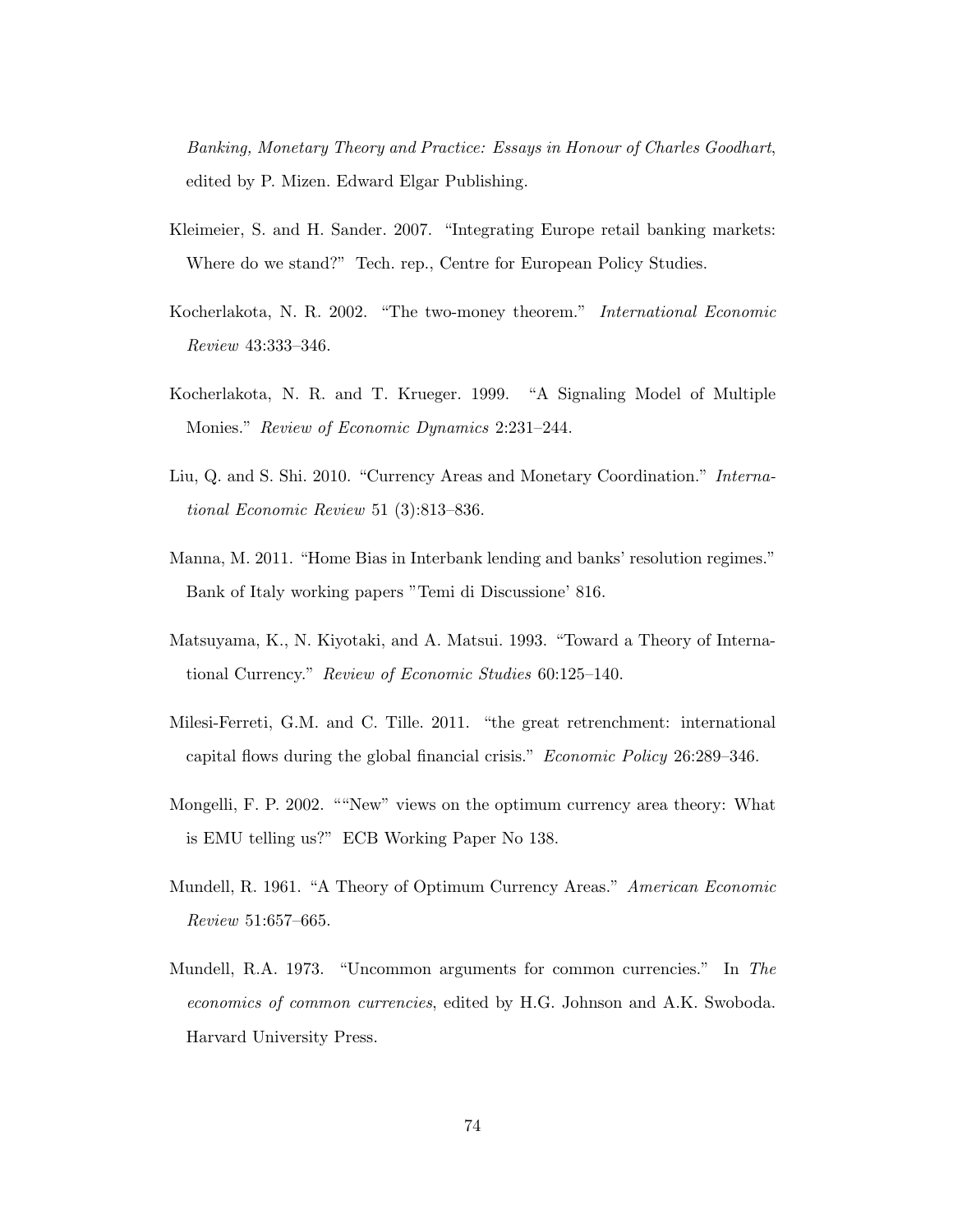*Banking, Monetary Theory and Practice: Essays in Honour of Charles Goodhart*, edited by P. Mizen. Edward Elgar Publishing.

Kleimeier, S. and H. Sander. 2007. "Integrating Europe retail banking markets: Where do we stand?" Tech. rep., Centre for European Policy Studies.

Kocherlakota, N. R. 2002. "The two-money theorem." *International Economic Review* 43:333–346.

Kocherlakota, N. R. and T. Krueger. 1999. "A Signaling Model of Multiple Monies." *Review of Economic Dynamics* 2:231–244.

Liu, Q. and S. Shi. 2010. "Currency Areas and Monetary Coordination." *International Economic Review* 51 (3):813–836.

Manna, M. 2011. "Home Bias in Interbank lending and banks' resolution regimes." Bank of Italy working papers "Temi di Discussione' 816.

Matsuyama, K., N. Kiyotaki, and A. Matsui. 1993. "Toward a Theory of International Currency." *Review of Economic Studies* 60:125–140.

Milesi-Ferreti, G.M. and C. Tille. 2011. "the great retrenchment: international capital flows during the global financial crisis." *Economic Policy* 26:289–346.

Mongelli, F. P. 2002. ""New" views on the optimum currency area theory: What is EMU telling us?" ECB Working Paper No 138.

Mundell, R. 1961. "A Theory of Optimum Currency Areas." *American Economic Review* 51:657–665.

Mundell, R.A. 1973. "Uncommon arguments for common currencies." In *The economics of common currencies*, edited by H.G. Johnson and A.K. Swoboda. Harvard University Press.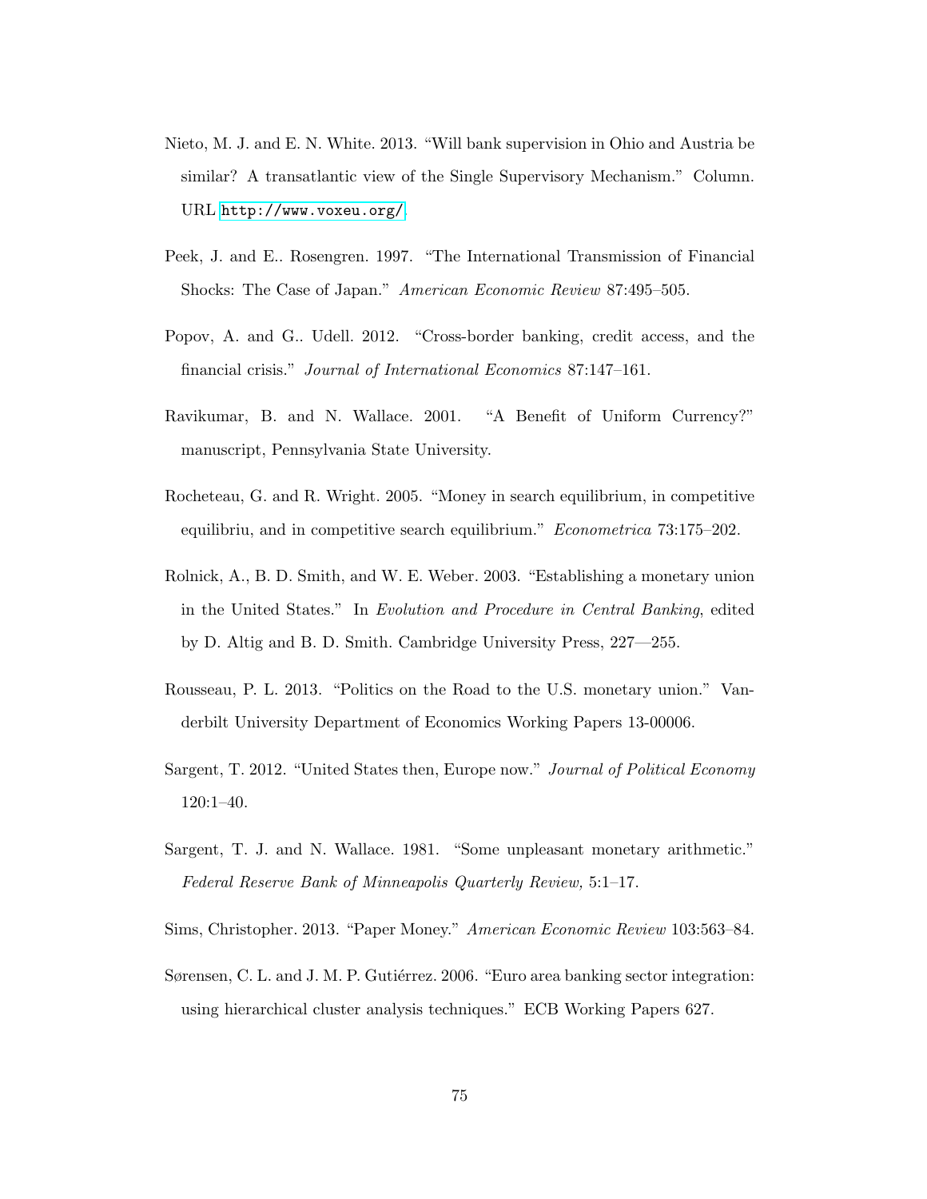Nieto, M. J. and E. N. White. 2013. "Will bank supervision in Ohio and Austria be similar? A transatlantic view of the Single Supervisory Mechanism." Column. URL http://www.voxeu.org/.

Peek, J. and E.. Rosengren. 1997. "The International Transmission of Financial Shocks: The Case of Japan." *American Economic Review* 87:495–505.

Popov, A. and G.. Udell. 2012. "Cross-border banking, credit access, and the financial crisis." *Journal of International Economics* 87:147–161.

Ravikumar, B. and N. Wallace. 2001. "A Benefit of Uniform Currency?" manuscript, Pennsylvania State University.

Rocheteau, G. and R. Wright. 2005. "Money in search equilibrium, in competitive equilibriu, and in competitive search equilibrium." *Econometrica* 73:175–202.

Rolnick, A., B. D. Smith, and W. E. Weber. 2003. "Establishing a monetary union in the United States." In *Evolution and Procedure in Central Banking*, edited by D. Altig and B. D. Smith. Cambridge University Press, 227—255.

Rousseau, P. L. 2013. "Politics on the Road to the U.S. monetary union." Vanderbilt University Department of Economics Working Papers 13-00006.

Sargent, T. 2012. "United States then, Europe now." *Journal of Political Economy* 120:1–40.

Sargent, T. J. and N. Wallace. 1981. "Some unpleasant monetary arithmetic." *Federal Reserve Bank of Minneapolis Quarterly Review,* 5:1–17.

Sims, Christopher. 2013. "Paper Money." *American Economic Review* 103:563–84.

Sørensen, C. L. and J. M. P. Gutiérrez. 2006. "Euro area banking sector integration: using hierarchical cluster analysis techniques." ECB Working Papers 627.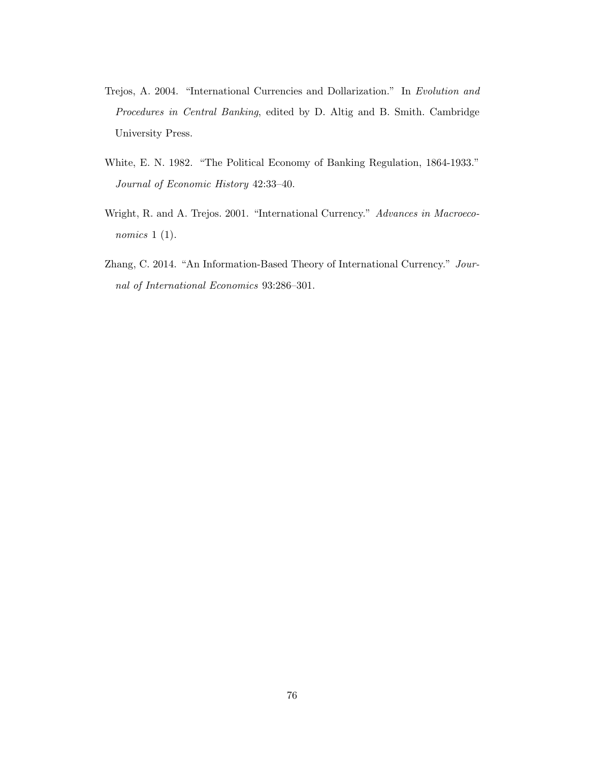Trejos, A. 2004. "International Currencies and Dollarization." In *Evolution and Procedures in Central Banking*, edited by D. Altig and B. Smith. Cambridge University Press.

White, E. N. 1982. "The Political Economy of Banking Regulation, 1864-1933." *Journal of Economic History* 42:33–40.

Wright, R. and A. Trejos. 2001. "International Currency." *Advances in Macroeconomics* 1 (1).

Zhang, C. 2014. "An Information-Based Theory of International Currency." *Journal of International Economics* 93:286–301.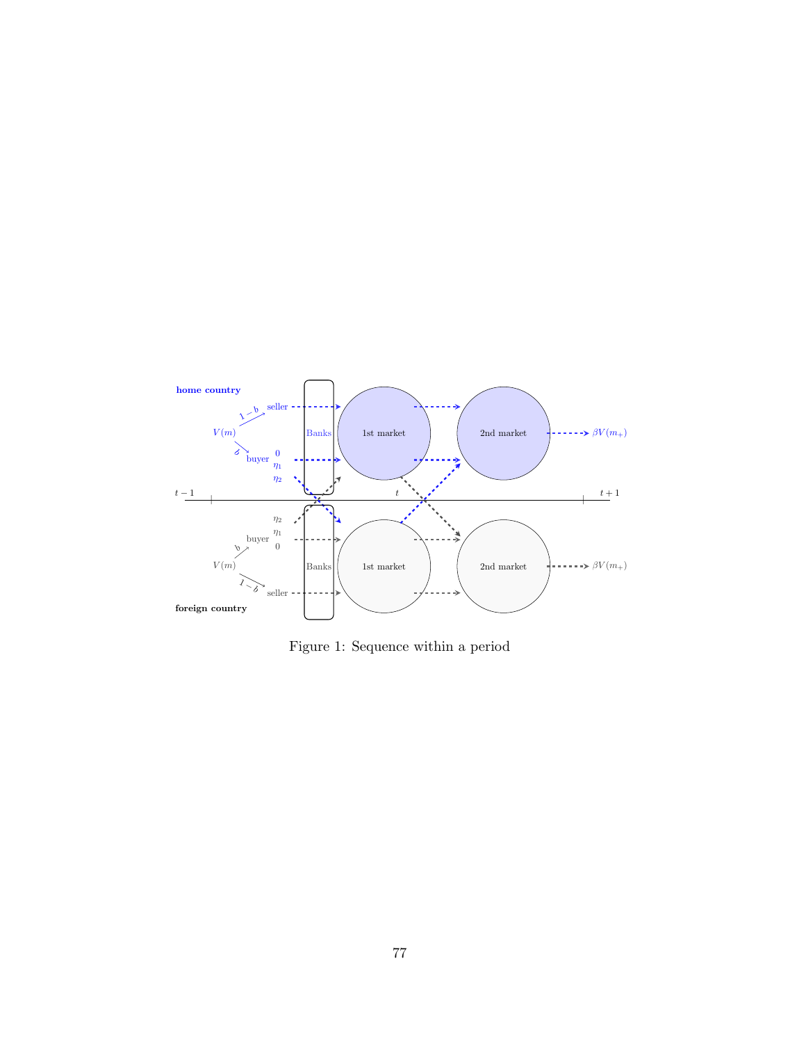Figure 1: Sequence within a period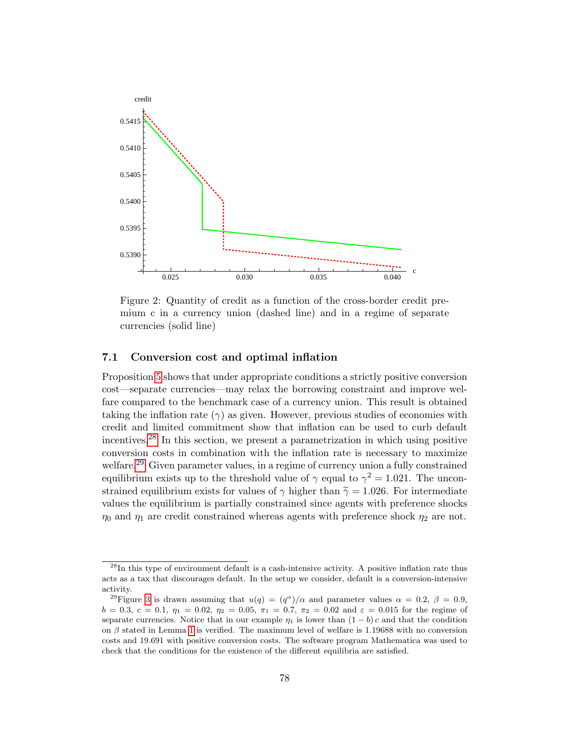Figure 2: Quantity of credit as a function of the cross-border credit premium c in a currency union (dashed line) and in a regime of separate currencies (solid line)

### 7.1 Conversion cost and optimal inflation

Proposition 5 shows that under appropriate conditions a strictly positive conversion cost—separate currencies—may relax the borrowing constraint and improve welfare compared to the benchmark case of a currency union. This result is obtained taking the inflation rate ($\gamma$) as given. However, previous studies of economies with credit and limited commitment show that inflation can be used to curb default incentives.[28] In this section, we present a parametrization in which using positive conversion costs in combination with the inflation rate is necessary to maximize welfare.[29] Given parameter values, in a regime of currency union a fully constrained equilibrium exists up to the threshold value of $\gamma$ equal to $\gamma^2 = 1.021$. The unconstrained equilibrium exists for values of $\gamma$ higher than $\widetilde{\gamma} = 1.026$. For intermediate values the equilibrium is partially constrained since agents with preference shocks $\eta_0$ and $\eta_1$ are credit constrained whereas agents with preference shock $\eta_2$ are not.

---

[28] In this type of environment default is a cash-intensive activity. A positive inflation rate thus acts as a tax that discourages default. In the setup we consider, default is a conversion-intensive activity.

[29] Figure 3 is drawn assuming that $u(q) = (q^{\alpha})/\alpha$ and parameter values $\alpha = 0.2$, $\beta = 0.9$, $b = 0.3$, $c = 0.1$, $\eta_1 = 0.02$, $\eta_2 = 0.05$, $\pi_1 = 0.7$, $\pi_2 = 0.02$ and $\varepsilon = 0.015$ for the regime of separate currencies. Notice that in our example $\eta_1$ is lower than $(1-b)\,c$ and that the condition on $\beta$ stated in Lemma 1 is verified. The maximum level of welfare is 1.19688 with no conversion costs and 19.691 with positive conversion costs. The software program Mathematica was used to check that the conditions for the existence of the different equilibria are satisfied.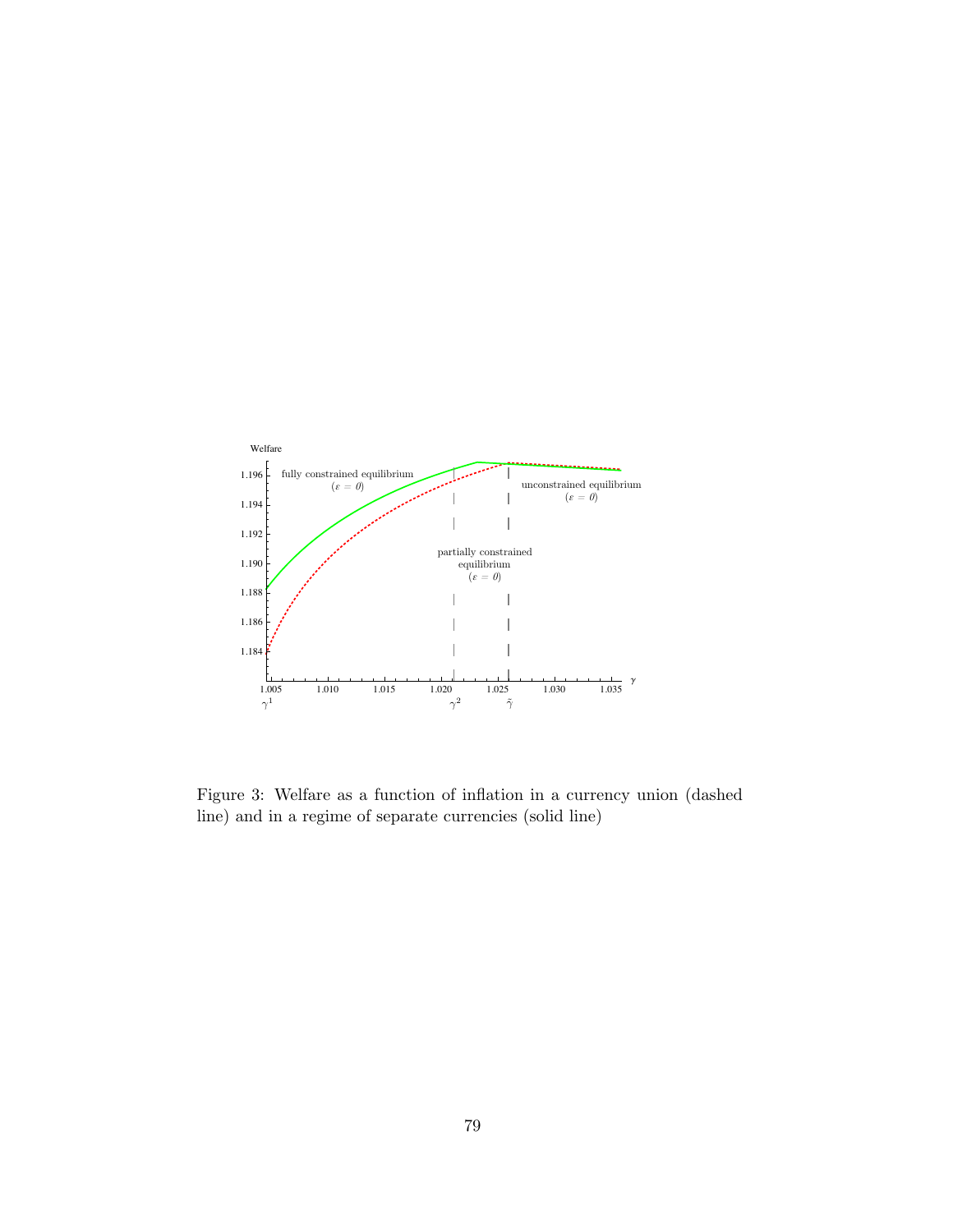Figure 3: Welfare as a function of inflation in a currency union (dashed line) and in a regime of separate currencies (solid line)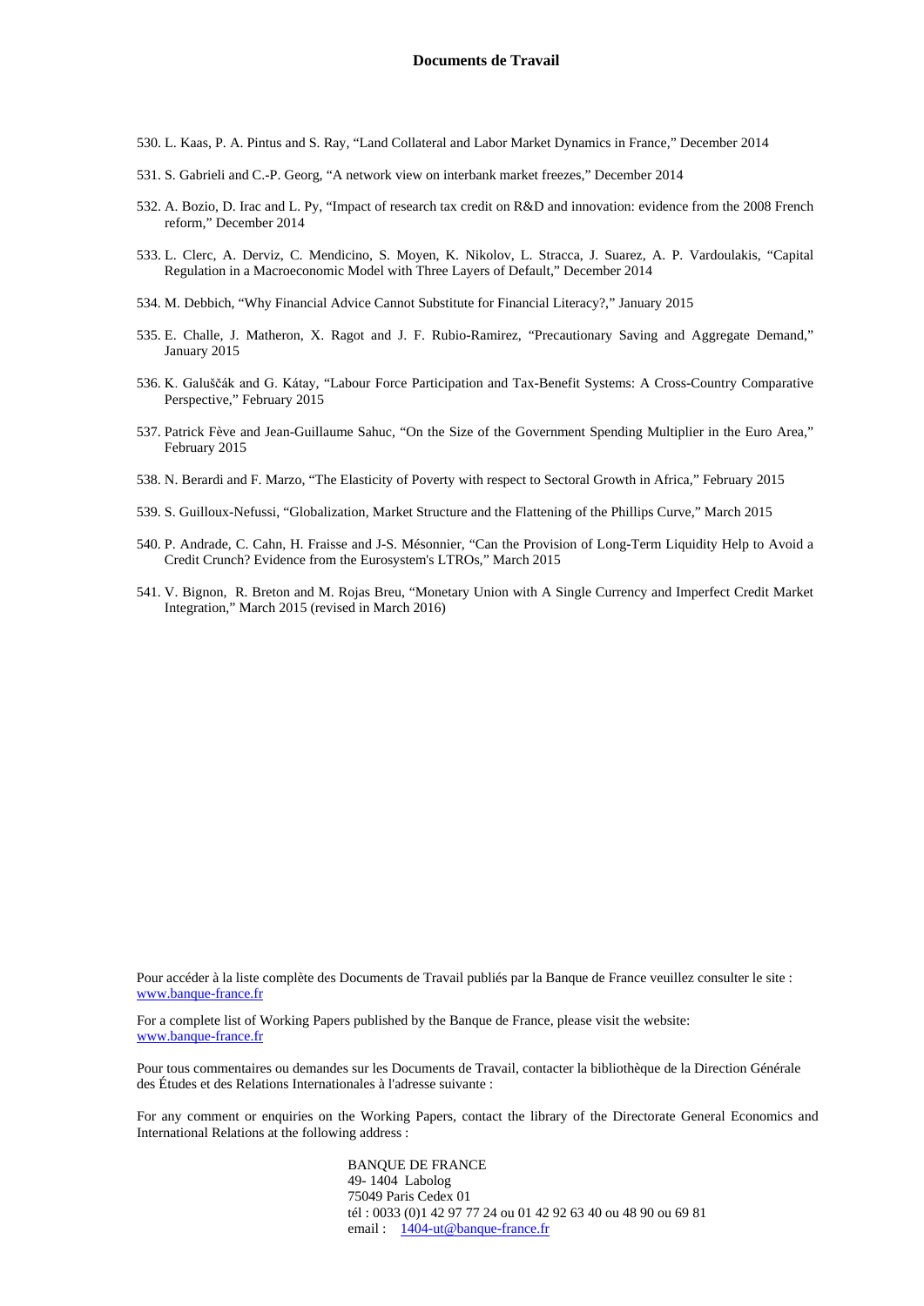# Documents de Travail

530. L. Kaas, P. A. Pintus and S. Ray, “Land Collateral and Labor Market Dynamics in France,” December 2014

531. S. Gabrieli and C.-P. Georg, “A network view on interbank market freezes,” December 2014

532. A. Bozio, D. Irac and L. Py, “Impact of research tax credit on R&D and innovation: evidence from the 2008 French reform,” December 2014

533. L. Clerc, A. Derviz, C. Mendicino, S. Moyen, K. Nikolov, L. Stracca, J. Suarez, A. P. Vardoulakis, “Capital Regulation in a Macroeconomic Model with Three Layers of Default,” December 2014

534. M. Debbich, “Why Financial Advice Cannot Substitute for Financial Literacy?,” January 2015

535. E. Challe, J. Matheron, X. Ragot and J. F. Rubio-Ramirez, “Precautionary Saving and Aggregate Demand,” January 2015

536. K. Galuščák and G. Kátay, “Labour Force Participation and Tax-Benefit Systems: A Cross-Country Comparative Perspective,” February 2015

537. Patrick Fève and Jean-Guillaume Sahuc, “On the Size of the Government Spending Multiplier in the Euro Area,” February 2015

538. N. Berardi and F. Marzo, “The Elasticity of Poverty with respect to Sectoral Growth in Africa,” February 2015

539. S. Guilloux-Nefussi, “Globalization, Market Structure and the Flattening of the Phillips Curve,” March 2015

540. P. Andrade, C. Cahn, H. Fraisse and J-S. Mésonnier, “Can the Provision of Long-Term Liquidity Help to Avoid a Credit Crunch? Evidence from the Eurosystem's LTROs,” March 2015

541. V. Bignon, R. Breton and M. Rojas Breu, “Monetary Union with A Single Currency and Imperfect Credit Market Integration,” March 2015 (revised in March 2016)

Pour accéder à la liste complète des Documents de Travail publiés par la Banque de France veuillez consulter le site : www.banque-france.fr

For a complete list of Working Papers published by the Banque de France, please visit the website: www.banque-france.fr

Pour tous commentaires ou demandes sur les Documents de Travail, contacter la bibliothèque de la Direction Générale des Études et des Relations Internationales à l'adresse suivante :

For any comment or enquiries on the Working Papers, contact the library of the Directorate General Economics and International Relations at the following address :

BANQUE DE FRANCE
49- 1404 Labolog
75049 Paris Cedex 01
tél : 0033 (0)1 42 97 77 24 ou 01 42 92 63 40 ou 48 90 ou 69 81
email : 1404-ut@banque-france.fr